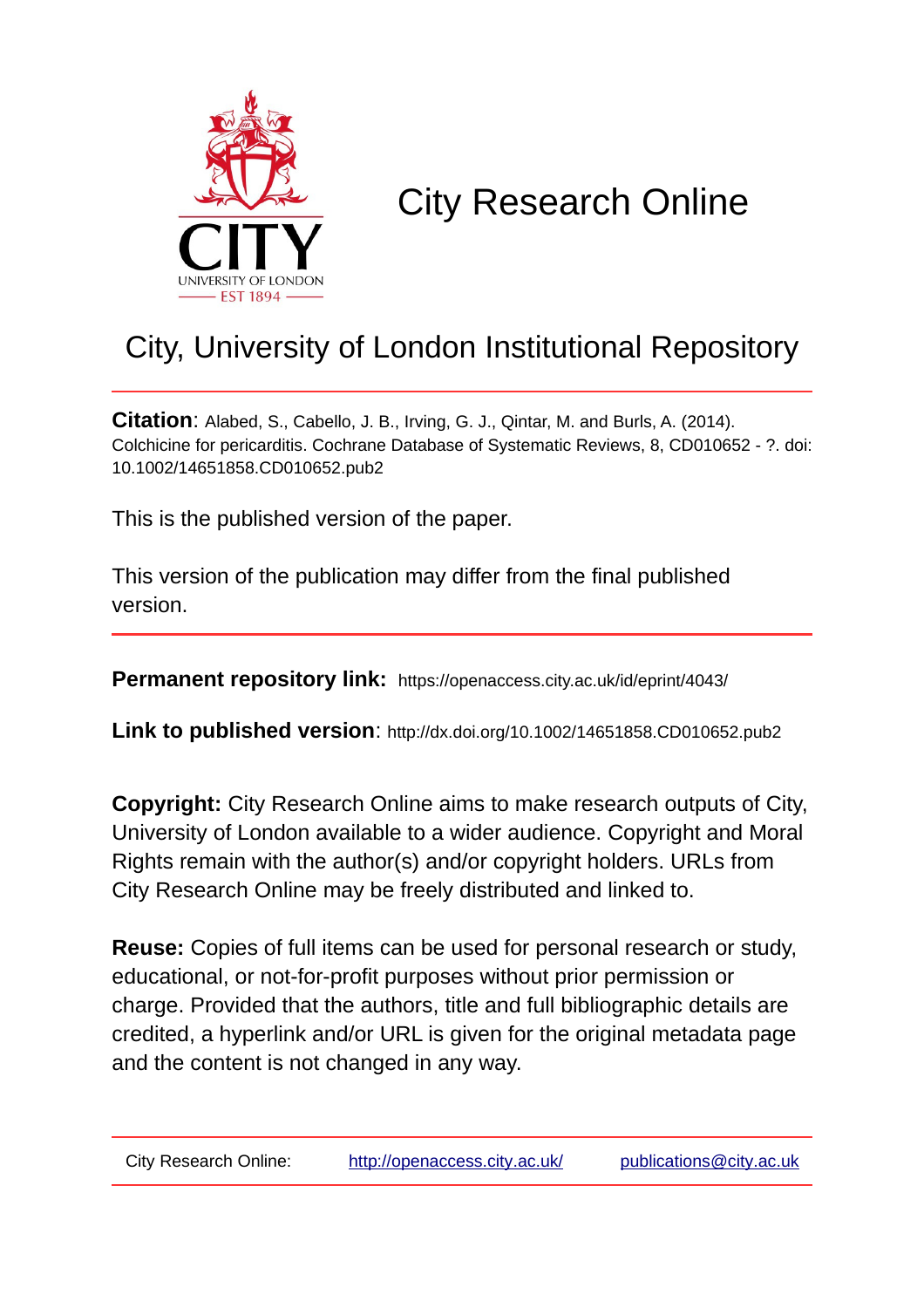CITY
UNIVERSITY OF LONDON
EST 1894

# City Research Online

## City, University of London Institutional Repository

**Citation**: Alabed, S., Cabello, J. B., Irving, G. J., Qintar, M. and Burls, A. (2014). Colchicine for pericarditis. Cochrane Database of Systematic Reviews, 8, CD010652 - ?. doi: 10.1002/14651858.CD010652.pub2

This is the published version of the paper.

This version of the publication may differ from the final published version.

**Permanent repository link:** https://openaccess.city.ac.uk/id/eprint/4043/

**Link to published version**: http://dx.doi.org/10.1002/14651858.CD010652.pub2

**Copyright:** City Research Online aims to make research outputs of City, University of London available to a wider audience. Copyright and Moral Rights remain with the author(s) and/or copyright holders. URLs from City Research Online may be freely distributed and linked to.

**Reuse:** Copies of full items can be used for personal research or study, educational, or not-for-profit purposes without prior permission or charge. Provided that the authors, title and full bibliographic details are credited, a hyperlink and/or URL is given for the original metadata page and the content is not changed in any way.

City Research Online: http://openaccess.city.ac.uk/ publications@city.ac.uk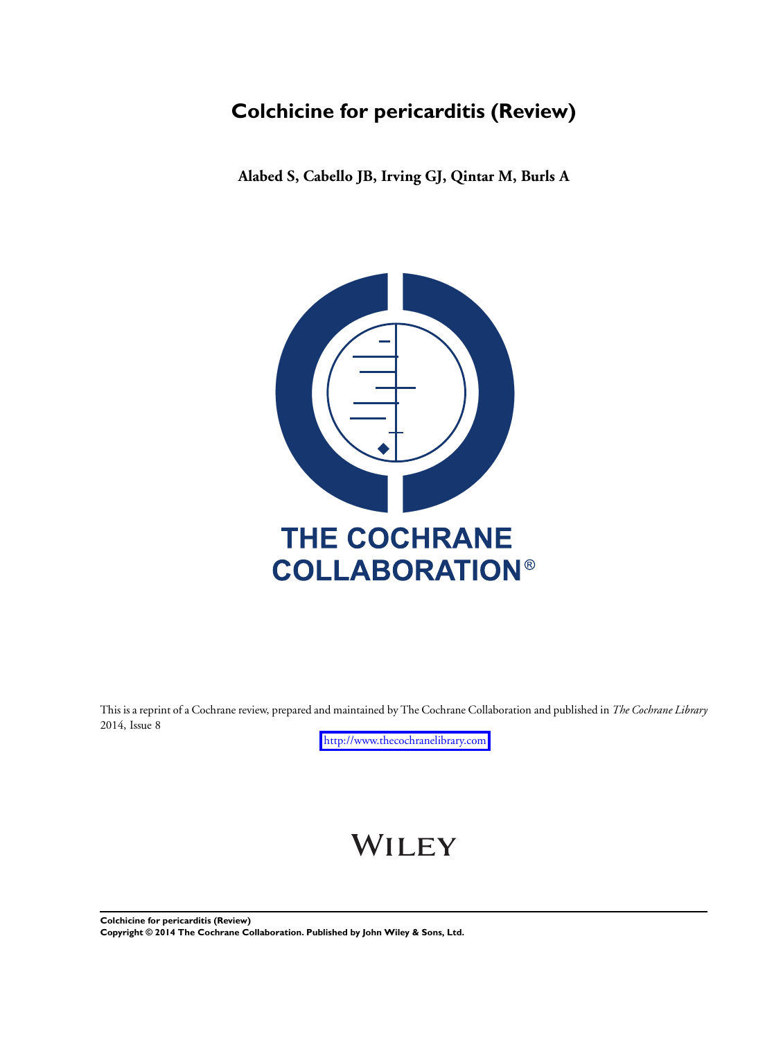# Colchicine for pericarditis (Review)

**Alabed S, Cabello JB, Irving GJ, Qintar M, Burls A**

THE COCHRANE COLLABORATION®

This is a reprint of a Cochrane review, prepared and maintained by The Cochrane Collaboration and published in *The Cochrane Library* 2014, Issue 8

http://www.thecochranelibrary.com

WILEY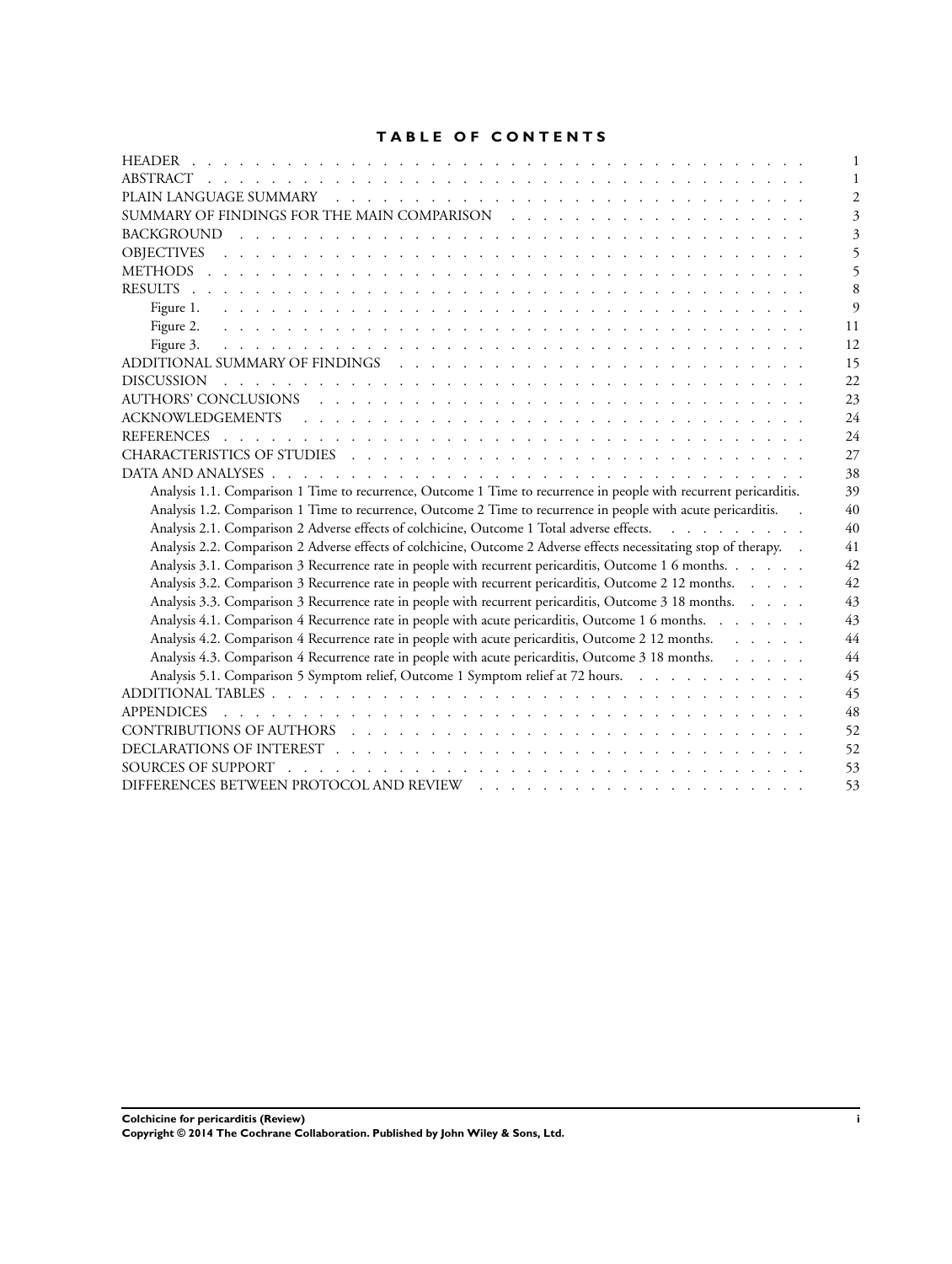# TABLE OF CONTENTS

| | |
|---|---|
| HEADER | 1 |
| ABSTRACT | 1 |
| PLAIN LANGUAGE SUMMARY | 2 |
| SUMMARY OF FINDINGS FOR THE MAIN COMPARISON | 3 |
| BACKGROUND | 3 |
| OBJECTIVES | 5 |
| METHODS | 5 |
| RESULTS | 8 |
| Figure 1. | 9 |
| Figure 2. | 11 |
| Figure 3. | 12 |
| ADDITIONAL SUMMARY OF FINDINGS | 15 |
| DISCUSSION | 22 |
| AUTHORS' CONCLUSIONS | 23 |
| ACKNOWLEDGEMENTS | 24 |
| REFERENCES | 24 |
| CHARACTERISTICS OF STUDIES | 27 |
| DATA AND ANALYSES | 38 |
| Analysis 1.1. Comparison 1 Time to recurrence, Outcome 1 Time to recurrence in people with recurrent pericarditis. | 39 |
| Analysis 1.2. Comparison 1 Time to recurrence, Outcome 2 Time to recurrence in people with acute pericarditis. | 40 |
| Analysis 2.1. Comparison 2 Adverse effects of colchicine, Outcome 1 Total adverse effects. | 40 |
| Analysis 2.2. Comparison 2 Adverse effects of colchicine, Outcome 2 Adverse effects necessitating stop of therapy. | 41 |
| Analysis 3.1. Comparison 3 Recurrence rate in people with recurrent pericarditis, Outcome 1 6 months. | 42 |
| Analysis 3.2. Comparison 3 Recurrence rate in people with recurrent pericarditis, Outcome 2 12 months. | 42 |
| Analysis 3.3. Comparison 3 Recurrence rate in people with recurrent pericarditis, Outcome 3 18 months. | 43 |
| Analysis 4.1. Comparison 4 Recurrence rate in people with acute pericarditis, Outcome 1 6 months. | 43 |
| Analysis 4.2. Comparison 4 Recurrence rate in people with acute pericarditis, Outcome 2 12 months. | 44 |
| Analysis 4.3. Comparison 4 Recurrence rate in people with acute pericarditis, Outcome 3 18 months. | 44 |
| Analysis 5.1. Comparison 5 Symptom relief, Outcome 1 Symptom relief at 72 hours. | 45 |
| ADDITIONAL TABLES | 45 |
| APPENDICES | 48 |
| CONTRIBUTIONS OF AUTHORS | 52 |
| DECLARATIONS OF INTEREST | 52 |
| SOURCES OF SUPPORT | 53 |
| DIFFERENCES BETWEEN PROTOCOL AND REVIEW | 53 |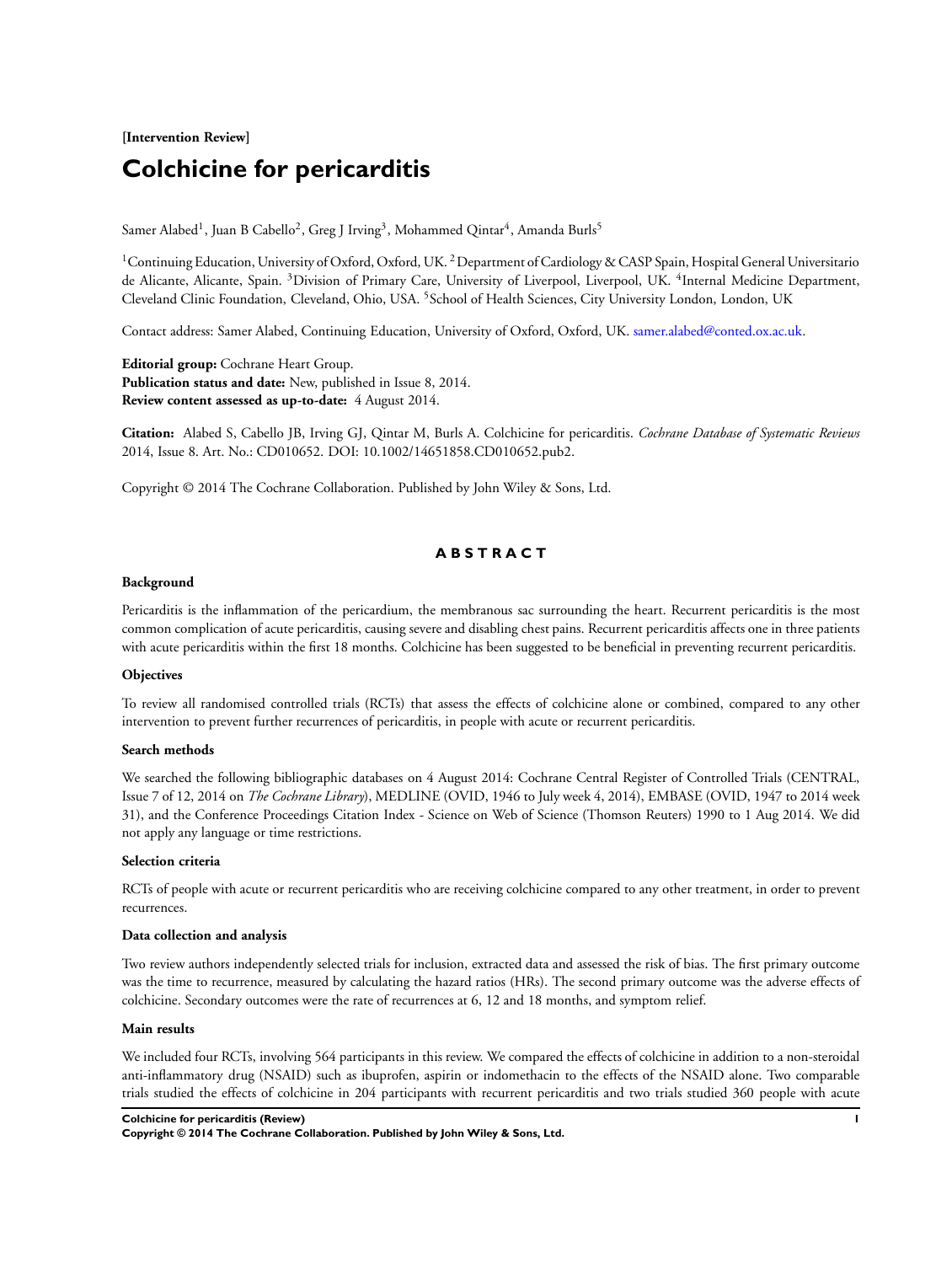**[Intervention Review]**

# Colchicine for pericarditis

Samer Alabed[1], Juan B Cabello[2], Greg J Irving[3], Mohammed Qintar[4], Amanda Burls[5]

[1]Continuing Education, University of Oxford, Oxford, UK. [2]Department of Cardiology & CASP Spain, Hospital General Universitario de Alicante, Alicante, Spain. [3]Division of Primary Care, University of Liverpool, Liverpool, UK. [4]Internal Medicine Department, Cleveland Clinic Foundation, Cleveland, Ohio, USA. [5]School of Health Sciences, City University London, London, UK

Contact address: Samer Alabed, Continuing Education, University of Oxford, Oxford, UK. samer.alabed@conted.ox.ac.uk.

**Editorial group:** Cochrane Heart Group.
**Publication status and date:** New, published in Issue 8, 2014.
**Review content assessed as up-to-date:** 4 August 2014.

**Citation:** Alabed S, Cabello JB, Irving GJ, Qintar M, Burls A. Colchicine for pericarditis. *Cochrane Database of Systematic Reviews* 2014, Issue 8. Art. No.: CD010652. DOI: 10.1002/14651858.CD010652.pub2.

Copyright © 2014 The Cochrane Collaboration. Published by John Wiley & Sons, Ltd.

## ABSTRACT

### Background

Pericarditis is the inflammation of the pericardium, the membranous sac surrounding the heart. Recurrent pericarditis is the most common complication of acute pericarditis, causing severe and disabling chest pains. Recurrent pericarditis affects one in three patients with acute pericarditis within the first 18 months. Colchicine has been suggested to be beneficial in preventing recurrent pericarditis.

### Objectives

To review all randomised controlled trials (RCTs) that assess the effects of colchicine alone or combined, compared to any other intervention to prevent further recurrences of pericarditis, in people with acute or recurrent pericarditis.

### Search methods

We searched the following bibliographic databases on 4 August 2014: Cochrane Central Register of Controlled Trials (CENTRAL, Issue 7 of 12, 2014 on *The Cochrane Library*), MEDLINE (OVID, 1946 to July week 4, 2014), EMBASE (OVID, 1947 to 2014 week 31), and the Conference Proceedings Citation Index - Science on Web of Science (Thomson Reuters) 1990 to 1 Aug 2014. We did not apply any language or time restrictions.

### Selection criteria

RCTs of people with acute or recurrent pericarditis who are receiving colchicine compared to any other treatment, in order to prevent recurrences.

### Data collection and analysis

Two review authors independently selected trials for inclusion, extracted data and assessed the risk of bias. The first primary outcome was the time to recurrence, measured by calculating the hazard ratios (HRs). The second primary outcome was the adverse effects of colchicine. Secondary outcomes were the rate of recurrences at 6, 12 and 18 months, and symptom relief.

### Main results

We included four RCTs, involving 564 participants in this review. We compared the effects of colchicine in addition to a non-steroidal anti-inflammatory drug (NSAID) such as ibuprofen, aspirin or indomethacin to the effects of the NSAID alone. Two comparable trials studied the effects of colchicine in 204 participants with recurrent pericarditis and two trials studied 360 people with acute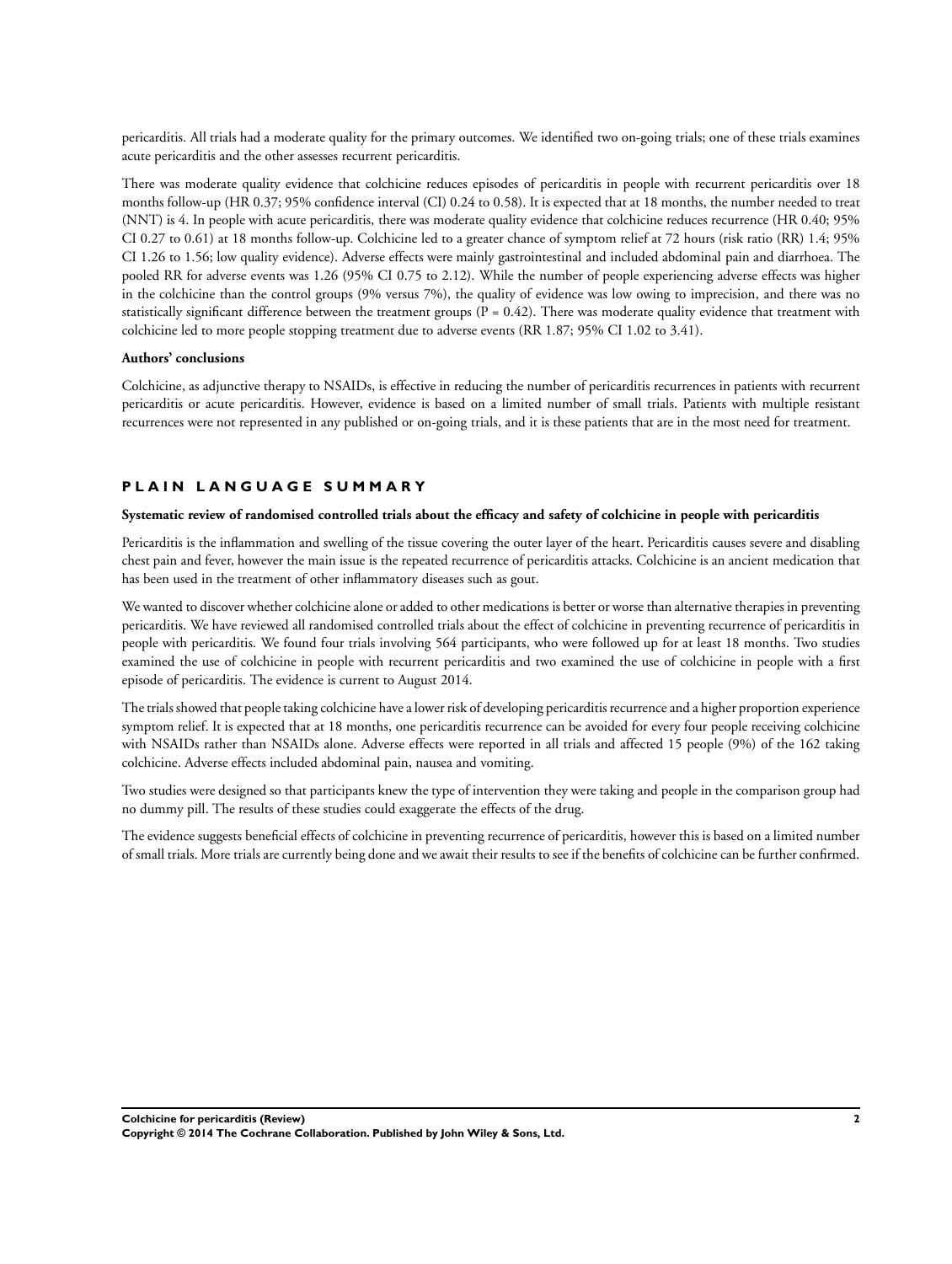pericarditis. All trials had a moderate quality for the primary outcomes. We identified two on-going trials; one of these trials examines acute pericarditis and the other assesses recurrent pericarditis.

There was moderate quality evidence that colchicine reduces episodes of pericarditis in people with recurrent pericarditis over 18 months follow-up (HR 0.37; 95% confidence interval (CI) 0.24 to 0.58). It is expected that at 18 months, the number needed to treat (NNT) is 4. In people with acute pericarditis, there was moderate quality evidence that colchicine reduces recurrence (HR 0.40; 95% CI 0.27 to 0.61) at 18 months follow-up. Colchicine led to a greater chance of symptom relief at 72 hours (risk ratio (RR) 1.4; 95% CI 1.26 to 1.56; low quality evidence). Adverse effects were mainly gastrointestinal and included abdominal pain and diarrhoea. The pooled RR for adverse events was 1.26 (95% CI 0.75 to 2.12). While the number of people experiencing adverse effects was higher in the colchicine than the control groups (9% versus 7%), the quality of evidence was low owing to imprecision, and there was no statistically significant difference between the treatment groups (P = 0.42). There was moderate quality evidence that treatment with colchicine led to more people stopping treatment due to adverse events (RR 1.87; 95% CI 1.02 to 3.41).

**Authors' conclusions**

Colchicine, as adjunctive therapy to NSAIDs, is effective in reducing the number of pericarditis recurrences in patients with recurrent pericarditis or acute pericarditis. However, evidence is based on a limited number of small trials. Patients with multiple resistant recurrences were not represented in any published or on-going trials, and it is these patients that are in the most need for treatment.

## PLAIN LANGUAGE SUMMARY

**Systematic review of randomised controlled trials about the efficacy and safety of colchicine in people with pericarditis**

Pericarditis is the inflammation and swelling of the tissue covering the outer layer of the heart. Pericarditis causes severe and disabling chest pain and fever, however the main issue is the repeated recurrence of pericarditis attacks. Colchicine is an ancient medication that has been used in the treatment of other inflammatory diseases such as gout.

We wanted to discover whether colchicine alone or added to other medications is better or worse than alternative therapies in preventing pericarditis. We have reviewed all randomised controlled trials about the effect of colchicine in preventing recurrence of pericarditis in people with pericarditis. We found four trials involving 564 participants, who were followed up for at least 18 months. Two studies examined the use of colchicine in people with recurrent pericarditis and two examined the use of colchicine in people with a first episode of pericarditis. The evidence is current to August 2014.

The trials showed that people taking colchicine have a lower risk of developing pericarditis recurrence and a higher proportion experience symptom relief. It is expected that at 18 months, one pericarditis recurrence can be avoided for every four people receiving colchicine with NSAIDs rather than NSAIDs alone. Adverse effects were reported in all trials and affected 15 people (9%) of the 162 taking colchicine. Adverse effects included abdominal pain, nausea and vomiting.

Two studies were designed so that participants knew the type of intervention they were taking and people in the comparison group had no dummy pill. The results of these studies could exaggerate the effects of the drug.

The evidence suggests beneficial effects of colchicine in preventing recurrence of pericarditis, however this is based on a limited number of small trials. More trials are currently being done and we await their results to see if the benefits of colchicine can be further confirmed.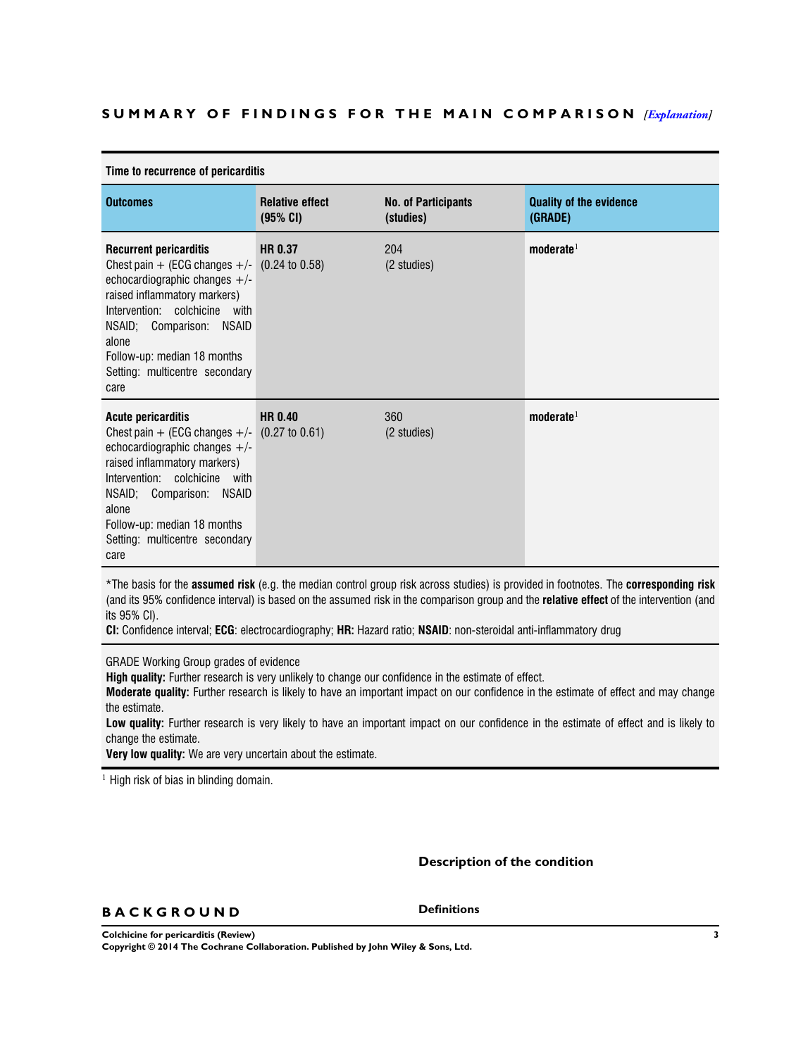## SUMMARY OF FINDINGS FOR THE MAIN COMPARISON *[Explanation]*

| Time to recurrence of pericarditis | | | |
|---|---|---|---|
| **Outcomes** | **Relative effect (95% CI)** | **No. of Participants (studies)** | **Quality of the evidence (GRADE)** |
| **Recurrent pericarditis** Chest pain + (ECG changes +/- echocardiographic changes +/- raised inflammatory markers) Intervention: colchicine with NSAID; Comparison: NSAID alone Follow-up: median 18 months Setting: multicentre secondary care | **HR 0.37** (0.24 to 0.58) | 204 (2 studies) | **moderate**[1] |
| **Acute pericarditis** Chest pain + (ECG changes +/- echocardiographic changes +/- raised inflammatory markers) Intervention: colchicine with NSAID; Comparison: NSAID alone Follow-up: median 18 months Setting: multicentre secondary care | **HR 0.40** (0.27 to 0.61) | 360 (2 studies) | **moderate**[1] |

*The basis for the **assumed risk** (e.g. the median control group risk across studies) is provided in footnotes. The **corresponding risk** (and its 95% confidence interval) is based on the assumed risk in the comparison group and the **relative effect** of the intervention (and its 95% CI).

**CI:** Confidence interval; **ECG**: electrocardiography; **HR:** Hazard ratio; **NSAID**: non-steroidal anti-inflammatory drug

GRADE Working Group grades of evidence

**High quality:** Further research is very unlikely to change our confidence in the estimate of effect.

**Moderate quality:** Further research is likely to have an important impact on our confidence in the estimate of effect and may change the estimate.

**Low quality:** Further research is very likely to have an important impact on our confidence in the estimate of effect and is likely to change the estimate.

**Very low quality:** We are very uncertain about the estimate.

[1] High risk of bias in blinding domain.

## BACKGROUND

### Description of the condition

#### Definitions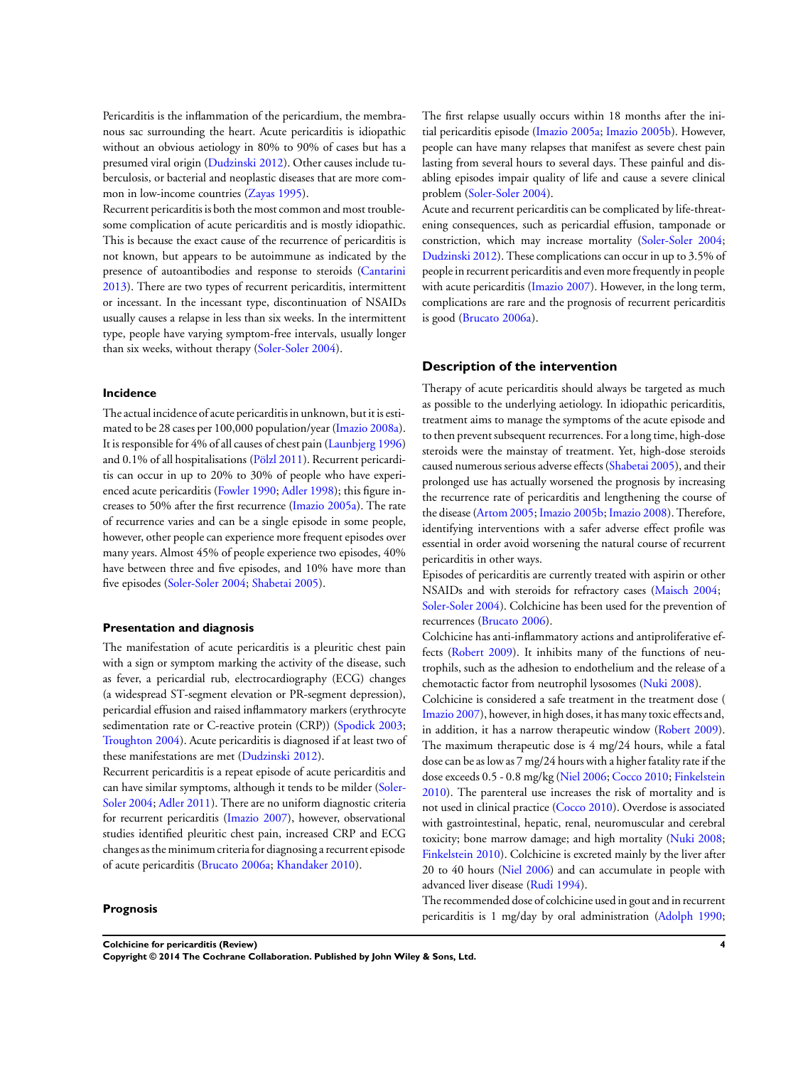Pericarditis is the inflammation of the pericardium, the membranous sac surrounding the heart. Acute pericarditis is idiopathic without an obvious aetiology in 80% to 90% of cases but has a presumed viral origin (Dudzinski 2012). Other causes include tuberculosis, or bacterial and neoplastic diseases that are more common in low-income countries (Zayas 1995).

Recurrent pericarditis is both the most common and most troublesome complication of acute pericarditis and is mostly idiopathic. This is because the exact cause of the recurrence of pericarditis is not known, but appears to be autoimmune as indicated by the presence of autoantibodies and response to steroids (Cantarini 2013). There are two types of recurrent pericarditis, intermittent or incessant. In the incessant type, discontinuation of NSAIDs usually causes a relapse in less than six weeks. In the intermittent type, people have varying symptom-free intervals, usually longer than six weeks, without therapy (Soler-Soler 2004).

### Incidence

The actual incidence of acute pericarditis in unknown, but it is estimated to be 28 cases per 100,000 population/year (Imazio 2008a). It is responsible for 4% of all causes of chest pain (Launbjerg 1996) and 0.1% of all hospitalisations (Pölzl 2011). Recurrent pericarditis can occur in up to 20% to 30% of people who have experienced acute pericarditis (Fowler 1990; Adler 1998); this figure increases to 50% after the first recurrence (Imazio 2005a). The rate of recurrence varies and can be a single episode in some people, however, other people can experience more frequent episodes over many years. Almost 45% of people experience two episodes, 40% have between three and five episodes, and 10% have more than five episodes (Soler-Soler 2004; Shabetai 2005).

### Presentation and diagnosis

The manifestation of acute pericarditis is a pleuritic chest pain with a sign or symptom marking the activity of the disease, such as fever, a pericardial rub, electrocardiography (ECG) changes (a widespread ST-segment elevation or PR-segment depression), pericardial effusion and raised inflammatory markers (erythrocyte sedimentation rate or C-reactive protein (CRP)) (Spodick 2003; Troughton 2004). Acute pericarditis is diagnosed if at least two of these manifestations are met (Dudzinski 2012).

Recurrent pericarditis is a repeat episode of acute pericarditis and can have similar symptoms, although it tends to be milder (Soler-Soler 2004; Adler 2011). There are no uniform diagnostic criteria for recurrent pericarditis (Imazio 2007), however, observational studies identified pleuritic chest pain, increased CRP and ECG changes as the minimum criteria for diagnosing a recurrent episode of acute pericarditis (Brucato 2006a; Khandaker 2010).

### Prognosis

The first relapse usually occurs within 18 months after the initial pericarditis episode (Imazio 2005a; Imazio 2005b). However, people can have many relapses that manifest as severe chest pain lasting from several hours to several days. These painful and disabling episodes impair quality of life and cause a severe clinical problem (Soler-Soler 2004).

Acute and recurrent pericarditis can be complicated by life-threatening consequences, such as pericardial effusion, tamponade or constriction, which may increase mortality (Soler-Soler 2004; Dudzinski 2012). These complications can occur in up to 3.5% of people in recurrent pericarditis and even more frequently in people with acute pericarditis (Imazio 2007). However, in the long term, complications are rare and the prognosis of recurrent pericarditis is good (Brucato 2006a).

## Description of the intervention

Therapy of acute pericarditis should always be targeted as much as possible to the underlying aetiology. In idiopathic pericarditis, treatment aims to manage the symptoms of the acute episode and to then prevent subsequent recurrences. For a long time, high-dose steroids were the mainstay of treatment. Yet, high-dose steroids caused numerous serious adverse effects (Shabetai 2005), and their prolonged use has actually worsened the prognosis by increasing the recurrence rate of pericarditis and lengthening the course of the disease (Artom 2005; Imazio 2005b; Imazio 2008). Therefore, identifying interventions with a safer adverse effect profile was essential in order avoid worsening the natural course of recurrent pericarditis in other ways.

Episodes of pericarditis are currently treated with aspirin or other NSAIDs and with steroids for refractory cases (Maisch 2004; Soler-Soler 2004). Colchicine has been used for the prevention of recurrences (Brucato 2006).

Colchicine has anti-inflammatory actions and antiproliferative effects (Robert 2009). It inhibits many of the functions of neutrophils, such as the adhesion to endothelium and the release of a chemotactic factor from neutrophil lysosomes (Nuki 2008).

Colchicine is considered a safe treatment in the treatment dose ( Imazio 2007), however, in high doses, it has many toxic effects and, in addition, it has a narrow therapeutic window (Robert 2009). The maximum therapeutic dose is 4 mg/24 hours, while a fatal dose can be as low as 7 mg/24 hours with a higher fatality rate if the dose exceeds 0.5 - 0.8 mg/kg (Niel 2006; Cocco 2010; Finkelstein 2010). The parenteral use increases the risk of mortality and is not used in clinical practice (Cocco 2010). Overdose is associated with gastrointestinal, hepatic, renal, neuromuscular and cerebral toxicity; bone marrow damage; and high mortality (Nuki 2008; Finkelstein 2010). Colchicine is excreted mainly by the liver after 20 to 40 hours (Niel 2006) and can accumulate in people with advanced liver disease (Rudi 1994).

The recommended dose of colchicine used in gout and in recurrent pericarditis is 1 mg/day by oral administration (Adolph 1990;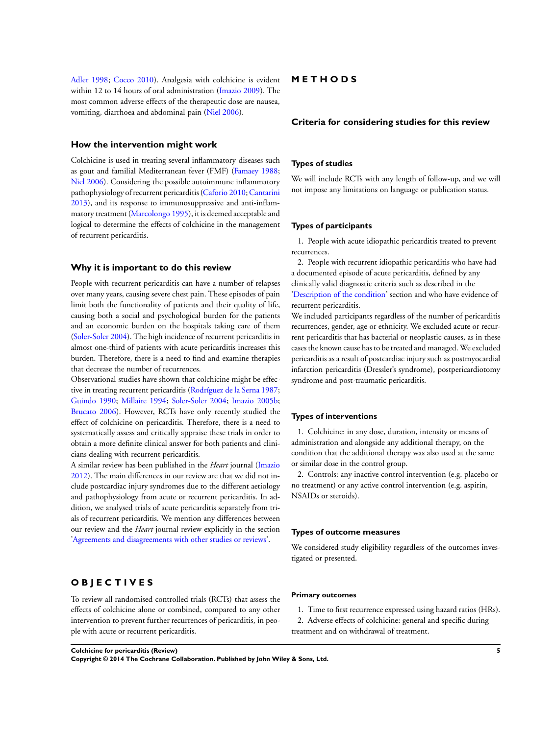Adler 1998; Cocco 2010). Analgesia with colchicine is evident within 12 to 14 hours of oral administration (Imazio 2009). The most common adverse effects of the therapeutic dose are nausea, vomiting, diarrhoea and abdominal pain (Niel 2006).

### How the intervention might work

Colchicine is used in treating several inflammatory diseases such as gout and familial Mediterranean fever (FMF) (Famaey 1988; Niel 2006). Considering the possible autoimmune inflammatory pathophysiology of recurrent pericarditis (Caforio 2010; Cantarini 2013), and its response to immunosuppressive and anti-inflammatory treatment (Marcolongo 1995), it is deemed acceptable and logical to determine the effects of colchicine in the management of recurrent pericarditis.

### Why it is important to do this review

People with recurrent pericarditis can have a number of relapses over many years, causing severe chest pain. These episodes of pain limit both the functionality of patients and their quality of life, causing both a social and psychological burden for the patients and an economic burden on the hospitals taking care of them (Soler-Soler 2004). The high incidence of recurrent pericarditis in almost one-third of patients with acute pericarditis increases this burden. Therefore, there is a need to find and examine therapies that decrease the number of recurrences.

Observational studies have shown that colchicine might be effective in treating recurrent pericarditis (Rodríguez de la Serna 1987; Guindo 1990; Millaire 1994; Soler-Soler 2004; Imazio 2005b; Brucato 2006). However, RCTs have only recently studied the effect of colchicine on pericarditis. Therefore, there is a need to systematically assess and critically appraise these trials in order to obtain a more definite clinical answer for both patients and clinicians dealing with recurrent pericarditis.

A similar review has been published in the *Heart* journal (Imazio 2012). The main differences in our review are that we did not include postcardiac injury syndromes due to the different aetiology and pathophysiology from acute or recurrent pericarditis. In addition, we analysed trials of acute pericarditis separately from trials of recurrent pericarditis. We mention any differences between our review and the *Heart* journal review explicitly in the section 'Agreements and disagreements with other studies or reviews'.

# OBJECTIVES

To review all randomised controlled trials (RCTs) that assess the effects of colchicine alone or combined, compared to any other intervention to prevent further recurrences of pericarditis, in people with acute or recurrent pericarditis.

# METHODS

## Criteria for considering studies for this review

### Types of studies

We will include RCTs with any length of follow-up, and we will not impose any limitations on language or publication status.

### Types of participants

1. People with acute idiopathic pericarditis treated to prevent recurrences.
2. People with recurrent idiopathic pericarditis who have had a documented episode of acute pericarditis, defined by any clinically valid diagnostic criteria such as described in the 'Description of the condition' section and who have evidence of recurrent pericarditis.

We included participants regardless of the number of pericarditis recurrences, gender, age or ethnicity. We excluded acute or recurrent pericarditis that has bacterial or neoplastic causes, as in these cases the known cause has to be treated and managed. We excluded pericarditis as a result of postcardiac injury such as postmyocardial infarction pericarditis (Dressler's syndrome), postpericardiotomy syndrome and post-traumatic pericarditis.

### Types of interventions

1. Colchicine: in any dose, duration, intensity or means of administration and alongside any additional therapy, on the condition that the additional therapy was also used at the same or similar dose in the control group.
2. Controls: any inactive control intervention (e.g. placebo or no treatment) or any active control intervention (e.g. aspirin, NSAIDs or steroids).

### Types of outcome measures

We considered study eligibility regardless of the outcomes investigated or presented.

#### Primary outcomes

1. Time to first recurrence expressed using hazard ratios (HRs).
2. Adverse effects of colchicine: general and specific during treatment and on withdrawal of treatment.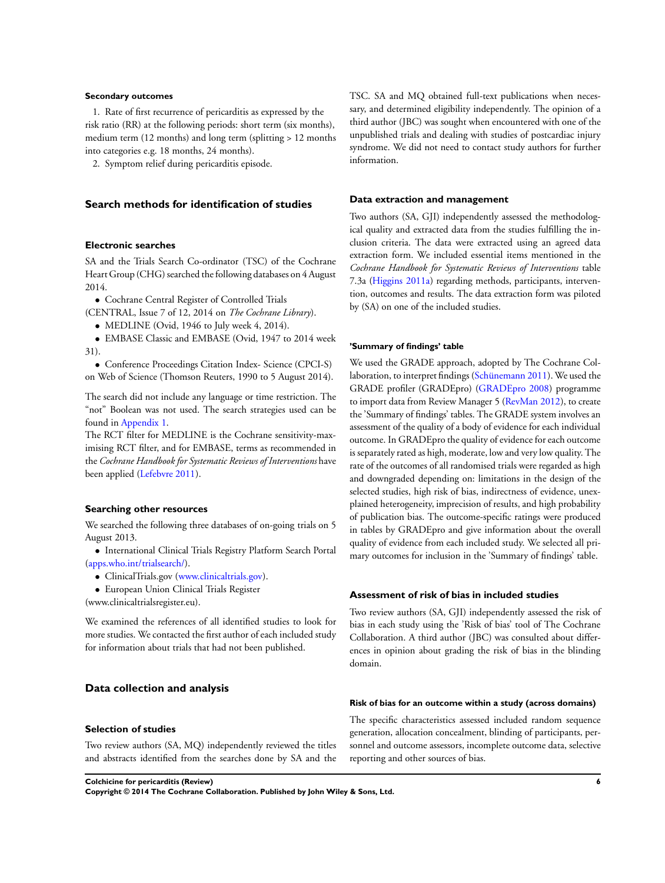#### Secondary outcomes

1. Rate of first recurrence of pericarditis as expressed by the risk ratio (RR) at the following periods: short term (six months), medium term (12 months) and long term (splitting > 12 months into categories e.g. 18 months, 24 months).
2. Symptom relief during pericarditis episode.

## Search methods for identification of studies

### Electronic searches

SA and the Trials Search Co-ordinator (TSC) of the Cochrane Heart Group (CHG) searched the following databases on 4 August 2014.

- Cochrane Central Register of Controlled Trials (CENTRAL, Issue 7 of 12, 2014 on *The Cochrane Library*).
- MEDLINE (Ovid, 1946 to July week 4, 2014).
- EMBASE Classic and EMBASE (Ovid, 1947 to 2014 week 31).
- Conference Proceedings Citation Index- Science (CPCI-S) on Web of Science (Thomson Reuters, 1990 to 5 August 2014).

The search did not include any language or time restriction. The "not" Boolean was not used. The search strategies used can be found in Appendix 1.

The RCT filter for MEDLINE is the Cochrane sensitivity-maximising RCT filter, and for EMBASE, terms as recommended in the *Cochrane Handbook for Systematic Reviews of Interventions* have been applied (Lefebvre 2011).

### Searching other resources

We searched the following three databases of on-going trials on 5 August 2013.

- International Clinical Trials Registry Platform Search Portal (apps.who.int/trialsearch/).
- ClinicalTrials.gov (www.clinicaltrials.gov).
- European Union Clinical Trials Register (www.clinicaltrialsregister.eu).

We examined the references of all identified studies to look for more studies. We contacted the first author of each included study for information about trials that had not been published.

## Data collection and analysis

### Selection of studies

Two review authors (SA, MQ) independently reviewed the titles and abstracts identified from the searches done by SA and the TSC. SA and MQ obtained full-text publications when necessary, and determined eligibility independently. The opinion of a third author (JBC) was sought when encountered with one of the unpublished trials and dealing with studies of postcardiac injury syndrome. We did not need to contact study authors for further information.

### Data extraction and management

Two authors (SA, GJI) independently assessed the methodological quality and extracted data from the studies fulfilling the inclusion criteria. The data were extracted using an agreed data extraction form. We included essential items mentioned in the *Cochrane Handbook for Systematic Reviews of Interventions* table 7.3a (Higgins 2011a) regarding methods, participants, intervention, outcomes and results. The data extraction form was piloted by (SA) on one of the included studies.

#### 'Summary of findings' table

We used the GRADE approach, adopted by The Cochrane Collaboration, to interpret findings (Schünemann 2011). We used the GRADE profiler (GRADEpro) (GRADEpro 2008) programme to import data from Review Manager 5 (RevMan 2012), to create the 'Summary of findings' tables. The GRADE system involves an assessment of the quality of a body of evidence for each individual outcome. In GRADEpro the quality of evidence for each outcome is separately rated as high, moderate, low and very low quality. The rate of the outcomes of all randomised trials were regarded as high and downgraded depending on: limitations in the design of the selected studies, high risk of bias, indirectness of evidence, unexplained heterogeneity, imprecision of results, and high probability of publication bias. The outcome-specific ratings were produced in tables by GRADEpro and give information about the overall quality of evidence from each included study. We selected all primary outcomes for inclusion in the 'Summary of findings' table.

### Assessment of risk of bias in included studies

Two review authors (SA, GJI) independently assessed the risk of bias in each study using the 'Risk of bias' tool of The Cochrane Collaboration. A third author (JBC) was consulted about differences in opinion about grading the risk of bias in the blinding domain.

#### Risk of bias for an outcome within a study (across domains)

The specific characteristics assessed included random sequence generation, allocation concealment, blinding of participants, personnel and outcome assessors, incomplete outcome data, selective reporting and other sources of bias.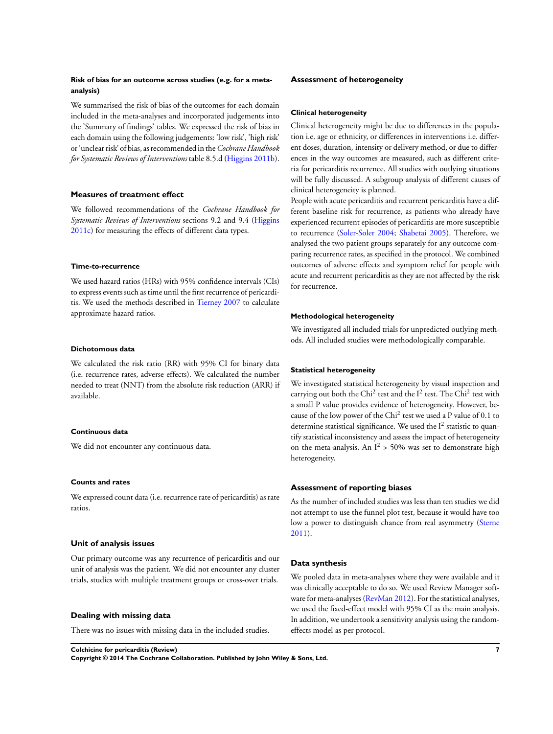#### Risk of bias for an outcome across studies (e.g. for a meta-analysis)

We summarised the risk of bias of the outcomes for each domain included in the meta-analyses and incorporated judgements into the 'Summary of findings' tables. We expressed the risk of bias in each domain using the following judgements: 'low risk', 'high risk' or 'unclear risk' of bias, as recommended in the *Cochrane Handbook for Systematic Reviews of Interventions* table 8.5.d (Higgins 2011b).

### Measures of treatment effect

We followed recommendations of the *Cochrane Handbook for Systematic Reviews of Interventions* sections 9.2 and 9.4 (Higgins 2011c) for measuring the effects of different data types.

#### Time-to-recurrence

We used hazard ratios (HRs) with 95% confidence intervals (CIs) to express events such as time until the first recurrence of pericarditis. We used the methods described in Tierney 2007 to calculate approximate hazard ratios.

#### Dichotomous data

We calculated the risk ratio (RR) with 95% CI for binary data (i.e. recurrence rates, adverse effects). We calculated the number needed to treat (NNT) from the absolute risk reduction (ARR) if available.

#### Continuous data

We did not encounter any continuous data.

#### Counts and rates

We expressed count data (i.e. recurrence rate of pericarditis) as rate ratios.

### Unit of analysis issues

Our primary outcome was any recurrence of pericarditis and our unit of analysis was the patient. We did not encounter any cluster trials, studies with multiple treatment groups or cross-over trials.

### Dealing with missing data

There was no issues with missing data in the included studies.

### Assessment of heterogeneity

#### Clinical heterogeneity

Clinical heterogeneity might be due to differences in the population i.e. age or ethnicity, or differences in interventions i.e. different doses, duration, intensity or delivery method, or due to differences in the way outcomes are measured, such as different criteria for pericarditis recurrence. All studies with outlying situations will be fully discussed. A subgroup analysis of different causes of clinical heterogeneity is planned.

People with acute pericarditis and recurrent pericarditis have a different baseline risk for recurrence, as patients who already have experienced recurrent episodes of pericarditis are more susceptible to recurrence (Soler-Soler 2004; Shabetai 2005). Therefore, we analysed the two patient groups separately for any outcome comparing recurrence rates, as specified in the protocol. We combined outcomes of adverse effects and symptom relief for people with acute and recurrent pericarditis as they are not affected by the risk for recurrence.

#### Methodological heterogeneity

We investigated all included trials for unpredicted outlying methods. All included studies were methodologically comparable.

#### Statistical heterogeneity

We investigated statistical heterogeneity by visual inspection and carrying out both the $\text{Chi}^2$ test and the $I^2$ test. The $\text{Chi}^2$ test with a small P value provides evidence of heterogeneity. However, because of the low power of the $\text{Chi}^2$ test we used a P value of 0.1 to determine statistical significance. We used the $I^2$ statistic to quantify statistical inconsistency and assess the impact of heterogeneity on the meta-analysis. An $I^2 > 50\%$ was set to demonstrate high heterogeneity.

### Assessment of reporting biases

As the number of included studies was less than ten studies we did not attempt to use the funnel plot test, because it would have too low a power to distinguish chance from real asymmetry (Sterne 2011).

### Data synthesis

We pooled data in meta-analyses where they were available and it was clinically acceptable to do so. We used Review Manager software for meta-analyses (RevMan 2012). For the statistical analyses, we used the fixed-effect model with 95% CI as the main analysis. In addition, we undertook a sensitivity analysis using the random-effects model as per protocol.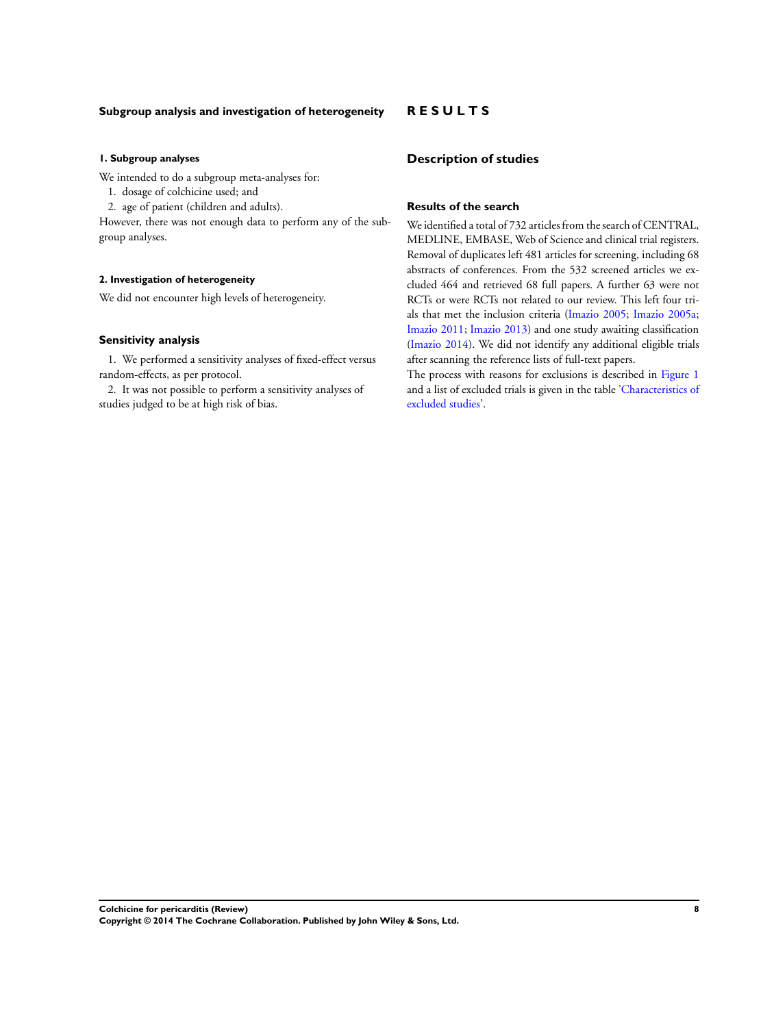### Subgroup analysis and investigation of heterogeneity

#### 1. Subgroup analyses

We intended to do a subgroup meta-analyses for:

1. dosage of colchicine used; and
2. age of patient (children and adults).

However, there was not enough data to perform any of the subgroup analyses.

#### 2. Investigation of heterogeneity

We did not encounter high levels of heterogeneity.

### Sensitivity analysis

1. We performed a sensitivity analyses of fixed-effect versus random-effects, as per protocol.
2. It was not possible to perform a sensitivity analyses of studies judged to be at high risk of bias.

# RESULTS

## Description of studies

### Results of the search

We identified a total of 732 articles from the search of CENTRAL, MEDLINE, EMBASE, Web of Science and clinical trial registers. Removal of duplicates left 481 articles for screening, including 68 abstracts of conferences. From the 532 screened articles we excluded 464 and retrieved 68 full papers. A further 63 were not RCTs or were RCTs not related to our review. This left four trials that met the inclusion criteria (Imazio 2005; Imazio 2005a; Imazio 2011; Imazio 2013) and one study awaiting classification (Imazio 2014). We did not identify any additional eligible trials after scanning the reference lists of full-text papers.

The process with reasons for exclusions is described in Figure 1 and a list of excluded trials is given in the table 'Characteristics of excluded studies'.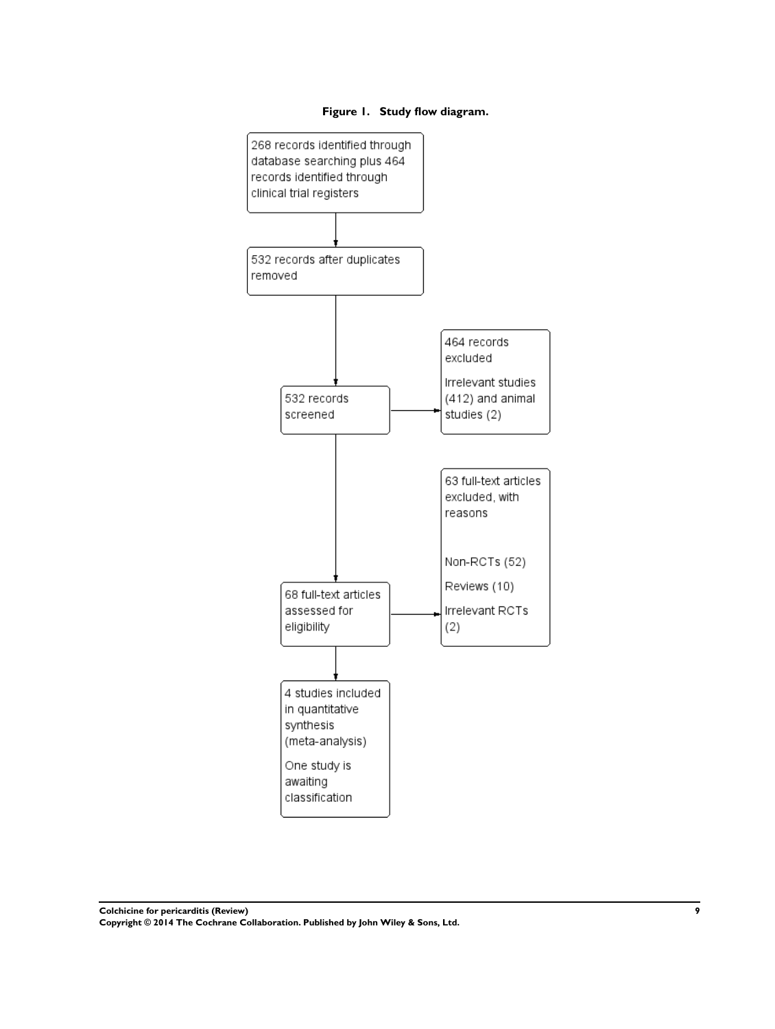**Figure 1. Study flow diagram.**

268 records identified through database searching plus 464 records identified through clinical trial registers

532 records after duplicates removed

532 records screened

464 records excluded

Irrelevant studies (412) and animal studies (2)

68 full-text articles assessed for eligibility

63 full-text articles excluded, with reasons

Non-RCTs (52)

Reviews (10)

Irrelevant RCTs (2)

4 studies included in quantitative synthesis (meta-analysis)

One study is awaiting classification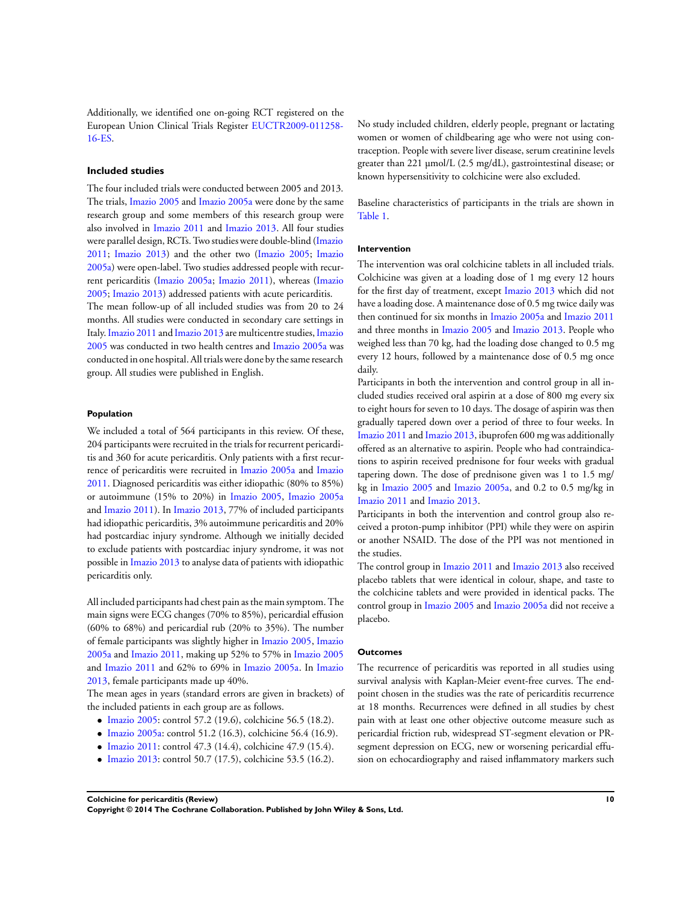Additionally, we identified one on-going RCT registered on the European Union Clinical Trials Register EUCTR2009-011258-16-ES.

### Included studies

The four included trials were conducted between 2005 and 2013. The trials, Imazio 2005 and Imazio 2005a were done by the same research group and some members of this research group were also involved in Imazio 2011 and Imazio 2013. All four studies were parallel design, RCTs. Two studies were double-blind (Imazio 2011; Imazio 2013) and the other two (Imazio 2005; Imazio 2005a) were open-label. Two studies addressed people with recurrent pericarditis (Imazio 2005a; Imazio 2011), whereas (Imazio 2005; Imazio 2013) addressed patients with acute pericarditis.

The mean follow-up of all included studies was from 20 to 24 months. All studies were conducted in secondary care settings in Italy. Imazio 2011 and Imazio 2013 are multicentre studies, Imazio 2005 was conducted in two health centres and Imazio 2005a was conducted in one hospital. All trials were done by the same research group. All studies were published in English.

#### Population

We included a total of 564 participants in this review. Of these, 204 participants were recruited in the trials for recurrent pericarditis and 360 for acute pericarditis. Only patients with a first recurrence of pericarditis were recruited in Imazio 2005a and Imazio 2011. Diagnosed pericarditis was either idiopathic (80% to 85%) or autoimmune (15% to 20%) in Imazio 2005, Imazio 2005a and Imazio 2011). In Imazio 2013, 77% of included participants had idiopathic pericarditis, 3% autoimmune pericarditis and 20% had postcardiac injury syndrome. Although we initially decided to exclude patients with postcardiac injury syndrome, it was not possible in Imazio 2013 to analyse data of patients with idiopathic pericarditis only.

All included participants had chest pain as the main symptom. The main signs were ECG changes (70% to 85%), pericardial effusion (60% to 68%) and pericardial rub (20% to 35%). The number of female participants was slightly higher in Imazio 2005, Imazio 2005a and Imazio 2011, making up 52% to 57% in Imazio 2005 and Imazio 2011 and 62% to 69% in Imazio 2005a. In Imazio 2013, female participants made up 40%.

The mean ages in years (standard errors are given in brackets) of the included patients in each group are as follows.

- Imazio 2005: control 57.2 (19.6), colchicine 56.5 (18.2).
- Imazio 2005a: control 51.2 (16.3), colchicine 56.4 (16.9).
- Imazio 2011: control 47.3 (14.4), colchicine 47.9 (15.4).
- Imazio 2013: control 50.7 (17.5), colchicine 53.5 (16.2).

No study included children, elderly people, pregnant or lactating women or women of childbearing age who were not using contraception. People with severe liver disease, serum creatinine levels greater than 221 µmol/L (2.5 mg/dL), gastrointestinal disease; or known hypersensitivity to colchicine were also excluded.

Baseline characteristics of participants in the trials are shown in Table 1.

#### Intervention

The intervention was oral colchicine tablets in all included trials. Colchicine was given at a loading dose of 1 mg every 12 hours for the first day of treatment, except Imazio 2013 which did not have a loading dose. A maintenance dose of 0.5 mg twice daily was then continued for six months in Imazio 2005a and Imazio 2011 and three months in Imazio 2005 and Imazio 2013. People who weighed less than 70 kg, had the loading dose changed to 0.5 mg every 12 hours, followed by a maintenance dose of 0.5 mg once daily.

Participants in both the intervention and control group in all included studies received oral aspirin at a dose of 800 mg every six to eight hours for seven to 10 days. The dosage of aspirin was then gradually tapered down over a period of three to four weeks. In Imazio 2011 and Imazio 2013, ibuprofen 600 mg was additionally offered as an alternative to aspirin. People who had contraindications to aspirin received prednisone for four weeks with gradual tapering down. The dose of prednisone given was 1 to 1.5 mg/kg in Imazio 2005 and Imazio 2005a, and 0.2 to 0.5 mg/kg in Imazio 2011 and Imazio 2013.

Participants in both the intervention and control group also received a proton-pump inhibitor (PPI) while they were on aspirin or another NSAID. The dose of the PPI was not mentioned in the studies.

The control group in Imazio 2011 and Imazio 2013 also received placebo tablets that were identical in colour, shape, and taste to the colchicine tablets and were provided in identical packs. The control group in Imazio 2005 and Imazio 2005a did not receive a placebo.

#### Outcomes

The recurrence of pericarditis was reported in all studies using survival analysis with Kaplan-Meier event-free curves. The endpoint chosen in the studies was the rate of pericarditis recurrence at 18 months. Recurrences were defined in all studies by chest pain with at least one other objective outcome measure such as pericardial friction rub, widespread ST-segment elevation or PR-segment depression on ECG, new or worsening pericardial effusion on echocardiography and raised inflammatory markers such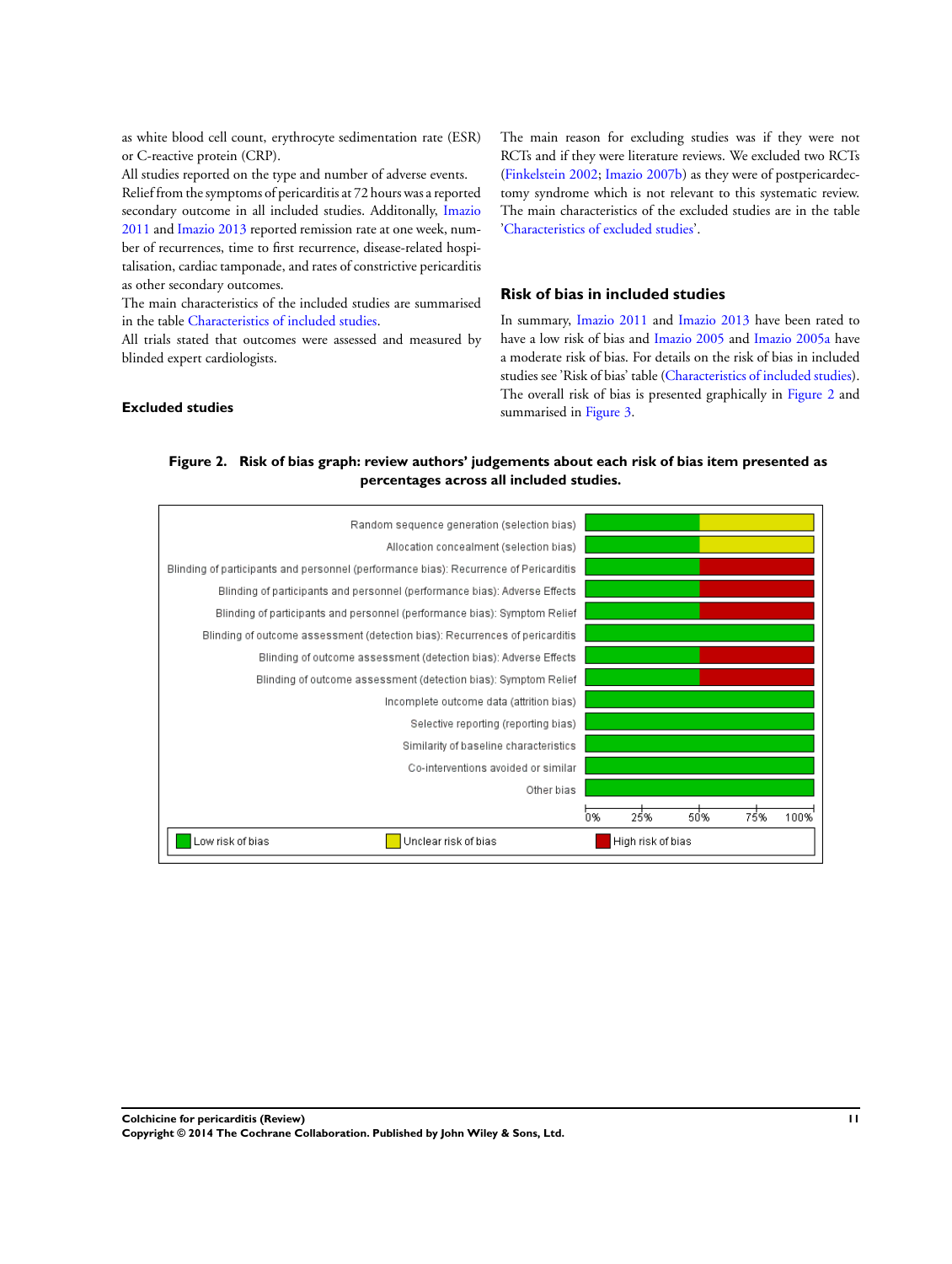as white blood cell count, erythrocyte sedimentation rate (ESR) or C-reactive protein (CRP).

All studies reported on the type and number of adverse events.

Relief from the symptoms of pericarditis at 72 hours was a reported secondary outcome in all included studies. Additonally, Imazio 2011 and Imazio 2013 reported remission rate at one week, number of recurrences, time to first recurrence, disease-related hospitalisation, cardiac tamponade, and rates of constrictive pericarditis as other secondary outcomes.

The main characteristics of the included studies are summarised in the table Characteristics of included studies.

All trials stated that outcomes were assessed and measured by blinded expert cardiologists.

### Excluded studies

The main reason for excluding studies was if they were not RCTs and if they were literature reviews. We excluded two RCTs (Finkelstein 2002; Imazio 2007b) as they were of postpericardectomy syndrome which is not relevant to this systematic review. The main characteristics of the excluded studies are in the table 'Characteristics of excluded studies'.

## Risk of bias in included studies

In summary, Imazio 2011 and Imazio 2013 have been rated to have a low risk of bias and Imazio 2005 and Imazio 2005a have a moderate risk of bias. For details on the risk of bias in included studies see 'Risk of bias' table (Characteristics of included studies). The overall risk of bias is presented graphically in Figure 2 and summarised in Figure 3.

**Figure 2. Risk of bias graph: review authors' judgements about each risk of bias item presented as percentages across all included studies.**

| Risk of bias item | Low risk of bias | Unclear risk of bias | High risk of bias |
|---|---|---|---|
| Random sequence generation (selection bias) | 50% | 50% | |
| Allocation concealment (selection bias) | 50% | 50% | |
| Blinding of participants and personnel (performance bias): Recurrence of Pericarditis | 50% | | 50% |
| Blinding of participants and personnel (performance bias): Adverse Effects | 50% | | 50% |
| Blinding of participants and personnel (performance bias): Symptom Relief | 50% | | 50% |
| Blinding of outcome assessment (detection bias): Recurrences of pericarditis | 100% | | |
| Blinding of outcome assessment (detection bias): Adverse Effects | 50% | | 50% |
| Blinding of outcome assessment (detection bias): Symptom Relief | 50% | | 50% |
| Incomplete outcome data (attrition bias) | 100% | | |
| Selective reporting (reporting bias) | 100% | | |
| Similarity of baseline characteristics | 100% | | |
| Co-interventions avoided or similar | 100% | | |
| Other bias | 100% | | |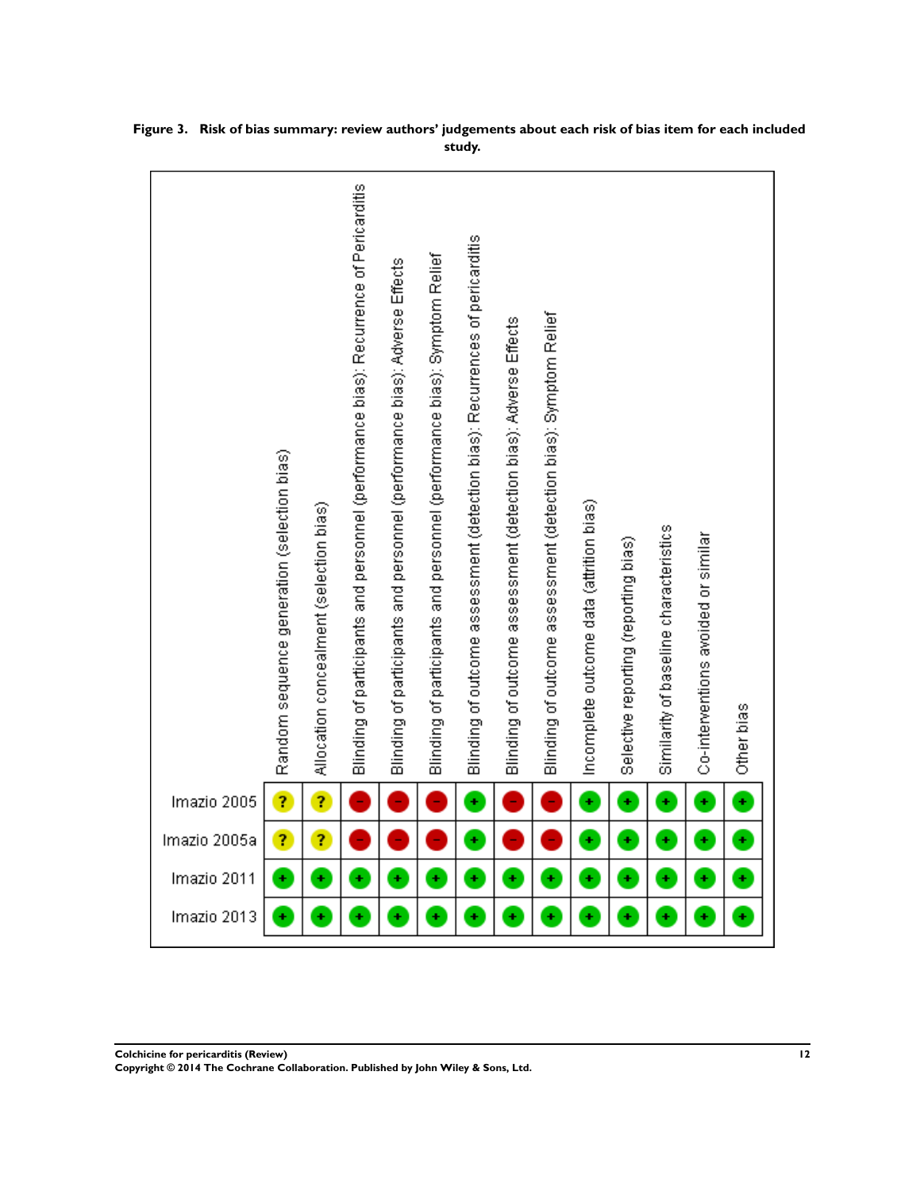**Figure 3. Risk of bias summary: review authors' judgements about each risk of bias item for each included study.**

| | Random sequence generation (selection bias) | Allocation concealment (selection bias) | Blinding of participants and personnel (performance bias): Recurrence of Pericarditis | Blinding of participants and personnel (performance bias): Adverse Effects | Blinding of participants and personnel (performance bias): Symptom Relief | Blinding of outcome assessment (detection bias): Recurrences of pericarditis | Blinding of outcome assessment (detection bias): Adverse Effects | Blinding of outcome assessment (detection bias): Symptom Relief | Incomplete outcome data (attrition bias) | Selective reporting (reporting bias) | Similarity of baseline characteristics | Co-interventions avoided or similar | Other bias |
|---|---|---|---|---|---|---|---|---|---|---|---|---|---|
| Imazio 2005 | ? | ? | - | - | - | + | - | - | + | + | + | + | + |
| Imazio 2005a | ? | ? | - | - | - | + | - | - | + | + | + | + | + |
| Imazio 2011 | + | + | + | + | + | + | + | + | + | + | + | + | + |
| Imazio 2013 | + | + | + | + | + | + | + | + | + | + | + | + | + |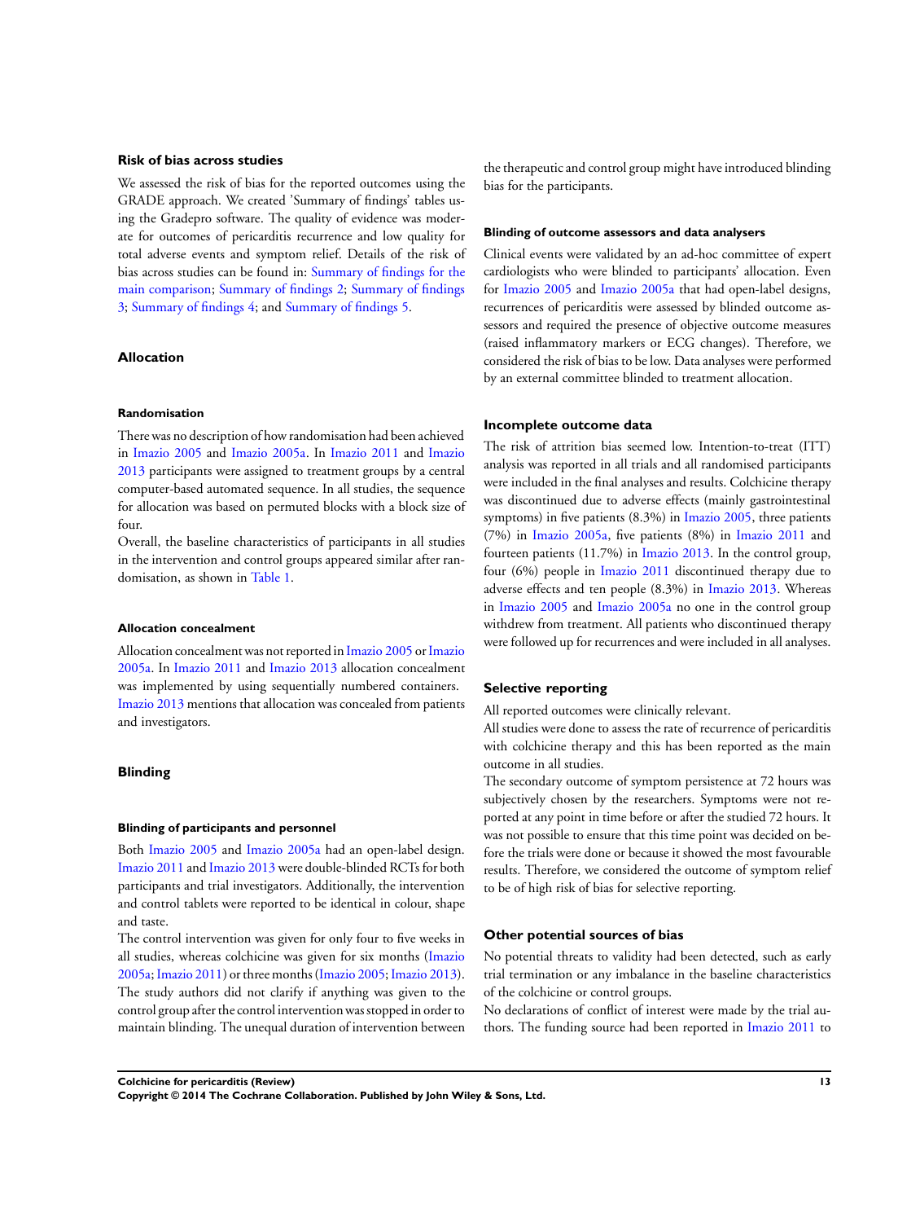### Risk of bias across studies

We assessed the risk of bias for the reported outcomes using the GRADE approach. We created 'Summary of findings' tables using the Gradepro software. The quality of evidence was moderate for outcomes of pericarditis recurrence and low quality for total adverse events and symptom relief. Details of the risk of bias across studies can be found in: Summary of findings for the main comparison; Summary of findings 2; Summary of findings 3; Summary of findings 4; and Summary of findings 5.

### Allocation

#### Randomisation

There was no description of how randomisation had been achieved in Imazio 2005 and Imazio 2005a. In Imazio 2011 and Imazio 2013 participants were assigned to treatment groups by a central computer-based automated sequence. In all studies, the sequence for allocation was based on permuted blocks with a block size of four.

Overall, the baseline characteristics of participants in all studies in the intervention and control groups appeared similar after randomisation, as shown in Table 1.

#### Allocation concealment

Allocation concealment was not reported in Imazio 2005 or Imazio 2005a. In Imazio 2011 and Imazio 2013 allocation concealment was implemented by using sequentially numbered containers. Imazio 2013 mentions that allocation was concealed from patients and investigators.

### Blinding

#### Blinding of participants and personnel

Both Imazio 2005 and Imazio 2005a had an open-label design. Imazio 2011 and Imazio 2013 were double-blinded RCTs for both participants and trial investigators. Additionally, the intervention and control tablets were reported to be identical in colour, shape and taste.

The control intervention was given for only four to five weeks in all studies, whereas colchicine was given for six months (Imazio 2005a; Imazio 2011) or three months (Imazio 2005; Imazio 2013). The study authors did not clarify if anything was given to the control group after the control intervention was stopped in order to maintain blinding. The unequal duration of intervention between the therapeutic and control group might have introduced blinding bias for the participants.

#### Blinding of outcome assessors and data analysers

Clinical events were validated by an ad-hoc committee of expert cardiologists who were blinded to participants' allocation. Even for Imazio 2005 and Imazio 2005a that had open-label designs, recurrences of pericarditis were assessed by blinded outcome assessors and required the presence of objective outcome measures (raised inflammatory markers or ECG changes). Therefore, we considered the risk of bias to be low. Data analyses were performed by an external committee blinded to treatment allocation.

### Incomplete outcome data

The risk of attrition bias seemed low. Intention-to-treat (ITT) analysis was reported in all trials and all randomised participants were included in the final analyses and results. Colchicine therapy was discontinued due to adverse effects (mainly gastrointestinal symptoms) in five patients (8.3%) in Imazio 2005, three patients (7%) in Imazio 2005a, five patients (8%) in Imazio 2011 and fourteen patients (11.7%) in Imazio 2013. In the control group, four (6%) people in Imazio 2011 discontinued therapy due to adverse effects and ten people (8.3%) in Imazio 2013. Whereas in Imazio 2005 and Imazio 2005a no one in the control group withdrew from treatment. All patients who discontinued therapy were followed up for recurrences and were included in all analyses.

### Selective reporting

All reported outcomes were clinically relevant.

All studies were done to assess the rate of recurrence of pericarditis with colchicine therapy and this has been reported as the main outcome in all studies.

The secondary outcome of symptom persistence at 72 hours was subjectively chosen by the researchers. Symptoms were not reported at any point in time before or after the studied 72 hours. It was not possible to ensure that this time point was decided on before the trials were done or because it showed the most favourable results. Therefore, we considered the outcome of symptom relief to be of high risk of bias for selective reporting.

### Other potential sources of bias

No potential threats to validity had been detected, such as early trial termination or any imbalance in the baseline characteristics of the colchicine or control groups.

No declarations of conflict of interest were made by the trial authors. The funding source had been reported in Imazio 2011 to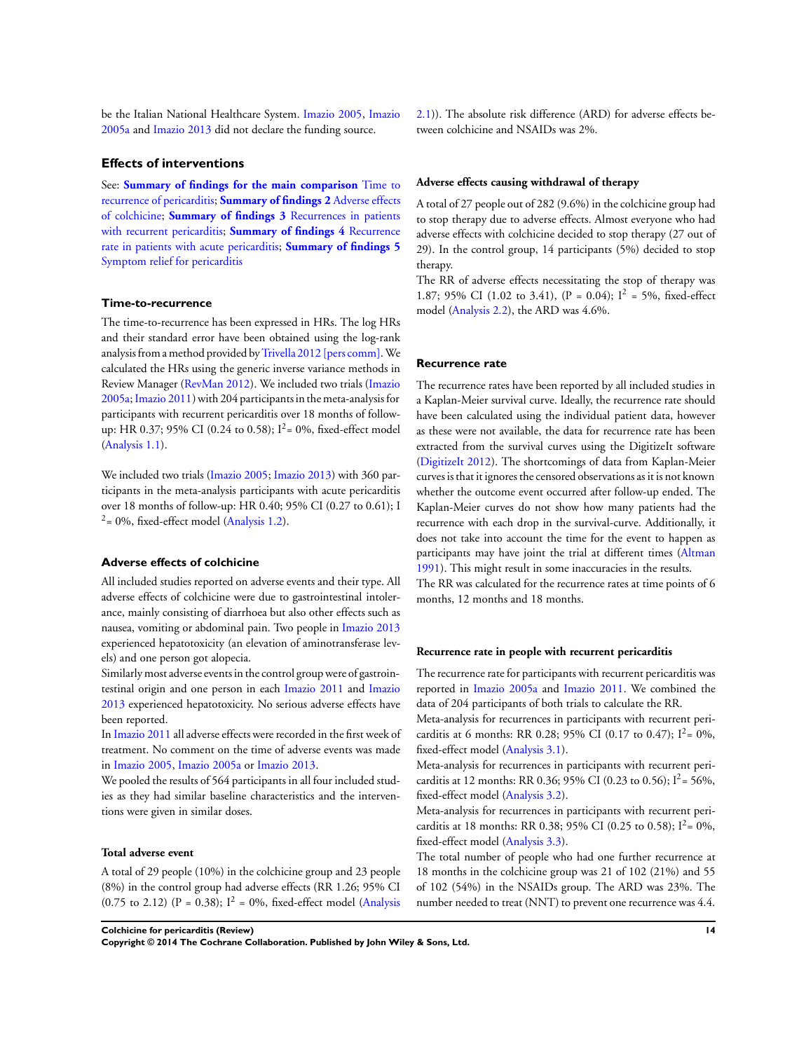be the Italian National Healthcare System. Imazio 2005, Imazio 2005a and Imazio 2013 did not declare the funding source.

## Effects of interventions

See: **Summary of findings for the main comparison** Time to recurrence of pericarditis; **Summary of findings 2** Adverse effects of colchicine; **Summary of findings 3** Recurrences in patients with recurrent pericarditis; **Summary of findings 4** Recurrence rate in patients with acute pericarditis; **Summary of findings 5** Symptom relief for pericarditis

### Time-to-recurrence

The time-to-recurrence has been expressed in HRs. The log HRs and their standard error have been obtained using the log-rank analysis from a method provided by Trivella 2012 [pers comm]. We calculated the HRs using the generic inverse variance methods in Review Manager (RevMan 2012). We included two trials (Imazio 2005a; Imazio 2011) with 204 participants in the meta-analysis for participants with recurrent pericarditis over 18 months of follow-up: HR 0.37; 95% CI (0.24 to 0.58); $I^2$ = 0%, fixed-effect model (Analysis 1.1).

We included two trials (Imazio 2005; Imazio 2013) with 360 participants in the meta-analysis participants with acute pericarditis over 18 months of follow-up: HR 0.40; 95% CI (0.27 to 0.61); $I^2$ = 0%, fixed-effect model (Analysis 1.2).

### Adverse effects of colchicine

All included studies reported on adverse events and their type. All adverse effects of colchicine were due to gastrointestinal intolerance, mainly consisting of diarrhoea but also other effects such as nausea, vomiting or abdominal pain. Two people in Imazio 2013 experienced hepatotoxicity (an elevation of aminotransferase levels) and one person got alopecia.

Similarly most adverse events in the control group were of gastrointestinal origin and one person in each Imazio 2011 and Imazio 2013 experienced hepatotoxicity. No serious adverse effects have been reported.

In Imazio 2011 all adverse effects were recorded in the first week of treatment. No comment on the time of adverse events was made in Imazio 2005, Imazio 2005a or Imazio 2013.

We pooled the results of 564 participants in all four included studies as they had similar baseline characteristics and the interventions were given in similar doses.

#### Total adverse event

A total of 29 people (10%) in the colchicine group and 23 people (8%) in the control group had adverse effects (RR 1.26; 95% CI (0.75 to 2.12) (P = 0.38); $I^2$ = 0%, fixed-effect model (Analysis 2.1)). The absolute risk difference (ARD) for adverse effects between colchicine and NSAIDs was 2%.

#### Adverse effects causing withdrawal of therapy

A total of 27 people out of 282 (9.6%) in the colchicine group had to stop therapy due to adverse effects. Almost everyone who had adverse effects with colchicine decided to stop therapy (27 out of 29). In the control group, 14 participants (5%) decided to stop therapy.

The RR of adverse effects necessitating the stop of therapy was 1.87; 95% CI (1.02 to 3.41), (P = 0.04); $I^2$ = 5%, fixed-effect model (Analysis 2.2), the ARD was 4.6%.

### Recurrence rate

The recurrence rates have been reported by all included studies in a Kaplan-Meier survival curve. Ideally, the recurrence rate should have been calculated using the individual patient data, however as these were not available, the data for recurrence rate has been extracted from the survival curves using the DigitizeIt software (DigitizeIt 2012). The shortcomings of data from Kaplan-Meier curves is that it ignores the censored observations as it is not known whether the outcome event occurred after follow-up ended. The Kaplan-Meier curves do not show how many patients had the recurrence with each drop in the survival-curve. Additionally, it does not take into account the time for the event to happen as participants may have joint the trial at different times (Altman 1991). This might result in some inaccuracies in the results.

The RR was calculated for the recurrence rates at time points of 6 months, 12 months and 18 months.

#### Recurrence rate in people with recurrent pericarditis

The recurrence rate for participants with recurrent pericarditis was reported in Imazio 2005a and Imazio 2011. We combined the data of 204 participants of both trials to calculate the RR.

Meta-analysis for recurrences in participants with recurrent pericarditis at 6 months: RR 0.28; 95% CI (0.17 to 0.47); $I^2$ = 0%, fixed-effect model (Analysis 3.1).

Meta-analysis for recurrences in participants with recurrent pericarditis at 12 months: RR 0.36; 95% CI (0.23 to 0.56); $I^2$ = 56%, fixed-effect model (Analysis 3.2).

Meta-analysis for recurrences in participants with recurrent pericarditis at 18 months: RR 0.38; 95% CI (0.25 to 0.58); $I^2$ = 0%, fixed-effect model (Analysis 3.3).

The total number of people who had one further recurrence at 18 months in the colchicine group was 21 of 102 (21%) and 55 of 102 (54%) in the NSAIDs group. The ARD was 23%. The number needed to treat (NNT) to prevent one recurrence was 4.4.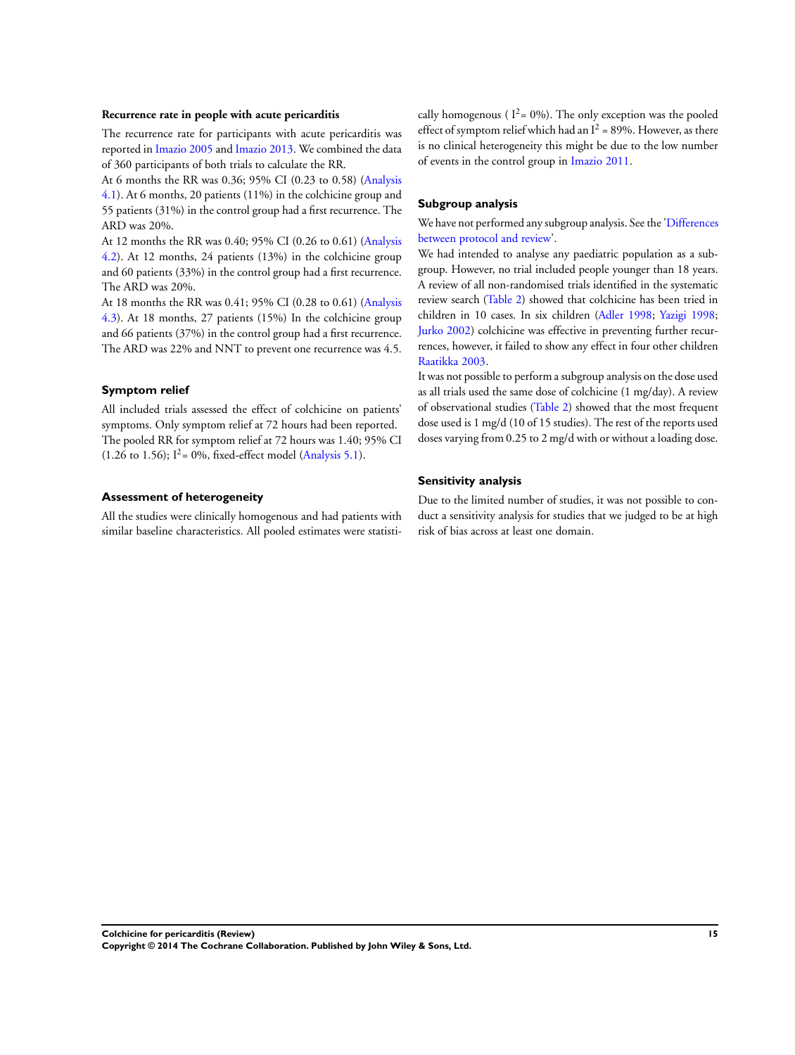### Recurrence rate in people with acute pericarditis

The recurrence rate for participants with acute pericarditis was reported in Imazio 2005 and Imazio 2013. We combined the data of 360 participants of both trials to calculate the RR.

At 6 months the RR was 0.36; 95% CI (0.23 to 0.58) (Analysis 4.1). At 6 months, 20 patients (11%) in the colchicine group and 55 patients (31%) in the control group had a first recurrence. The ARD was 20%.

At 12 months the RR was 0.40; 95% CI (0.26 to 0.61) (Analysis 4.2). At 12 months, 24 patients (13%) in the colchicine group and 60 patients (33%) in the control group had a first recurrence. The ARD was 20%.

At 18 months the RR was 0.41; 95% CI (0.28 to 0.61) (Analysis 4.3). At 18 months, 27 patients (15%) In the colchicine group and 66 patients (37%) in the control group had a first recurrence. The ARD was 22% and NNT to prevent one recurrence was 4.5.

## Symptom relief

All included trials assessed the effect of colchicine on patients' symptoms. Only symptom relief at 72 hours had been reported. The pooled RR for symptom relief at 72 hours was 1.40; 95% CI (1.26 to 1.56); $I^2 = 0\%$, fixed-effect model (Analysis 5.1).

## Assessment of heterogeneity

All the studies were clinically homogenous and had patients with similar baseline characteristics. All pooled estimates were statistically homogenous ( $I^2 = 0\%$). The only exception was the pooled effect of symptom relief which had an $I^2 = 89\%$. However, as there is no clinical heterogeneity this might be due to the low number of events in the control group in Imazio 2011.

## Subgroup analysis

We have not performed any subgroup analysis. See the 'Differences between protocol and review'.

We had intended to analyse any paediatric population as a subgroup. However, no trial included people younger than 18 years. A review of all non-randomised trials identified in the systematic review search (Table 2) showed that colchicine has been tried in children in 10 cases. In six children (Adler 1998; Yazigi 1998; Jurko 2002) colchicine was effective in preventing further recurrences, however, it failed to show any effect in four other children Raatikka 2003.

It was not possible to perform a subgroup analysis on the dose used as all trials used the same dose of colchicine (1 mg/day). A review of observational studies (Table 2) showed that the most frequent dose used is 1 mg/d (10 of 15 studies). The rest of the reports used doses varying from 0.25 to 2 mg/d with or without a loading dose.

## Sensitivity analysis

Due to the limited number of studies, it was not possible to conduct a sensitivity analysis for studies that we judged to be at high risk of bias across at least one domain.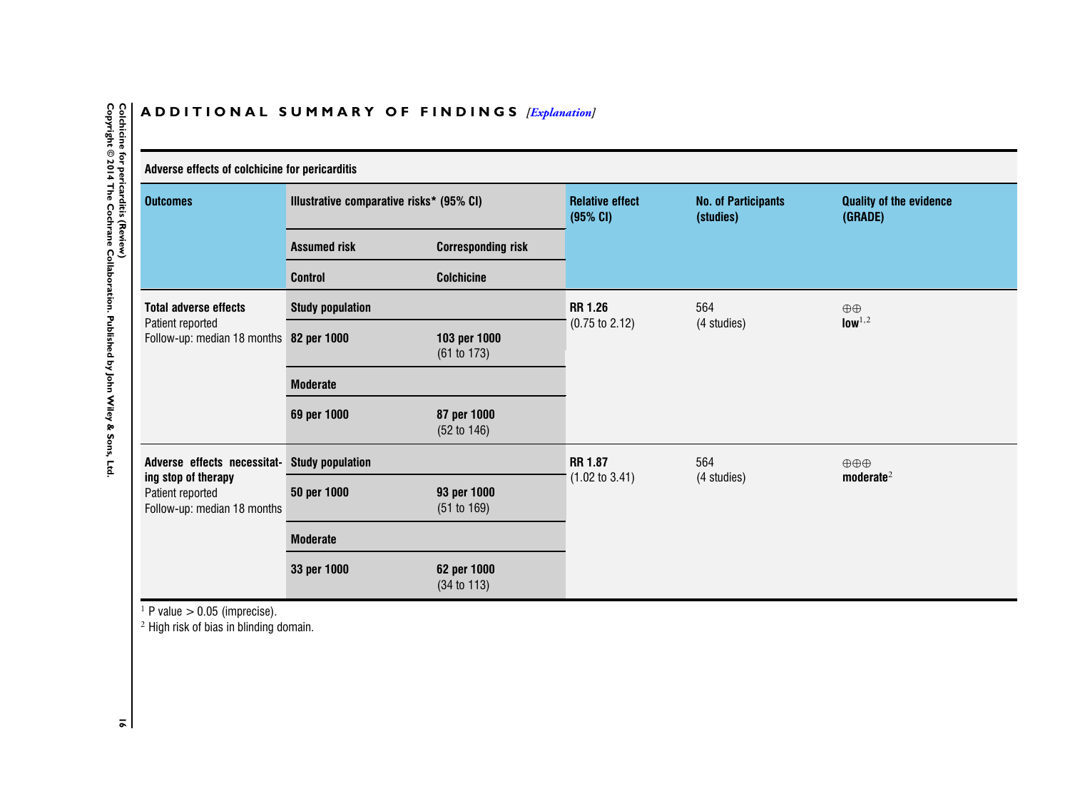## ADDITIONAL SUMMARY OF FINDINGS *[Explanation]*

| Adverse effects of colchicine for pericarditis | | | | | |
|---|---|---|---|---|---|
| **Outcomes** | **Illustrative comparative risks* (95% CI)** | | **Relative effect (95% CI)** | **No. of Participants (studies)** | **Quality of the evidence (GRADE)** |
| | **Assumed risk** | **Corresponding risk** | | | |
| | **Control** | **Colchicine** | | | |
| **Total adverse effects** Patient reported Follow-up: median 18 months | **Study population** | | **RR 1.26** (0.75 to 2.12) | 564 (4 studies) | ⊕⊕ **low**[1,2] |
| | **82 per 1000** | **103 per 1000** (61 to 173) | | | |
| | **Moderate** | | | | |
| | **69 per 1000** | **87 per 1000** (52 to 146) | | | |
| **Adverse effects necessitating stop of therapy** Patient reported Follow-up: median 18 months | **Study population** | | **RR 1.87** (1.02 to 3.41) | 564 (4 studies) | ⊕⊕⊕ **moderate**[2] |
| | **50 per 1000** | **93 per 1000** (51 to 169) | | | |
| | **Moderate** | | | | |
| | **33 per 1000** | **62 per 1000** (34 to 113) | | | |

[1] P value > 0.05 (imprecise).

[2] High risk of bias in blinding domain.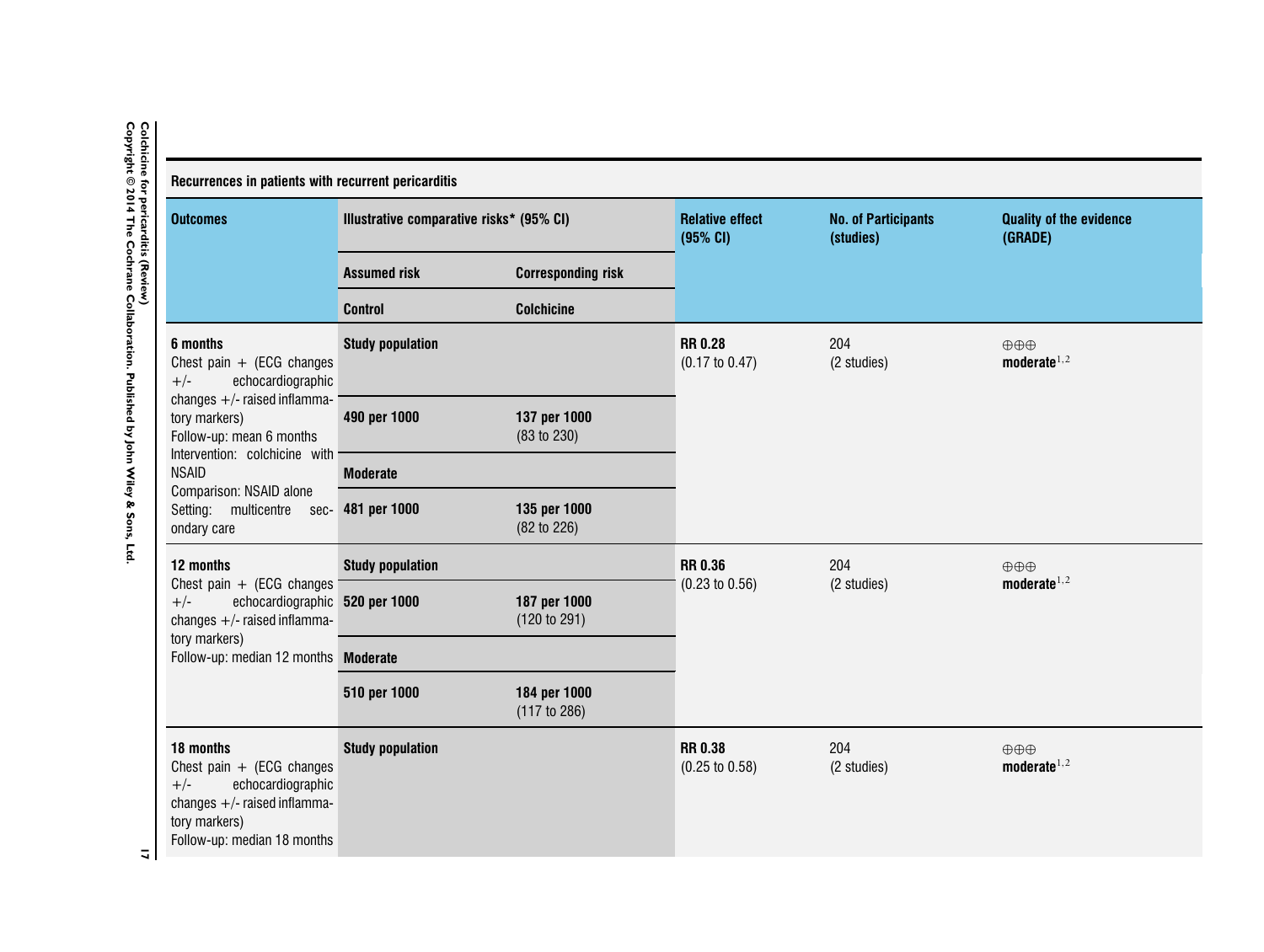**Recurrences in patients with recurrent pericarditis**

| Outcomes | Illustrative comparative risks* (95% CI) | | Relative effect (95% CI) | No. of Participants (studies) | Quality of the evidence (GRADE) |
|---|---|---|---|---|---|
| | Assumed risk | Corresponding risk | | | |
| | Control | Colchicine | | | |
| **6 months** Chest pain + (ECG changes +/- echocardiographic changes +/- raised inflammatory markers) Follow-up: mean 6 months Intervention: colchicine with NSAID Comparison: NSAID alone Setting: multicentre secondary care | **Study population** | | **RR 0.28** (0.17 to 0.47) | 204 (2 studies) | ⊕⊕⊕ **moderate**[1,2] |
| | **490 per 1000** | **137 per 1000** (83 to 230) | | | |
| | **Moderate** | | | | |
| | **481 per 1000** | **135 per 1000** (82 to 226) | | | |
| **12 months** Chest pain + (ECG changes +/- echocardiographic changes +/- raised inflammatory markers) Follow-up: median 12 months | **Study population** | | **RR 0.36** (0.23 to 0.56) | 204 (2 studies) | ⊕⊕⊕ **moderate**[1,2] |
| | **520 per 1000** | **187 per 1000** (120 to 291) | | | |
| | **Moderate** | | | | |
| | **510 per 1000** | **184 per 1000** (117 to 286) | | | |
| **18 months** Chest pain + (ECG changes +/- echocardiographic changes +/- raised inflammatory markers) Follow-up: median 18 months | **Study population** | | **RR 0.38** (0.25 to 0.58) | 204 (2 studies) | ⊕⊕⊕ **moderate**[1,2] |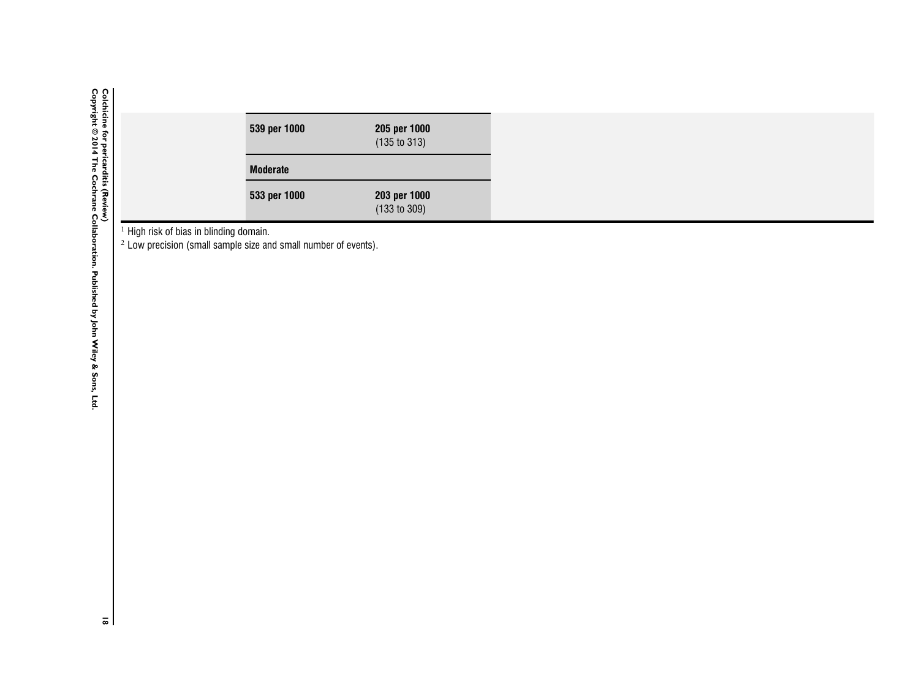| | | | |
|---|---|---|---|
| | **539 per 1000** | **205 per 1000** (135 to 313) | |
| | **Moderate** | | |
| | **533 per 1000** | **203 per 1000** (133 to 309) | |

[1] High risk of bias in blinding domain.

[2] Low precision (small sample size and small number of events).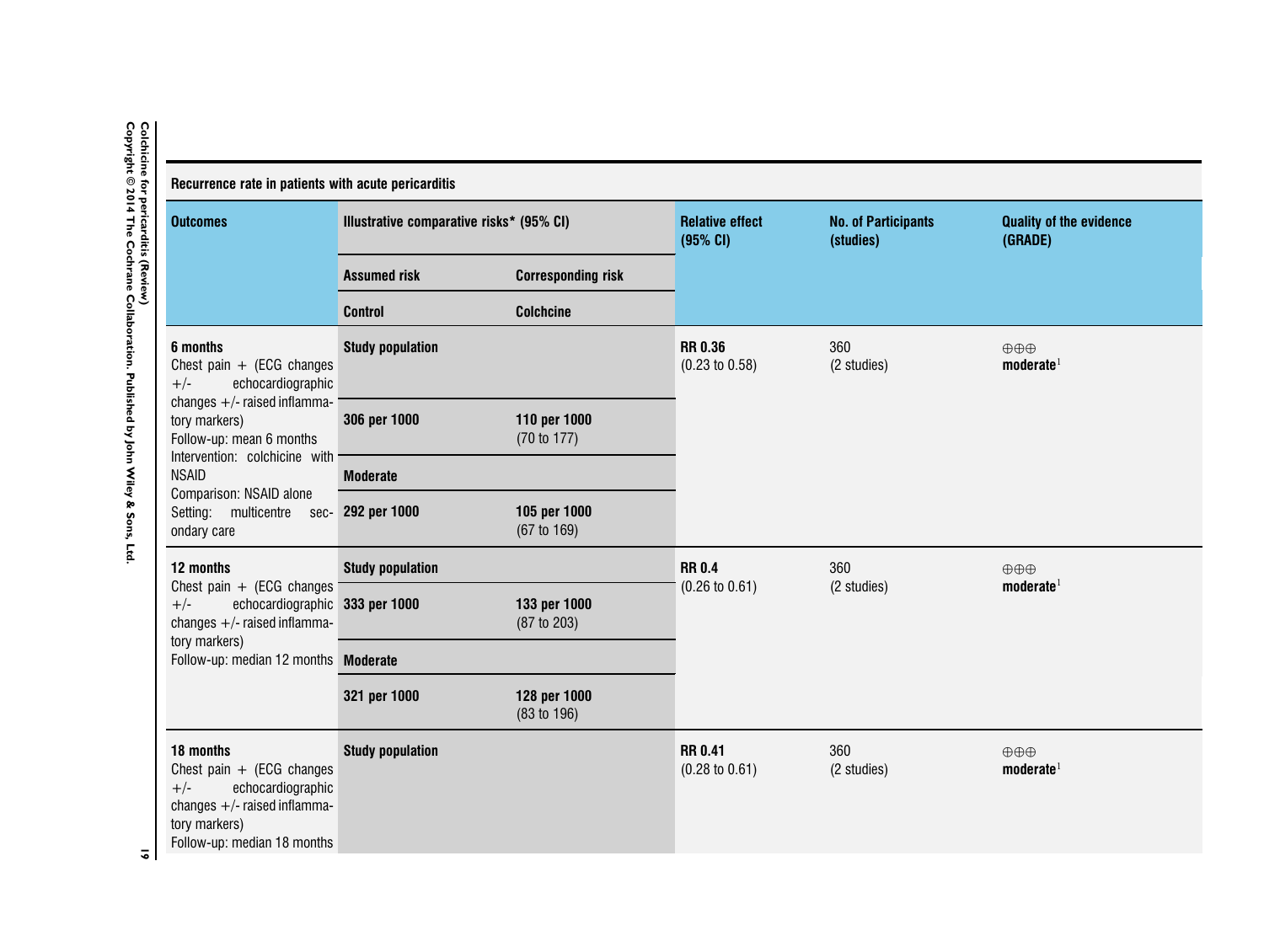| Recurrence rate in patients with acute pericarditis | | | | | |
|---|---|---|---|---|---|
| **Outcomes** | **Illustrative comparative risks* (95% CI)** | | **Relative effect (95% CI)** | **No. of Participants (studies)** | **Quality of the evidence (GRADE)** |
| | **Assumed risk** | **Corresponding risk** | | | |
| | **Control** | **Colchcine** | | | |
| **6 months** Chest pain + (ECG changes +/- echocardiographic changes +/- raised inflammatory markers) Follow-up: mean 6 months Intervention: colchicine with NSAID Comparison: NSAID alone Setting: multicentre secondary care | **Study population** | | **RR 0.36** (0.23 to 0.58) | 360 (2 studies) | ⊕⊕⊕ **moderate**[1] |
| | **306 per 1000** | **110 per 1000** (70 to 177) | | | |
| | **Moderate** | | | | |
| | **292 per 1000** | **105 per 1000** (67 to 169) | | | |
| **12 months** Chest pain + (ECG changes +/- echocardiographic changes +/- raised inflammatory markers) Follow-up: median 12 months | **Study population** | | **RR 0.4** (0.26 to 0.61) | 360 (2 studies) | ⊕⊕⊕ **moderate**[1] |
| | **333 per 1000** | **133 per 1000** (87 to 203) | | | |
| | **Moderate** | | | | |
| | **321 per 1000** | **128 per 1000** (83 to 196) | | | |
| **18 months** Chest pain + (ECG changes +/- echocardiographic changes +/- raised inflammatory markers) Follow-up: median 18 months | **Study population** | | **RR 0.41** (0.28 to 0.61) | 360 (2 studies) | ⊕⊕⊕ **moderate**[1] |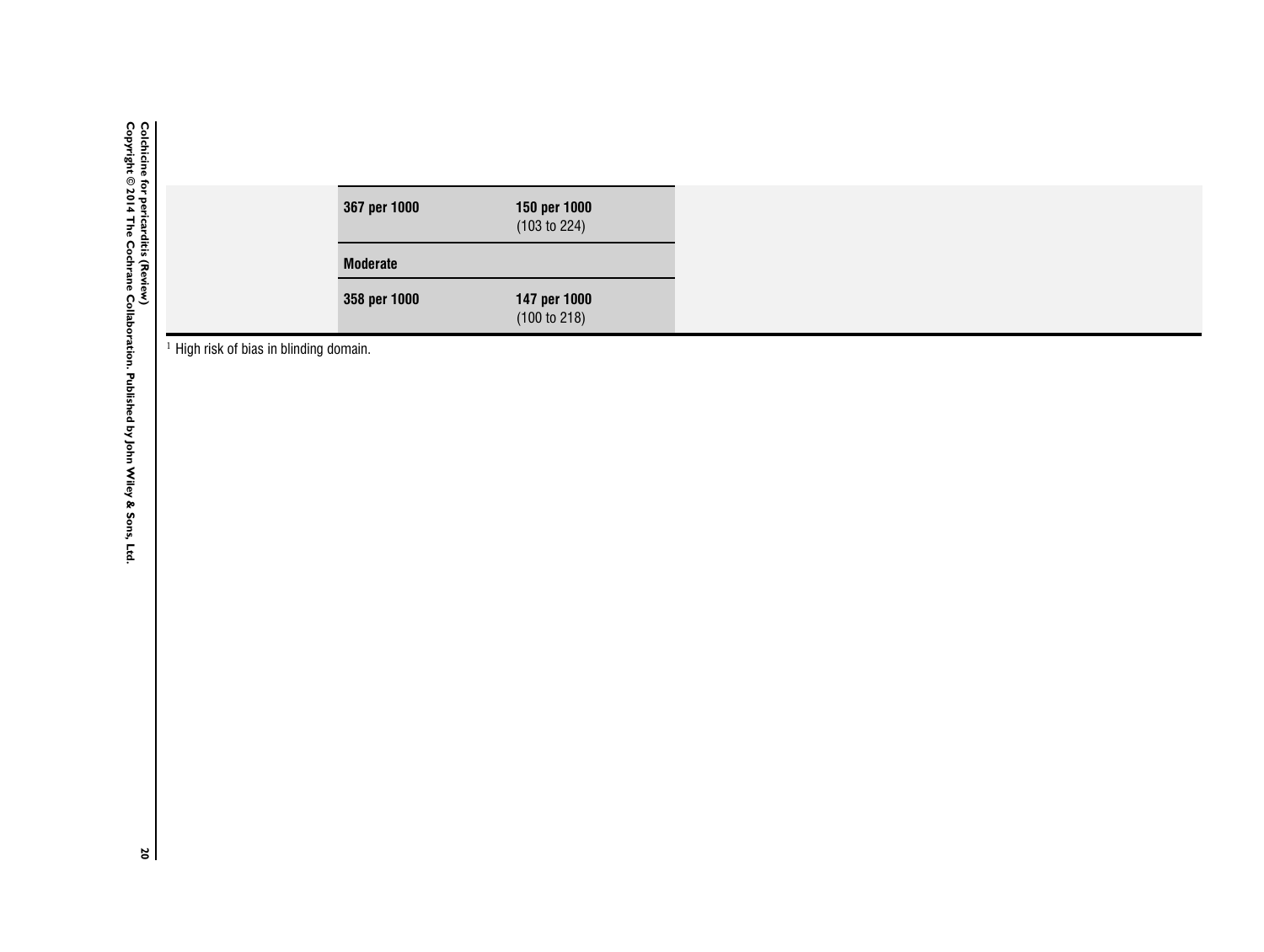| | | | |
|---|---|---|---|
| | **367 per 1000** | **150 per 1000** (103 to 224) | |
| | **Moderate** | | |
| | **358 per 1000** | **147 per 1000** (100 to 218) | |

[1] High risk of bias in blinding domain.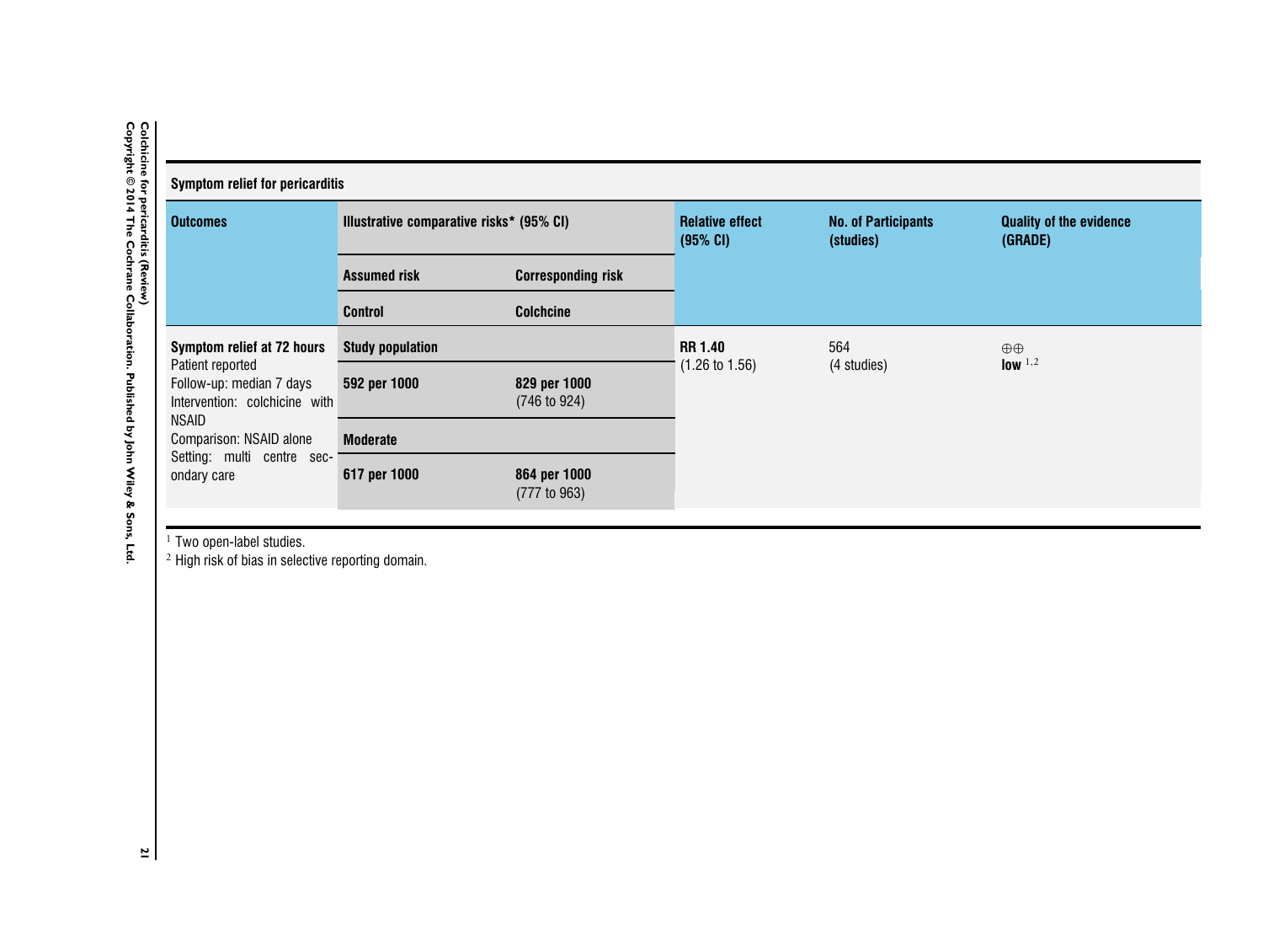| Symptom relief for pericarditis | | | | | |
|---|---|---|---|---|---|
| **Outcomes** | **Illustrative comparative risks* (95% CI)** | | **Relative effect (95% CI)** | **No. of Participants (studies)** | **Quality of the evidence (GRADE)** |
| | **Assumed risk** | **Corresponding risk** | | | |
| | **Control** | **Colchcine** | | | |
| **Symptom relief at 72 hours** Patient reported Follow-up: median 7 days Intervention: colchicine with NSAID Comparison: NSAID alone Setting: multi centre secondary care | **Study population** | | **RR 1.40** (1.26 to 1.56) | 564 (4 studies) | ⊕⊕ **low** [1,2] |
| | **592 per 1000** | **829 per 1000** (746 to 924) | | | |
| | **Moderate** | | | | |
| | **617 per 1000** | **864 per 1000** (777 to 963) | | | |

[1] Two open-label studies.
[2] High risk of bias in selective reporting domain.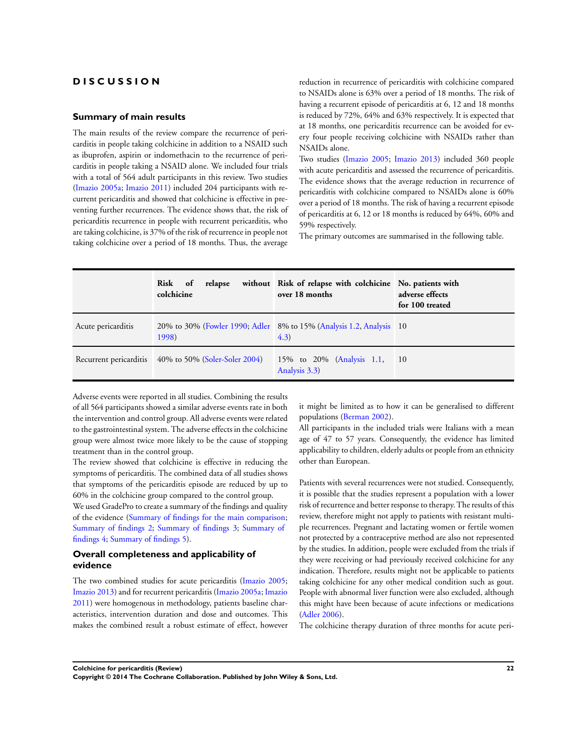# DISCUSSION

## Summary of main results

The main results of the review compare the recurrence of pericarditis in people taking colchicine in addition to a NSAID such as ibuprofen, aspirin or indomethacin to the recurrence of pericarditis in people taking a NSAID alone. We included four trials with a total of 564 adult participants in this review. Two studies (Imazio 2005a; Imazio 2011) included 204 participants with recurrent pericarditis and showed that colchicine is effective in preventing further recurrences. The evidence shows that, the risk of pericarditis recurrence in people with recurrent pericarditis, who are taking colchicine, is 37% of the risk of recurrence in people not taking colchicine over a period of 18 months. Thus, the average reduction in recurrence of pericarditis with colchicine compared to NSAIDs alone is 63% over a period of 18 months. The risk of having a recurrent episode of pericarditis at 6, 12 and 18 months is reduced by 72%, 64% and 63% respectively. It is expected that at 18 months, one pericarditis recurrence can be avoided for every four people receiving colchicine with NSAIDs rather than NSAIDs alone.

Two studies (Imazio 2005; Imazio 2013) included 360 people with acute pericarditis and assessed the recurrence of pericarditis. The evidence shows that the average reduction in recurrence of pericarditis with colchicine compared to NSAIDs alone is 60% over a period of 18 months. The risk of having a recurrent episode of pericarditis at 6, 12 or 18 months is reduced by 64%, 60% and 59% respectively.

The primary outcomes are summarised in the following table.

| | Risk of relapse without colchicine | Risk of relapse with colchicine over 18 months | No. patients with adverse effects for 100 treated |
|---|---|---|---|
| Acute pericarditis | 20% to 30% (Fowler 1990; Adler 1998) | 8% to 15% (Analysis 1.2, Analysis 4.3) | 10 |
| Recurrent pericarditis | 40% to 50% (Soler-Soler 2004) | 15% to 20% (Analysis 1.1, Analysis 3.3) | 10 |

Adverse events were reported in all studies. Combining the results of all 564 participants showed a similar adverse events rate in both the intervention and control group. All adverse events were related to the gastrointestinal system. The adverse effects in the colchicine group were almost twice more likely to be the cause of stopping treatment than in the control group.

The review showed that colchicine is effective in reducing the symptoms of pericarditis. The combined data of all studies shows that symptoms of the pericarditis episode are reduced by up to 60% in the colchicine group compared to the control group.

We used GradePro to create a summary of the findings and quality of the evidence (Summary of findings for the main comparison; Summary of findings 2; Summary of findings 3; Summary of findings 4; Summary of findings 5).

## Overall completeness and applicability of evidence

The two combined studies for acute pericarditis (Imazio 2005; Imazio 2013) and for recurrent pericarditis (Imazio 2005a; Imazio 2011) were homogenous in methodology, patients baseline characteristics, intervention duration and dose and outcomes. This makes the combined result a robust estimate of effect, however it might be limited as to how it can be generalised to different populations (Berman 2002).

All participants in the included trials were Italians with a mean age of 47 to 57 years. Consequently, the evidence has limited applicability to children, elderly adults or people from an ethnicity other than European.

Patients with several recurrences were not studied. Consequently, it is possible that the studies represent a population with a lower risk of recurrence and better response to therapy. The results of this review, therefore might not apply to patients with resistant multiple recurrences. Pregnant and lactating women or fertile women not protected by a contraceptive method are also not represented by the studies. In addition, people were excluded from the trials if they were receiving or had previously received colchicine for any indication. Therefore, results might not be applicable to patients taking colchicine for any other medical condition such as gout. People with abnormal liver function were also excluded, although this might have been because of acute infections or medications (Adler 2006).

The colchicine therapy duration of three months for acute peri-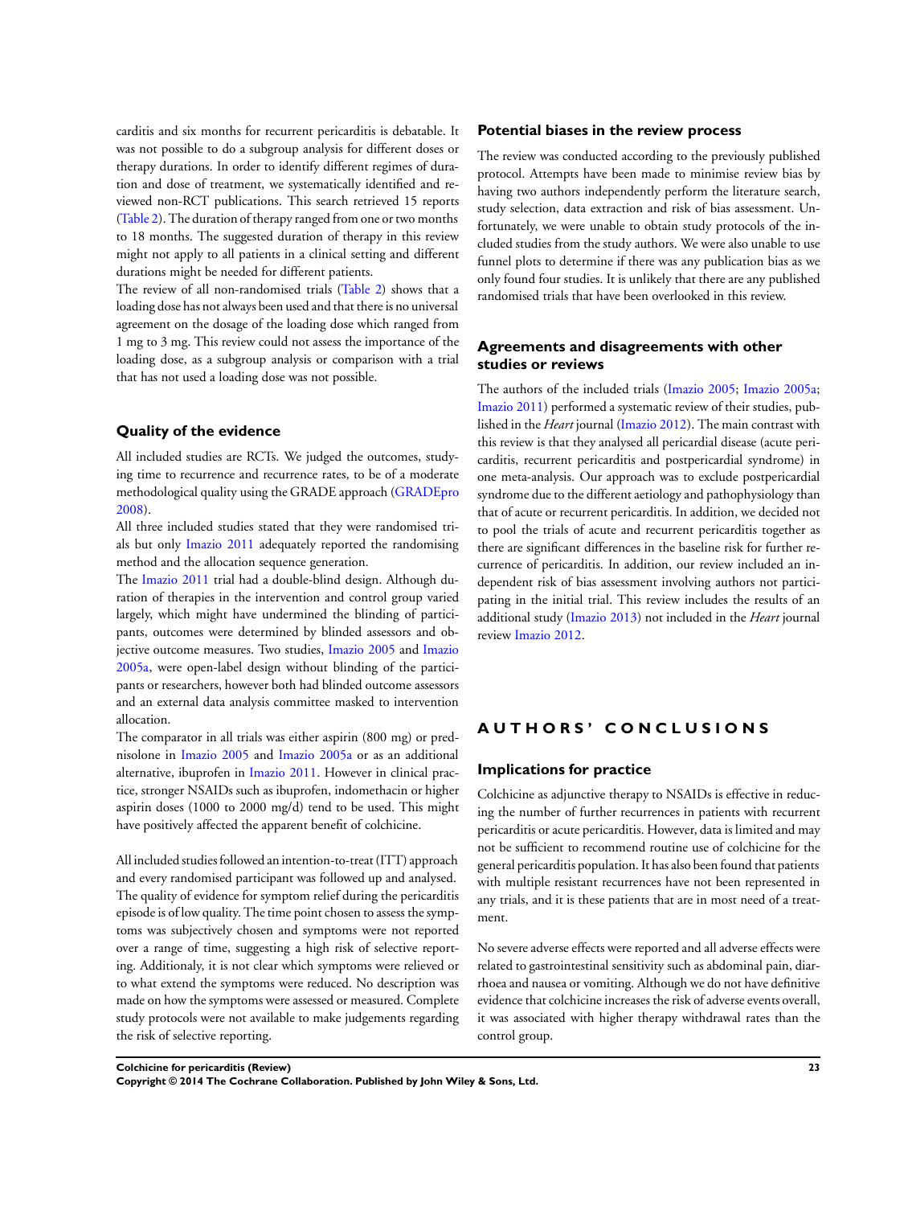carditis and six months for recurrent pericarditis is debatable. It was not possible to do a subgroup analysis for different doses or therapy durations. In order to identify different regimes of duration and dose of treatment, we systematically identified and reviewed non-RCT publications. This search retrieved 15 reports (Table 2). The duration of therapy ranged from one or two months to 18 months. The suggested duration of therapy in this review might not apply to all patients in a clinical setting and different durations might be needed for different patients.

The review of all non-randomised trials (Table 2) shows that a loading dose has not always been used and that there is no universal agreement on the dosage of the loading dose which ranged from 1 mg to 3 mg. This review could not assess the importance of the loading dose, as a subgroup analysis or comparison with a trial that has not used a loading dose was not possible.

## Quality of the evidence

All included studies are RCTs. We judged the outcomes, studying time to recurrence and recurrence rates, to be of a moderate methodological quality using the GRADE approach (GRADEpro 2008).

All three included studies stated that they were randomised trials but only Imazio 2011 adequately reported the randomising method and the allocation sequence generation.

The Imazio 2011 trial had a double-blind design. Although duration of therapies in the intervention and control group varied largely, which might have undermined the blinding of participants, outcomes were determined by blinded assessors and objective outcome measures. Two studies, Imazio 2005 and Imazio 2005a, were open-label design without blinding of the participants or researchers, however both had blinded outcome assessors and an external data analysis committee masked to intervention allocation.

The comparator in all trials was either aspirin (800 mg) or prednisolone in Imazio 2005 and Imazio 2005a or as an additional alternative, ibuprofen in Imazio 2011. However in clinical practice, stronger NSAIDs such as ibuprofen, indomethacin or higher aspirin doses (1000 to 2000 mg/d) tend to be used. This might have positively affected the apparent benefit of colchicine.

All included studies followed an intention-to-treat (ITT) approach and every randomised participant was followed up and analysed. The quality of evidence for symptom relief during the pericarditis episode is of low quality. The time point chosen to assess the symptoms was subjectively chosen and symptoms were not reported over a range of time, suggesting a high risk of selective reporting. Additionaly, it is not clear which symptoms were relieved or to what extend the symptoms were reduced. No description was made on how the symptoms were assessed or measured. Complete study protocols were not available to make judgements regarding the risk of selective reporting.

## Potential biases in the review process

The review was conducted according to the previously published protocol. Attempts have been made to minimise review bias by having two authors independently perform the literature search, study selection, data extraction and risk of bias assessment. Unfortunately, we were unable to obtain study protocols of the included studies from the study authors. We were also unable to use funnel plots to determine if there was any publication bias as we only found four studies. It is unlikely that there are any published randomised trials that have been overlooked in this review.

## Agreements and disagreements with other studies or reviews

The authors of the included trials (Imazio 2005; Imazio 2005a; Imazio 2011) performed a systematic review of their studies, published in the *Heart* journal (Imazio 2012). The main contrast with this review is that they analysed all pericardial disease (acute pericarditis, recurrent pericarditis and postpericardial syndrome) in one meta-analysis. Our approach was to exclude postpericardial syndrome due to the different aetiology and pathophysiology than that of acute or recurrent pericarditis. In addition, we decided not to pool the trials of acute and recurrent pericarditis together as there are significant differences in the baseline risk for further recurrence of pericarditis. In addition, our review included an independent risk of bias assessment involving authors not participating in the initial trial. This review includes the results of an additional study (Imazio 2013) not included in the *Heart* journal review Imazio 2012.

# AUTHORS' CONCLUSIONS

## Implications for practice

Colchicine as adjunctive therapy to NSAIDs is effective in reducing the number of further recurrences in patients with recurrent pericarditis or acute pericarditis. However, data is limited and may not be sufficient to recommend routine use of colchicine for the general pericarditis population. It has also been found that patients with multiple resistant recurrences have not been represented in any trials, and it is these patients that are in most need of a treatment.

No severe adverse effects were reported and all adverse effects were related to gastrointestinal sensitivity such as abdominal pain, diarrhoea and nausea or vomiting. Although we do not have definitive evidence that colchicine increases the risk of adverse events overall, it was associated with higher therapy withdrawal rates than the control group.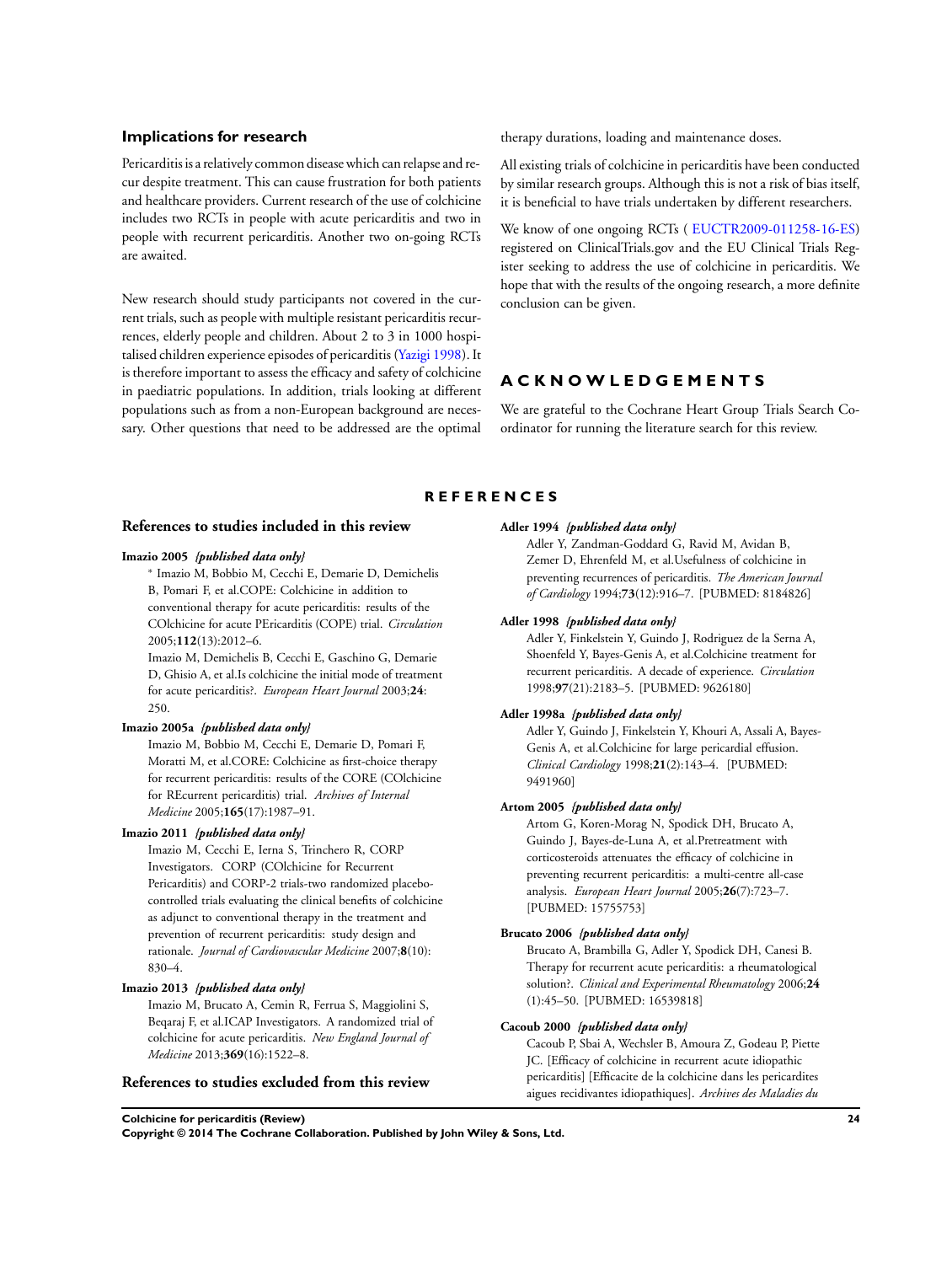## Implications for research

Pericarditis is a relatively common disease which can relapse and recur despite treatment. This can cause frustration for both patients and healthcare providers. Current research of the use of colchicine includes two RCTs in people with acute pericarditis and two in people with recurrent pericarditis. Another two on-going RCTs are awaited.

New research should study participants not covered in the current trials, such as people with multiple resistant pericarditis recurrences, elderly people and children. About 2 to 3 in 1000 hospitalised children experience episodes of pericarditis (Yazigi 1998). It is therefore important to assess the efficacy and safety of colchicine in paediatric populations. In addition, trials looking at different populations such as from a non-European background are necessary. Other questions that need to be addressed are the optimal therapy durations, loading and maintenance doses.

All existing trials of colchicine in pericarditis have been conducted by similar research groups. Although this is not a risk of bias itself, it is beneficial to have trials undertaken by different researchers.

We know of one ongoing RCTs ( EUCTR2009-011258-16-ES) registered on ClinicalTrials.gov and the EU Clinical Trials Register seeking to address the use of colchicine in pericarditis. We hope that with the results of the ongoing research, a more definite conclusion can be given.

# ACKNOWLEDGEMENTS

We are grateful to the Cochrane Heart Group Trials Search Co-ordinator for running the literature search for this review.

# REFERENCES

## References to studies included in this review

**Imazio 2005** *{published data only}*

* Imazio M, Bobbio M, Cecchi E, Demarie D, Demichelis B, Pomari F, et al.COPE: Colchicine in addition to conventional therapy for acute pericarditis: results of the COlchicine for acute PEricarditis (COPE) trial. *Circulation* 2005;**112**(13):2012–6.

Imazio M, Demichelis B, Cecchi E, Gaschino G, Demarie D, Ghisio A, et al.Is colchicine the initial mode of treatment for acute pericarditis?. *European Heart Journal* 2003;**24**: 250.

**Imazio 2005a** *{published data only}*

Imazio M, Bobbio M, Cecchi E, Demarie D, Pomari F, Moratti M, et al.CORE: Colchicine as first-choice therapy for recurrent pericarditis: results of the CORE (COlchicine for REcurrent pericarditis) trial. *Archives of Internal Medicine* 2005;**165**(17):1987–91.

**Imazio 2011** *{published data only}*

Imazio M, Cecchi E, Ierna S, Trinchero R, CORP Investigators. CORP (COlchicine for Recurrent Pericarditis) and CORP-2 trials-two randomized placebo-controlled trials evaluating the clinical benefits of colchicine as adjunct to conventional therapy in the treatment and prevention of recurrent pericarditis: study design and rationale. *Journal of Cardiovascular Medicine* 2007;**8**(10): 830–4.

**Imazio 2013** *{published data only}*

Imazio M, Brucato A, Cemin R, Ferrua S, Maggiolini S, Beqaraj F, et al.ICAP Investigators. A randomized trial of colchicine for acute pericarditis. *New England Journal of Medicine* 2013;**369**(16):1522–8.

## References to studies excluded from this review

**Adler 1994** *{published data only}*

Adler Y, Zandman-Goddard G, Ravid M, Avidan B, Zemer D, Ehrenfeld M, et al.Usefulness of colchicine in preventing recurrences of pericarditis. *The American Journal of Cardiology* 1994;**73**(12):916–7. [PUBMED: 8184826]

**Adler 1998** *{published data only}*

Adler Y, Finkelstein Y, Guindo J, Rodriguez de la Serna A, Shoenfeld Y, Bayes-Genis A, et al.Colchicine treatment for recurrent pericarditis. A decade of experience. *Circulation* 1998;**97**(21):2183–5. [PUBMED: 9626180]

**Adler 1998a** *{published data only}*

Adler Y, Guindo J, Finkelstein Y, Khouri A, Assali A, Bayes-Genis A, et al.Colchicine for large pericardial effusion. *Clinical Cardiology* 1998;**21**(2):143–4. [PUBMED: 9491960]

**Artom 2005** *{published data only}*

Artom G, Koren-Morag N, Spodick DH, Brucato A, Guindo J, Bayes-de-Luna A, et al.Pretreatment with corticosteroids attenuates the efficacy of colchicine in preventing recurrent pericarditis: a multi-centre all-case analysis. *European Heart Journal* 2005;**26**(7):723–7. [PUBMED: 15755753]

**Brucato 2006** *{published data only}*

Brucato A, Brambilla G, Adler Y, Spodick DH, Canesi B. Therapy for recurrent acute pericarditis: a rheumatological solution?. *Clinical and Experimental Rheumatology* 2006;**24** (1):45–50. [PUBMED: 16539818]

**Cacoub 2000** *{published data only}*

Cacoub P, Sbai A, Wechsler B, Amoura Z, Godeau P, Piette JC. [Efficacy of colchicine in recurrent acute idiopathic pericarditis] [Efficacite de la colchicine dans les pericardites aigues recidivantes idiopathiques]. *Archives des Maladies du*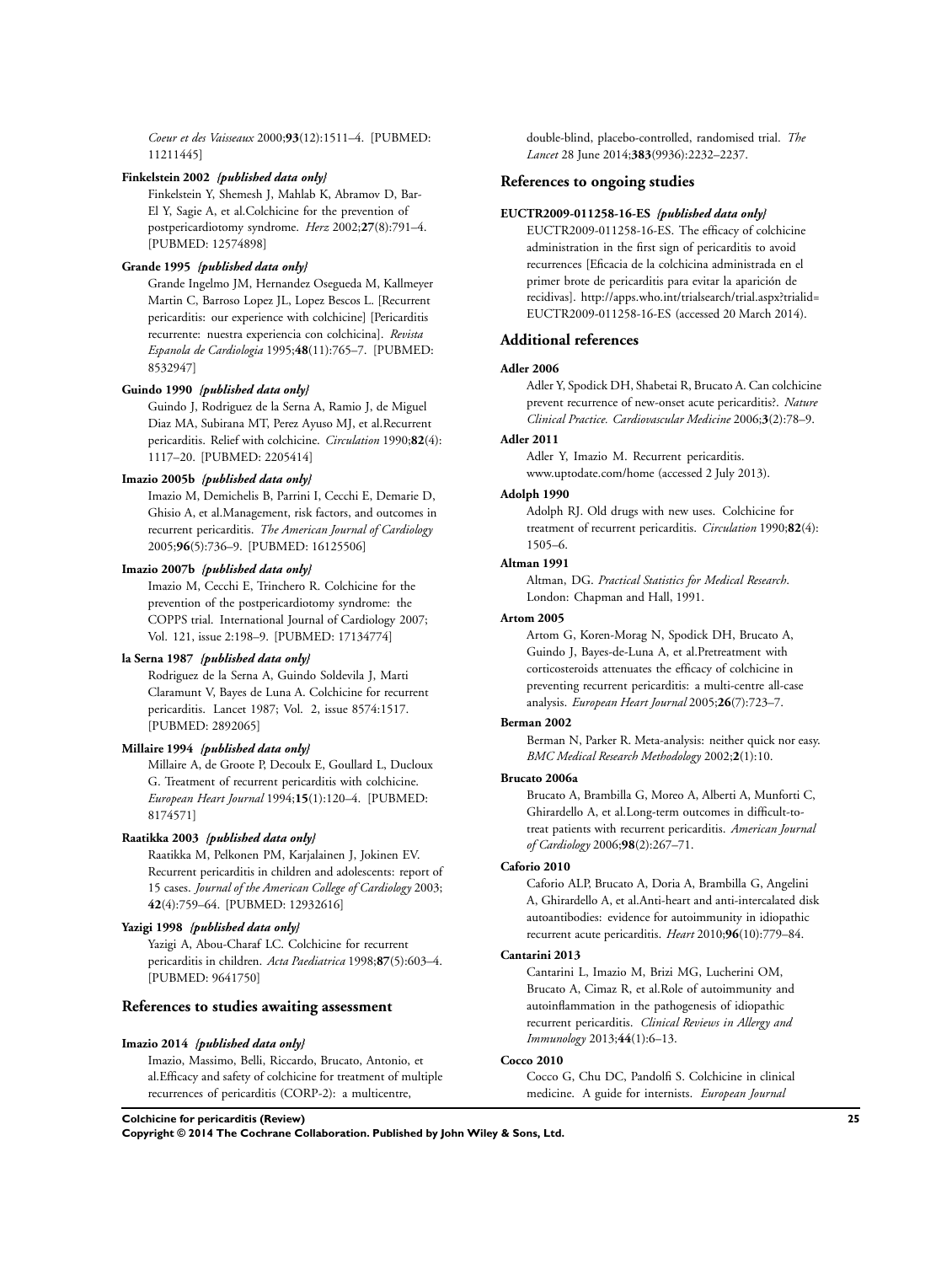*Coeur et des Vaisseaux* 2000;**93**(12):1511–4. [PUBMED: 11211445]

**Finkelstein 2002** *{published data only}*

Finkelstein Y, Shemesh J, Mahlab K, Abramov D, Bar-El Y, Sagie A, et al.Colchicine for the prevention of postpericardiotomy syndrome. *Herz* 2002;**27**(8):791–4. [PUBMED: 12574898]

**Grande 1995** *{published data only}*

Grande Ingelmo JM, Hernandez Osegueda M, Kallmeyer Martin C, Barroso Lopez JL, Lopez Bescos L. [Recurrent pericarditis: our experience with colchicine] [Pericarditis recurrente: nuestra experiencia con colchicina]. *Revista Espanola de Cardiologia* 1995;**48**(11):765–7. [PUBMED: 8532947]

**Guindo 1990** *{published data only}*

Guindo J, Rodriguez de la Serna A, Ramio J, de Miguel Diaz MA, Subirana MT, Perez Ayuso MJ, et al.Recurrent pericarditis. Relief with colchicine. *Circulation* 1990;**82**(4): 1117–20. [PUBMED: 2205414]

**Imazio 2005b** *{published data only}*

Imazio M, Demichelis B, Parrini I, Cecchi E, Demarie D, Ghisio A, et al.Management, risk factors, and outcomes in recurrent pericarditis. *The American Journal of Cardiology* 2005;**96**(5):736–9. [PUBMED: 16125506]

**Imazio 2007b** *{published data only}*

Imazio M, Cecchi E, Trinchero R. Colchicine for the prevention of the postpericardiotomy syndrome: the COPPS trial. International Journal of Cardiology 2007; Vol. 121, issue 2:198–9. [PUBMED: 17134774]

**la Serna 1987** *{published data only}*

Rodriguez de la Serna A, Guindo Soldevila J, Marti Claramunt V, Bayes de Luna A. Colchicine for recurrent pericarditis. Lancet 1987; Vol. 2, issue 8574:1517. [PUBMED: 2892065]

**Millaire 1994** *{published data only}*

Millaire A, de Groote P, Decoulx E, Goullard L, Ducloux G. Treatment of recurrent pericarditis with colchicine. *European Heart Journal* 1994;**15**(1):120–4. [PUBMED: 8174571]

**Raatikka 2003** *{published data only}*

Raatikka M, Pelkonen PM, Karjalainen J, Jokinen EV. Recurrent pericarditis in children and adolescents: report of 15 cases. *Journal of the American College of Cardiology* 2003; **42**(4):759–64. [PUBMED: 12932616]

**Yazigi 1998** *{published data only}*

Yazigi A, Abou-Charaf LC. Colchicine for recurrent pericarditis in children. *Acta Paediatrica* 1998;**87**(5):603–4. [PUBMED: 9641750]

## References to studies awaiting assessment

**Imazio 2014** *{published data only}*

Imazio, Massimo, Belli, Riccardo, Brucato, Antonio, et al.Efficacy and safety of colchicine for treatment of multiple recurrences of pericarditis (CORP-2): a multicentre, double-blind, placebo-controlled, randomised trial. *The Lancet* 28 June 2014;**383**(9936):2232–2237.

## References to ongoing studies

**EUCTR2009-011258-16-ES** *{published data only}*

EUCTR2009-011258-16-ES. The efficacy of colchicine administration in the first sign of pericarditis to avoid recurrences [Eficacia de la colchicina administrada en el primer brote de pericarditis para evitar la aparición de recidivas]. http://apps.who.int/trialsearch/trial.aspx?trialid=EUCTR2009-011258-16-ES (accessed 20 March 2014).

## Additional references

**Adler 2006**

Adler Y, Spodick DH, Shabetai R, Brucato A. Can colchicine prevent recurrence of new-onset acute pericarditis?. *Nature Clinical Practice. Cardiovascular Medicine* 2006;**3**(2):78–9.

**Adler 2011**

Adler Y, Imazio M. Recurrent pericarditis. www.uptodate.com/home (accessed 2 July 2013).

**Adolph 1990**

Adolph RJ. Old drugs with new uses. Colchicine for treatment of recurrent pericarditis. *Circulation* 1990;**82**(4): 1505–6.

**Altman 1991**

Altman, DG. *Practical Statistics for Medical Research*. London: Chapman and Hall, 1991.

**Artom 2005**

Artom G, Koren-Morag N, Spodick DH, Brucato A, Guindo J, Bayes-de-Luna A, et al.Pretreatment with corticosteroids attenuates the efficacy of colchicine in preventing recurrent pericarditis: a multi-centre all-case analysis. *European Heart Journal* 2005;**26**(7):723–7.

**Berman 2002**

Berman N, Parker R. Meta-analysis: neither quick nor easy. *BMC Medical Research Methodology* 2002;**2**(1):10.

**Brucato 2006a**

Brucato A, Brambilla G, Moreo A, Alberti A, Munforti C, Ghirardello A, et al.Long-term outcomes in difficult-to-treat patients with recurrent pericarditis. *American Journal of Cardiology* 2006;**98**(2):267–71.

**Caforio 2010**

Caforio ALP, Brucato A, Doria A, Brambilla G, Angelini A, Ghirardello A, et al.Anti-heart and anti-intercalated disk autoantibodies: evidence for autoimmunity in idiopathic recurrent acute pericarditis. *Heart* 2010;**96**(10):779–84.

**Cantarini 2013**

Cantarini L, Imazio M, Brizi MG, Lucherini OM, Brucato A, Cimaz R, et al.Role of autoimmunity and autoinflammation in the pathogenesis of idiopathic recurrent pericarditis. *Clinical Reviews in Allergy and Immunology* 2013;**44**(1):6–13.

**Cocco 2010**

Cocco G, Chu DC, Pandolfi S. Colchicine in clinical medicine. A guide for internists. *European Journal*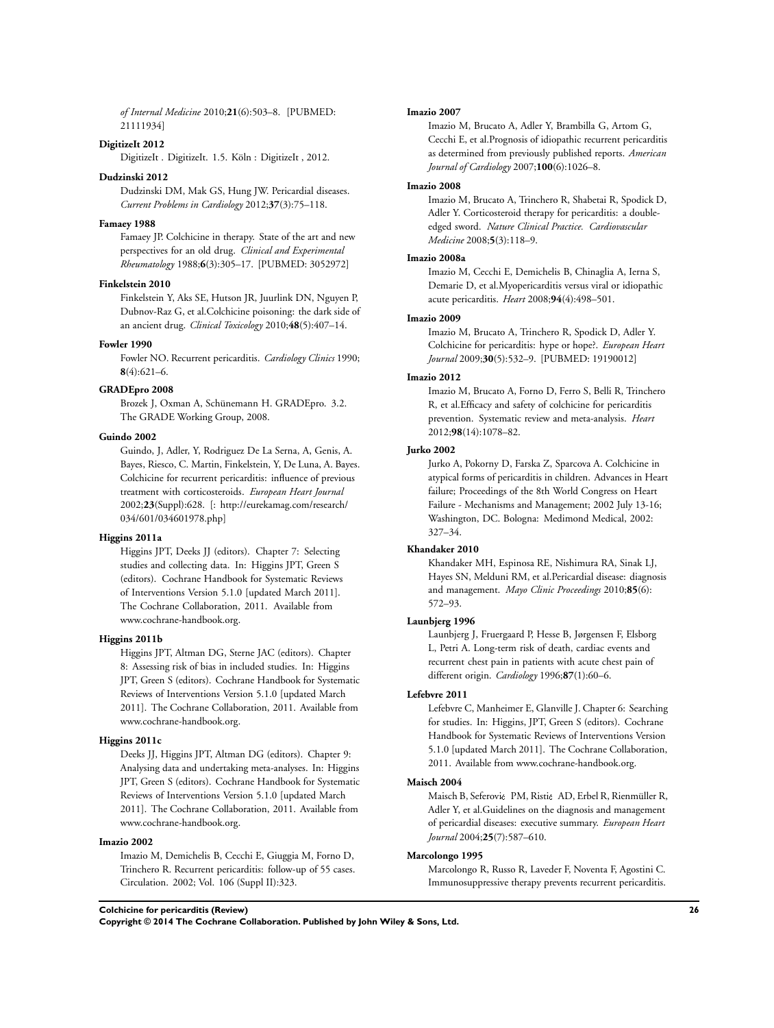*of Internal Medicine* 2010;**21**(6):503–8. [PUBMED: 21111934]

**DigitizeIt 2012**

DigitizeIt . DigitizeIt. 1.5. Köln : DigitizeIt , 2012.

**Dudzinski 2012**

Dudzinski DM, Mak GS, Hung JW. Pericardial diseases. *Current Problems in Cardiology* 2012;**37**(3):75–118.

**Famaey 1988**

Famaey JP. Colchicine in therapy. State of the art and new perspectives for an old drug. *Clinical and Experimental Rheumatology* 1988;**6**(3):305–17. [PUBMED: 3052972]

**Finkelstein 2010**

Finkelstein Y, Aks SE, Hutson JR, Juurlink DN, Nguyen P, Dubnov-Raz G, et al.Colchicine poisoning: the dark side of an ancient drug. *Clinical Toxicology* 2010;**48**(5):407–14.

**Fowler 1990**

Fowler NO. Recurrent pericarditis. *Cardiology Clinics* 1990; **8**(4):621–6.

**GRADEpro 2008**

Brozek J, Oxman A, Schünemann H. GRADEpro. 3.2. The GRADE Working Group, 2008.

**Guindo 2002**

Guindo, J, Adler, Y, Rodriguez De La Serna, A, Genis, A. Bayes, Riesco, C. Martin, Finkelstein, Y, De Luna, A. Bayes. Colchicine for recurrent pericarditis: influence of previous treatment with corticosteroids. *European Heart Journal* 2002;**23**(Suppl):628. [: http://eurekamag.com/research/034/601/034601978.php]

**Higgins 2011a**

Higgins JPT, Deeks JJ (editors). Chapter 7: Selecting studies and collecting data. In: Higgins JPT, Green S (editors). Cochrane Handbook for Systematic Reviews of Interventions Version 5.1.0 [updated March 2011]. The Cochrane Collaboration, 2011. Available from www.cochrane-handbook.org.

**Higgins 2011b**

Higgins JPT, Altman DG, Sterne JAC (editors). Chapter 8: Assessing risk of bias in included studies. In: Higgins JPT, Green S (editors). Cochrane Handbook for Systematic Reviews of Interventions Version 5.1.0 [updated March 2011]. The Cochrane Collaboration, 2011. Available from www.cochrane-handbook.org.

**Higgins 2011c**

Deeks JJ, Higgins JPT, Altman DG (editors). Chapter 9: Analysing data and undertaking meta-analyses. In: Higgins JPT, Green S (editors). Cochrane Handbook for Systematic Reviews of Interventions Version 5.1.0 [updated March 2011]. The Cochrane Collaboration, 2011. Available from www.cochrane-handbook.org.

**Imazio 2002**

Imazio M, Demichelis B, Cecchi E, Giuggia M, Forno D, Trinchero R. Recurrent pericarditis: follow-up of 55 cases. Circulation. 2002; Vol. 106 (Suppl II):323.

**Imazio 2007**

Imazio M, Brucato A, Adler Y, Brambilla G, Artom G, Cecchi E, et al.Prognosis of idiopathic recurrent pericarditis as determined from previously published reports. *American Journal of Cardiology* 2007;**100**(6):1026–8.

**Imazio 2008**

Imazio M, Brucato A, Trinchero R, Shabetai R, Spodick D, Adler Y. Corticosteroid therapy for pericarditis: a double-edged sword. *Nature Clinical Practice. Cardiovascular Medicine* 2008;**5**(3):118–9.

**Imazio 2008a**

Imazio M, Cecchi E, Demichelis B, Chinaglia A, Ierna S, Demarie D, et al.Myopericarditis versus viral or idiopathic acute pericarditis. *Heart* 2008;**94**(4):498–501.

**Imazio 2009**

Imazio M, Brucato A, Trinchero R, Spodick D, Adler Y. Colchicine for pericarditis: hype or hope?. *European Heart Journal* 2009;**30**(5):532–9. [PUBMED: 19190012]

**Imazio 2012**

Imazio M, Brucato A, Forno D, Ferro S, Belli R, Trinchero R, et al.Efficacy and safety of colchicine for pericarditis prevention. Systematic review and meta-analysis. *Heart* 2012;**98**(14):1078–82.

**Jurko 2002**

Jurko A, Pokorny D, Farska Z, Sparcova A. Colchicine in atypical forms of pericarditis in children. Advances in Heart failure; Proceedings of the 8th World Congress on Heart Failure - Mechanisms and Management; 2002 July 13-16; Washington, DC. Bologna: Medimond Medical, 2002: 327–34.

**Khandaker 2010**

Khandaker MH, Espinosa RE, Nishimura RA, Sinak LJ, Hayes SN, Melduni RM, et al.Pericardial disease: diagnosis and management. *Mayo Clinic Proceedings* 2010;**85**(6): 572–93.

**Launbjerg 1996**

Launbjerg J, Fruergaard P, Hesse B, Jørgensen F, Elsborg L, Petri A. Long-term risk of death, cardiac events and recurrent chest pain in patients with acute chest pain of different origin. *Cardiology* 1996;**87**(1):60–6.

**Lefebvre 2011**

Lefebvre C, Manheimer E, Glanville J. Chapter 6: Searching for studies. In: Higgins, JPT, Green S (editors). Cochrane Handbook for Systematic Reviews of Interventions Version 5.1.0 [updated March 2011]. The Cochrane Collaboration, 2011. Available from www.cochrane-handbook.org.

**Maisch 2004**

Maisch B, Seferović PM, Ristić AD, Erbel R, Rienmüller R, Adler Y, et al.Guidelines on the diagnosis and management of pericardial diseases: executive summary. *European Heart Journal* 2004;**25**(7):587–610.

**Marcolongo 1995**

Marcolongo R, Russo R, Laveder F, Noventa F, Agostini C. Immunosuppressive therapy prevents recurrent pericarditis.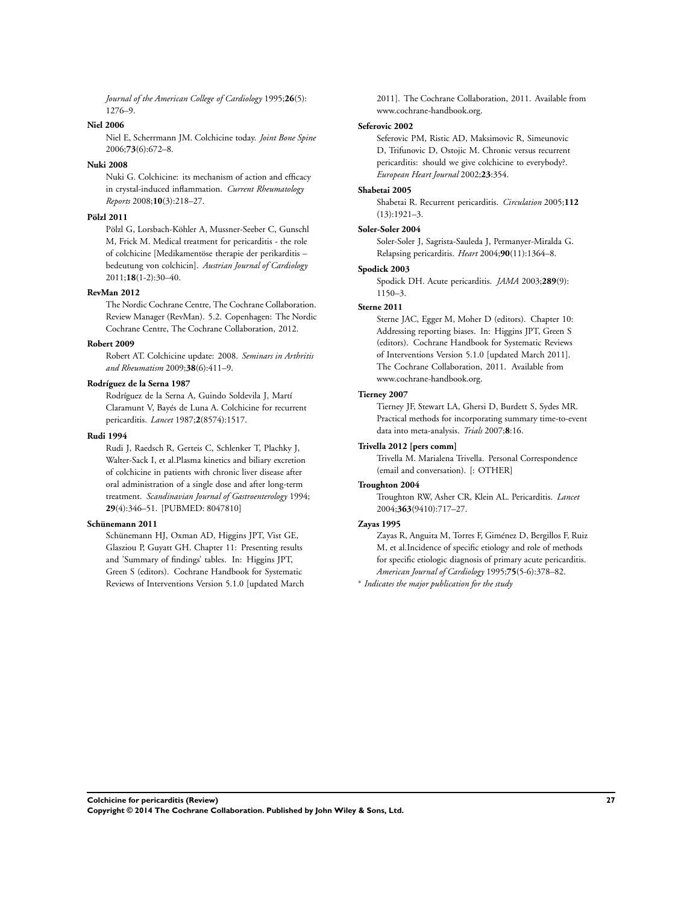*Journal of the American College of Cardiology* 1995;**26**(5): 1276–9.

**Niel 2006**

Niel E, Scherrmann JM. Colchicine today. *Joint Bone Spine* 2006;**73**(6):672–8.

**Nuki 2008**

Nuki G. Colchicine: its mechanism of action and efficacy in crystal-induced inflammation. *Current Rheumatology Reports* 2008;**10**(3):218–27.

**Pölzl 2011**

Pölzl G, Lorsbach-Köhler A, Mussner-Seeber C, Gunschl M, Frick M. Medical treatment for pericarditis - the role of colchicine [Medikamentöse therapie der perikarditis – bedeutung von colchicin]. *Austrian Journal of Cardiology* 2011;**18**(1-2):30–40.

**RevMan 2012**

The Nordic Cochrane Centre, The Cochrane Collaboration. Review Manager (RevMan). 5.2. Copenhagen: The Nordic Cochrane Centre, The Cochrane Collaboration, 2012.

**Robert 2009**

Robert AT. Colchicine update: 2008. *Seminars in Arthritis and Rheumatism* 2009;**38**(6):411–9.

**Rodríguez de la Serna 1987**

Rodríguez de la Serna A, Guindo Soldevila J, Martí Claramunt V, Bayés de Luna A. Colchicine for recurrent pericarditis. *Lancet* 1987;**2**(8574):1517.

**Rudi 1994**

Rudi J, Raedsch R, Gerteis C, Schlenker T, Plachky J, Walter-Sack I, et al.Plasma kinetics and biliary excretion of colchicine in patients with chronic liver disease after oral administration of a single dose and after long-term treatment. *Scandinavian Journal of Gastroenterology* 1994; **29**(4):346–51. [PUBMED: 8047810]

**Schünemann 2011**

Schünemann HJ, Oxman AD, Higgins JPT, Vist GE, Glasziou P, Guyatt GH. Chapter 11: Presenting results and 'Summary of findings' tables. In: Higgins JPT, Green S (editors). Cochrane Handbook for Systematic Reviews of Interventions Version 5.1.0 [updated March 2011]. The Cochrane Collaboration, 2011. Available from www.cochrane-handbook.org.

**Seferovic 2002**

Seferovic PM, Ristic AD, Maksimovic R, Simeunovic D, Trifunovic D, Ostojic M. Chronic versus recurrent pericarditis: should we give colchicine to everybody?. *European Heart Journal* 2002;**23**:354.

**Shabetai 2005**

Shabetai R. Recurrent pericarditis. *Circulation* 2005;**112** (13):1921–3.

**Soler-Soler 2004**

Soler-Soler J, Sagrista-Sauleda J, Permanyer-Miralda G. Relapsing pericarditis. *Heart* 2004;**90**(11):1364–8.

**Spodick 2003**

Spodick DH. Acute pericarditis. *JAMA* 2003;**289**(9): 1150–3.

**Sterne 2011**

Sterne JAC, Egger M, Moher D (editors). Chapter 10: Addressing reporting biases. In: Higgins JPT, Green S (editors). Cochrane Handbook for Systematic Reviews of Interventions Version 5.1.0 [updated March 2011]. The Cochrane Collaboration, 2011. Available from www.cochrane-handbook.org.

**Tierney 2007**

Tierney JF, Stewart LA, Ghersi D, Burdett S, Sydes MR. Practical methods for incorporating summary time-to-event data into meta-analysis. *Trials* 2007;**8**:16.

**Trivella 2012 [pers comm]**

Trivella M. Marialena Trivella. Personal Correspondence (email and conversation). [: OTHER]

**Troughton 2004**

Troughton RW, Asher CR, Klein AL. Pericarditis. *Lancet* 2004;**363**(9410):717–27.

**Zayas 1995**

Zayas R, Anguita M, Torres F, Giménez D, Bergillos F, Ruiz M, et al.Incidence of specific etiology and role of methods for specific etiologic diagnosis of primary acute pericarditis. *American Journal of Cardiology* 1995;**75**(5-6):378–82.

∗ *Indicates the major publication for the study*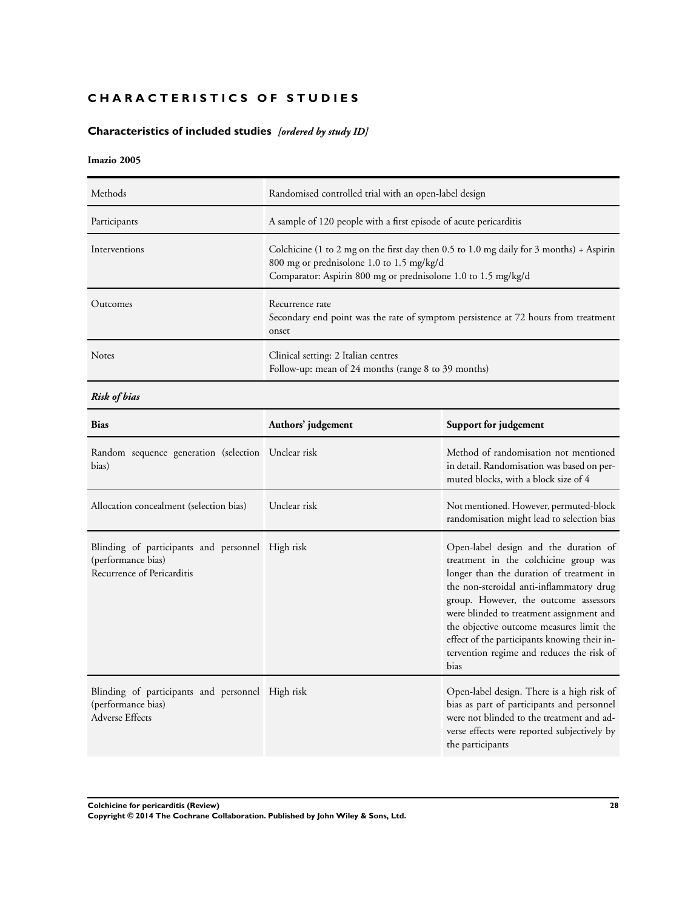# CHARACTERISTICS OF STUDIES

## Characteristics of included studies *[ordered by study ID]*

### Imazio 2005

| | |
|---|---|
| Methods | Randomised controlled trial with an open-label design |
| Participants | A sample of 120 people with a first episode of acute pericarditis |
| Interventions | Colchicine (1 to 2 mg on the first day then 0.5 to 1.0 mg daily for 3 months) + Aspirin 800 mg or prednisolone 1.0 to 1.5 mg/kg/d<br>Comparator: Aspirin 800 mg or prednisolone 1.0 to 1.5 mg/kg/d |
| Outcomes | Recurrence rate<br>Secondary end point was the rate of symptom persistence at 72 hours from treatment onset |
| Notes | Clinical setting: 2 Italian centres<br>Follow-up: mean of 24 months (range 8 to 39 months) |

***Risk of bias***

| Bias | Authors' judgement | Support for judgement |
|---|---|---|
| Random sequence generation (selection bias) | Unclear risk | Method of randomisation not mentioned in detail. Randomisation was based on permuted blocks, with a block size of 4 |
| Allocation concealment (selection bias) | Unclear risk | Not mentioned. However, permuted-block randomisation might lead to selection bias |
| Blinding of participants and personnel (performance bias)<br>Recurrence of Pericarditis | High risk | Open-label design and the duration of treatment in the colchicine group was longer than the duration of treatment in the non-steroidal anti-inflammatory drug group. However, the outcome assessors were blinded to treatment assignment and the objective outcome measures limit the effect of the participants knowing their intervention regime and reduces the risk of bias |
| Blinding of participants and personnel (performance bias)<br>Adverse Effects | High risk | Open-label design. There is a high risk of bias as part of participants and personnel were not blinded to the treatment and adverse effects were reported subjectively by the participants |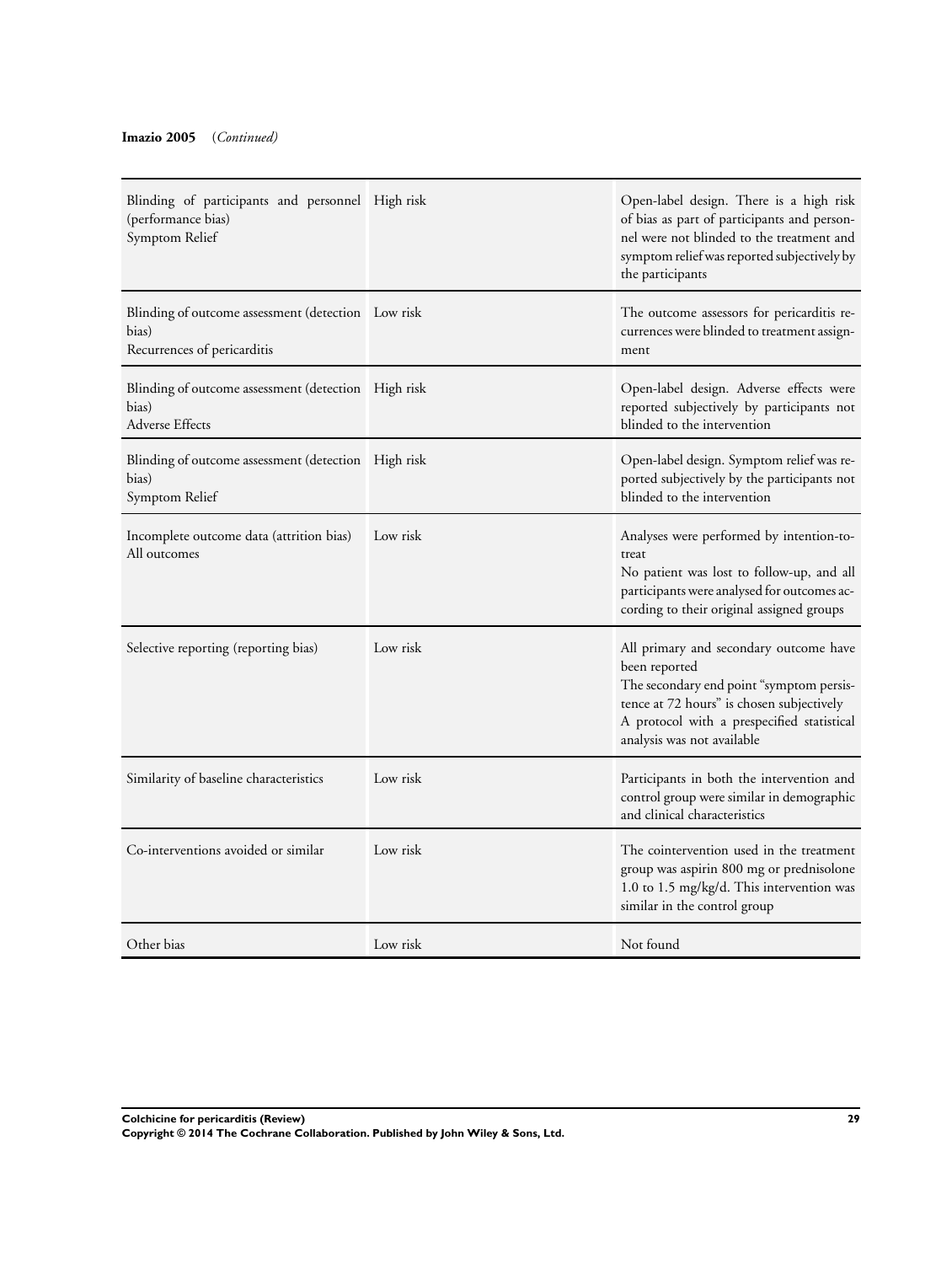**Imazio 2005** (*Continued*)

| | | |
|---|---|---|
| Blinding of participants and personnel (performance bias)<br>Symptom Relief | High risk | Open-label design. There is a high risk of bias as part of participants and personnel were not blinded to the treatment and symptom relief was reported subjectively by the participants |
| Blinding of outcome assessment (detection bias)<br>Recurrences of pericarditis | Low risk | The outcome assessors for pericarditis recurrences were blinded to treatment assignment |
| Blinding of outcome assessment (detection bias)<br>Adverse Effects | High risk | Open-label design. Adverse effects were reported subjectively by participants not blinded to the intervention |
| Blinding of outcome assessment (detection bias)<br>Symptom Relief | High risk | Open-label design. Symptom relief was reported subjectively by the participants not blinded to the intervention |
| Incomplete outcome data (attrition bias)<br>All outcomes | Low risk | Analyses were performed by intention-to-treat<br>No patient was lost to follow-up, and all participants were analysed for outcomes according to their original assigned groups |
| Selective reporting (reporting bias) | Low risk | All primary and secondary outcome have been reported<br>The secondary end point "symptom persistence at 72 hours" is chosen subjectively<br>A protocol with a prespecified statistical analysis was not available |
| Similarity of baseline characteristics | Low risk | Participants in both the intervention and control group were similar in demographic and clinical characteristics |
| Co-interventions avoided or similar | Low risk | The cointervention used in the treatment group was aspirin 800 mg or prednisolone 1.0 to 1.5 mg/kg/d. This intervention was similar in the control group |
| Other bias | Low risk | Not found |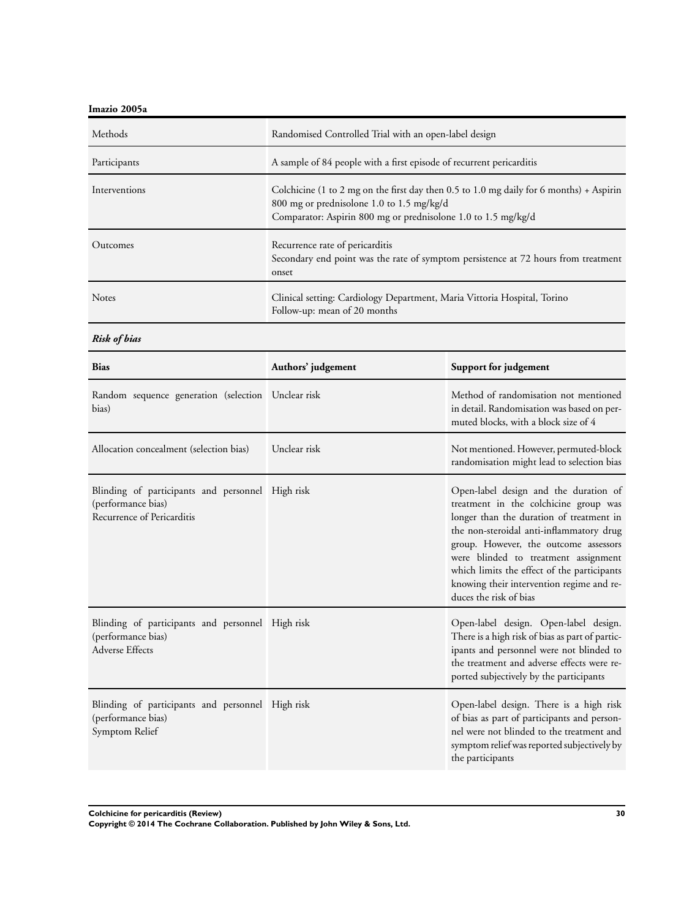**Imazio 2005a**

| | |
|---|---|
| Methods | Randomised Controlled Trial with an open-label design |
| Participants | A sample of 84 people with a first episode of recurrent pericarditis |
| Interventions | Colchicine (1 to 2 mg on the first day then 0.5 to 1.0 mg daily for 6 months) + Aspirin 800 mg or prednisolone 1.0 to 1.5 mg/kg/d<br>Comparator: Aspirin 800 mg or prednisolone 1.0 to 1.5 mg/kg/d |
| Outcomes | Recurrence rate of pericarditis<br>Secondary end point was the rate of symptom persistence at 72 hours from treatment onset |
| Notes | Clinical setting: Cardiology Department, Maria Vittoria Hospital, Torino<br>Follow-up: mean of 20 months |

***Risk of bias***

| Bias | Authors' judgement | Support for judgement |
|---|---|---|
| Random sequence generation (selection bias) | Unclear risk | Method of randomisation not mentioned in detail. Randomisation was based on permuted blocks, with a block size of 4 |
| Allocation concealment (selection bias) | Unclear risk | Not mentioned. However, permuted-block randomisation might lead to selection bias |
| Blinding of participants and personnel (performance bias)<br>Recurrence of Pericarditis | High risk | Open-label design and the duration of treatment in the colchicine group was longer than the duration of treatment in the non-steroidal anti-inflammatory drug group. However, the outcome assessors were blinded to treatment assignment which limits the effect of the participants knowing their intervention regime and reduces the risk of bias |
| Blinding of participants and personnel (performance bias)<br>Adverse Effects | High risk | Open-label design. Open-label design. There is a high risk of bias as part of participants and personnel were not blinded to the treatment and adverse effects were reported subjectively by the participants |
| Blinding of participants and personnel (performance bias)<br>Symptom Relief | High risk | Open-label design. There is a high risk of bias as part of participants and personnel were not blinded to the treatment and symptom relief was reported subjectively by the participants |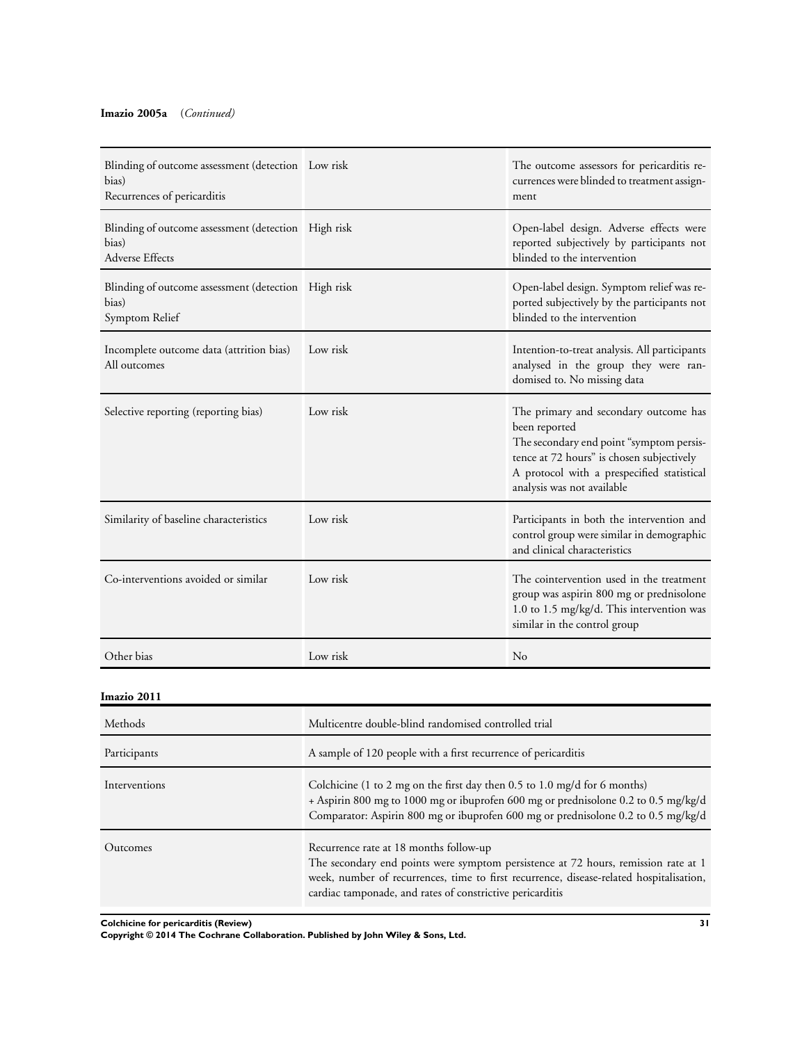**Imazio 2005a** (*Continued*)

| | | |
|---|---|---|
| Blinding of outcome assessment (detection bias)<br>Recurrences of pericarditis | Low risk | The outcome assessors for pericarditis recurrences were blinded to treatment assignment |
| Blinding of outcome assessment (detection bias)<br>Adverse Effects | High risk | Open-label design. Adverse effects were reported subjectively by participants not blinded to the intervention |
| Blinding of outcome assessment (detection bias)<br>Symptom Relief | High risk | Open-label design. Symptom relief was reported subjectively by the participants not blinded to the intervention |
| Incomplete outcome data (attrition bias)<br>All outcomes | Low risk | Intention-to-treat analysis. All participants analysed in the group they were randomised to. No missing data |
| Selective reporting (reporting bias) | Low risk | The primary and secondary outcome has been reported<br>The secondary end point "symptom persistence at 72 hours" is chosen subjectively<br>A protocol with a prespecified statistical analysis was not available |
| Similarity of baseline characteristics | Low risk | Participants in both the intervention and control group were similar in demographic and clinical characteristics |
| Co-interventions avoided or similar | Low risk | The cointervention used in the treatment group was aspirin 800 mg or prednisolone 1.0 to 1.5 mg/kg/d. This intervention was similar in the control group |
| Other bias | Low risk | No |

**Imazio 2011**

| | |
|---|---|
| Methods | Multicentre double-blind randomised controlled trial |
| Participants | A sample of 120 people with a first recurrence of pericarditis |
| Interventions | Colchicine (1 to 2 mg on the first day then 0.5 to 1.0 mg/d for 6 months)<br>+ Aspirin 800 mg to 1000 mg or ibuprofen 600 mg or prednisolone 0.2 to 0.5 mg/kg/d<br>Comparator: Aspirin 800 mg or ibuprofen 600 mg or prednisolone 0.2 to 0.5 mg/kg/d |
| Outcomes | Recurrence rate at 18 months follow-up<br>The secondary end points were symptom persistence at 72 hours, remission rate at 1 week, number of recurrences, time to first recurrence, disease-related hospitalisation, cardiac tamponade, and rates of constrictive pericarditis |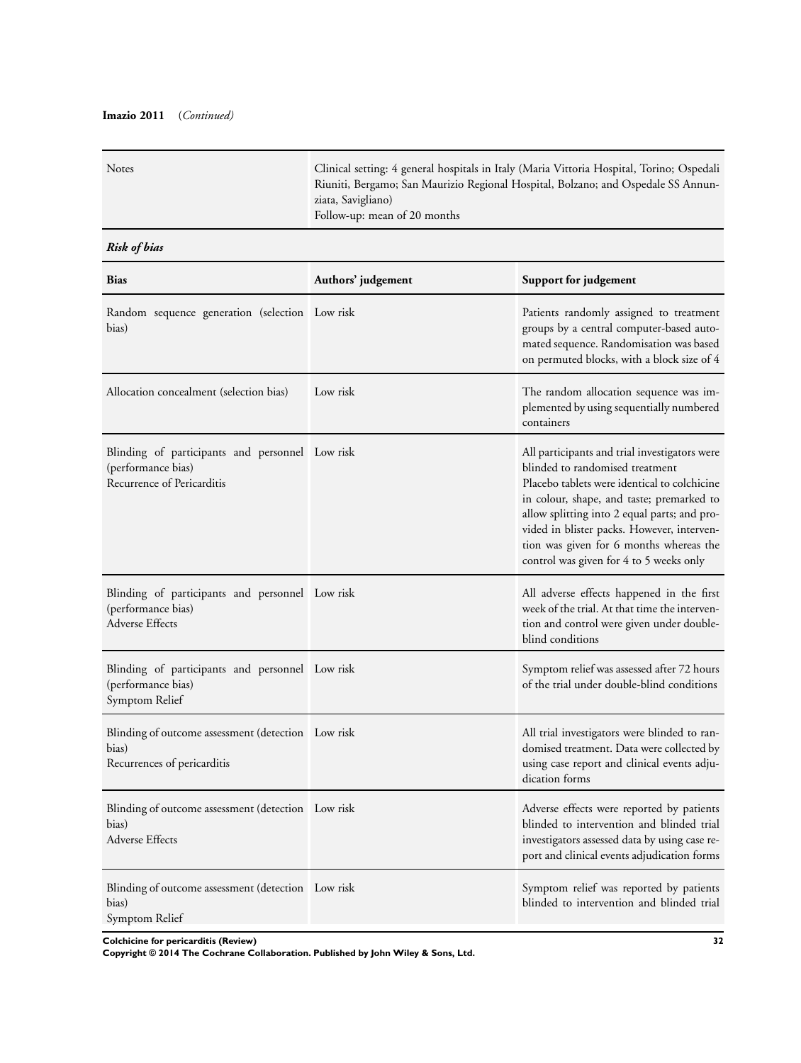**Imazio 2011** (*Continued*)

| Notes | Clinical setting: 4 general hospitals in Italy (Maria Vittoria Hospital, Torino; Ospedali Riuniti, Bergamo; San Maurizio Regional Hospital, Bolzano; and Ospedale SS Annunziata, Savigliano)<br>Follow-up: mean of 20 months |
|---|---|

***Risk of bias***

| Bias | Authors' judgement | Support for judgement |
|---|---|---|
| Random sequence generation (selection bias) | Low risk | Patients randomly assigned to treatment groups by a central computer-based automated sequence. Randomisation was based on permuted blocks, with a block size of 4 |
| Allocation concealment (selection bias) | Low risk | The random allocation sequence was implemented by using sequentially numbered containers |
| Blinding of participants and personnel (performance bias)<br>Recurrence of Pericarditis | Low risk | All participants and trial investigators were blinded to randomised treatment<br>Placebo tablets were identical to colchicine in colour, shape, and taste; premarked to allow splitting into 2 equal parts; and provided in blister packs. However, intervention was given for 6 months whereas the control was given for 4 to 5 weeks only |
| Blinding of participants and personnel (performance bias)<br>Adverse Effects | Low risk | All adverse effects happened in the first week of the trial. At that time the intervention and control were given under double-blind conditions |
| Blinding of participants and personnel (performance bias)<br>Symptom Relief | Low risk | Symptom relief was assessed after 72 hours of the trial under double-blind conditions |
| Blinding of outcome assessment (detection bias)<br>Recurrences of pericarditis | Low risk | All trial investigators were blinded to randomised treatment. Data were collected by using case report and clinical events adjudication forms |
| Blinding of outcome assessment (detection bias)<br>Adverse Effects | Low risk | Adverse effects were reported by patients blinded to intervention and blinded trial investigators assessed data by using case report and clinical events adjudication forms |
| Blinding of outcome assessment (detection bias)<br>Symptom Relief | Low risk | Symptom relief was reported by patients blinded to intervention and blinded trial |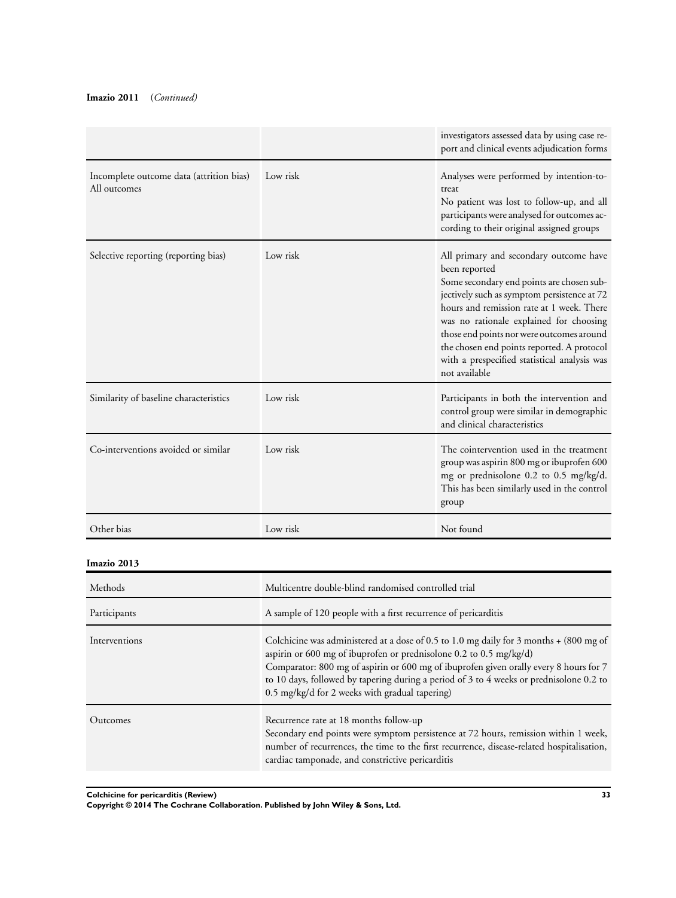**Imazio 2011** (*Continued*)

| | | |
|---|---|---|
| | | investigators assessed data by using case report and clinical events adjudication forms |
| Incomplete outcome data (attrition bias) All outcomes | Low risk | Analyses were performed by intention-to-treat<br>No patient was lost to follow-up, and all participants were analysed for outcomes according to their original assigned groups |
| Selective reporting (reporting bias) | Low risk | All primary and secondary outcome have been reported<br>Some secondary end points are chosen subjectively such as symptom persistence at 72 hours and remission rate at 1 week. There was no rationale explained for choosing those end points nor were outcomes around the chosen end points reported. A protocol with a prespecified statistical analysis was not available |
| Similarity of baseline characteristics | Low risk | Participants in both the intervention and control group were similar in demographic and clinical characteristics |
| Co-interventions avoided or similar | Low risk | The cointervention used in the treatment group was aspirin 800 mg or ibuprofen 600 mg or prednisolone 0.2 to 0.5 mg/kg/d. This has been similarly used in the control group |
| Other bias | Low risk | Not found |

**Imazio 2013**

| | |
|---|---|
| Methods | Multicentre double-blind randomised controlled trial |
| Participants | A sample of 120 people with a first recurrence of pericarditis |
| Interventions | Colchicine was administered at a dose of 0.5 to 1.0 mg daily for 3 months + (800 mg of aspirin or 600 mg of ibuprofen or prednisolone 0.2 to 0.5 mg/kg/d)<br>Comparator: 800 mg of aspirin or 600 mg of ibuprofen given orally every 8 hours for 7 to 10 days, followed by tapering during a period of 3 to 4 weeks or prednisolone 0.2 to 0.5 mg/kg/d for 2 weeks with gradual tapering) |
| Outcomes | Recurrence rate at 18 months follow-up<br>Secondary end points were symptom persistence at 72 hours, remission within 1 week, number of recurrences, the time to the first recurrence, disease-related hospitalisation, cardiac tamponade, and constrictive pericarditis |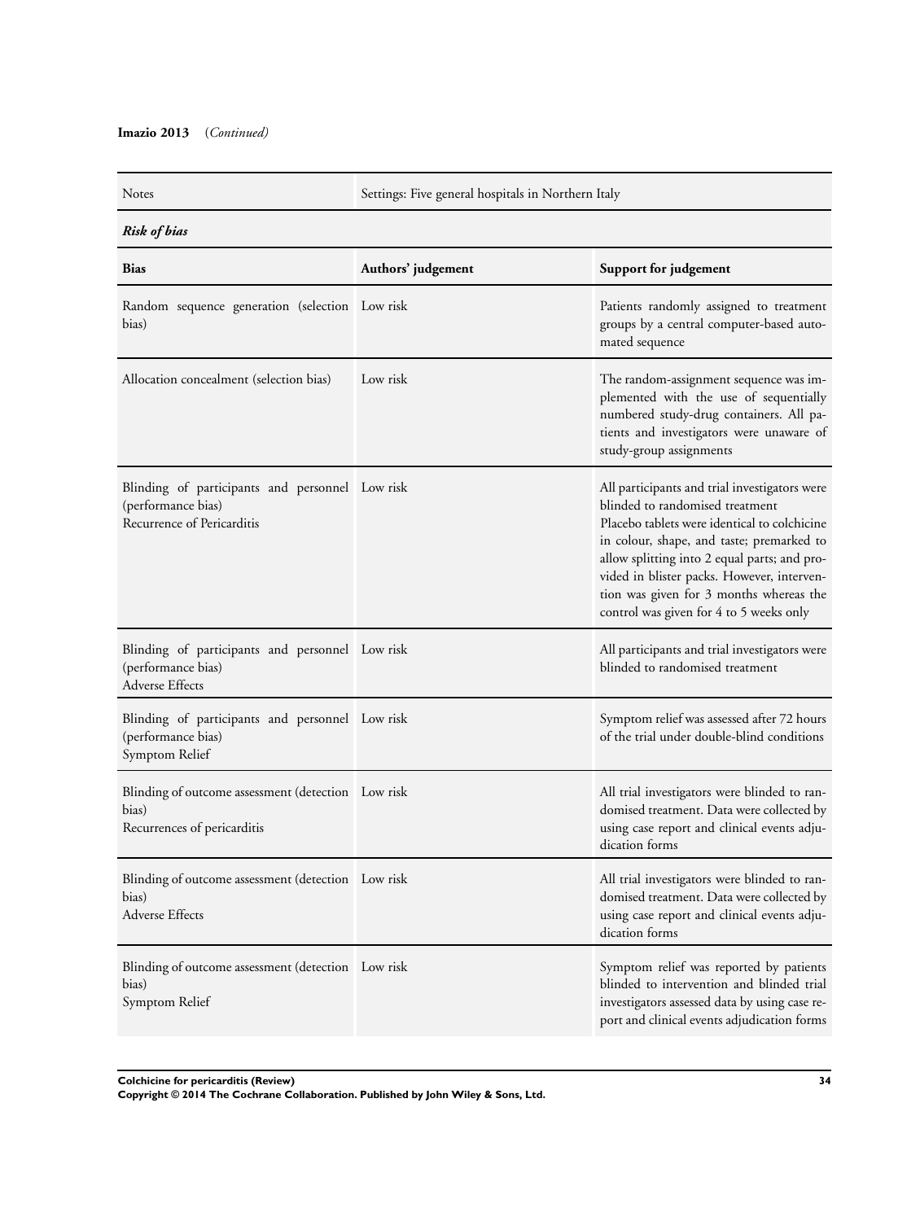**Imazio 2013** (*Continued*)

| Notes | Settings: Five general hospitals in Northern Italy | |
|---|---|---|
| ***Risk of bias*** | | |
| **Bias** | **Authors' judgement** | **Support for judgement** |
| Random sequence generation (selection bias) | Low risk | Patients randomly assigned to treatment groups by a central computer-based automated sequence |
| Allocation concealment (selection bias) | Low risk | The random-assignment sequence was implemented with the use of sequentially numbered study-drug containers. All patients and investigators were unaware of study-group assignments |
| Blinding of participants and personnel (performance bias) Recurrence of Pericarditis | Low risk | All participants and trial investigators were blinded to randomised treatment Placebo tablets were identical to colchicine in colour, shape, and taste; premarked to allow splitting into 2 equal parts; and provided in blister packs. However, intervention was given for 3 months whereas the control was given for 4 to 5 weeks only |
| Blinding of participants and personnel (performance bias) Adverse Effects | Low risk | All participants and trial investigators were blinded to randomised treatment |
| Blinding of participants and personnel (performance bias) Symptom Relief | Low risk | Symptom relief was assessed after 72 hours of the trial under double-blind conditions |
| Blinding of outcome assessment (detection bias) Recurrences of pericarditis | Low risk | All trial investigators were blinded to randomised treatment. Data were collected by using case report and clinical events adjudication forms |
| Blinding of outcome assessment (detection bias) Adverse Effects | Low risk | All trial investigators were blinded to randomised treatment. Data were collected by using case report and clinical events adjudication forms |
| Blinding of outcome assessment (detection bias) Symptom Relief | Low risk | Symptom relief was reported by patients blinded to intervention and blinded trial investigators assessed data by using case report and clinical events adjudication forms |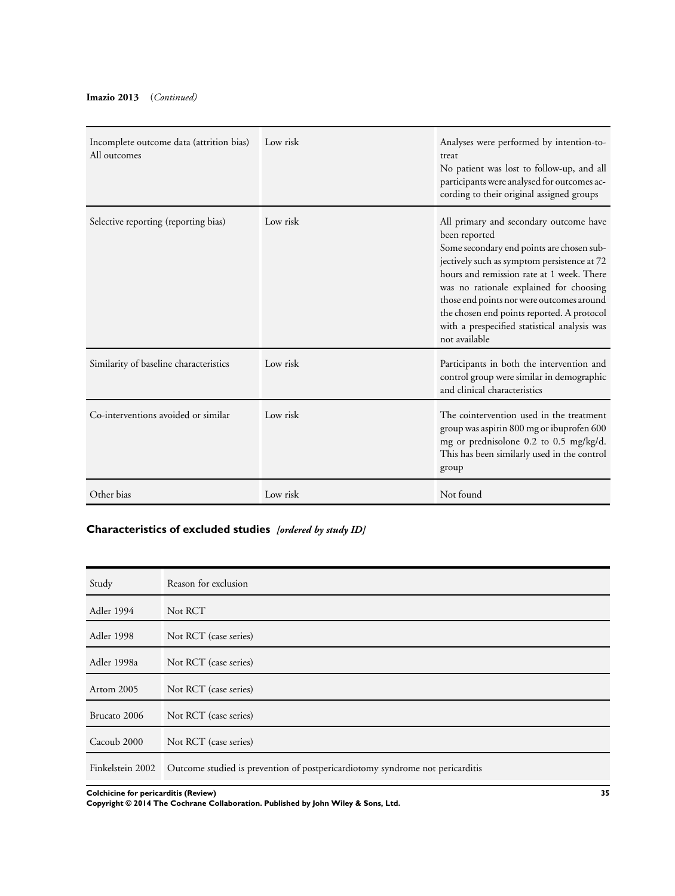**Imazio 2013** (*Continued*)

| | | |
|---|---|---|
| Incomplete outcome data (attrition bias) All outcomes | Low risk | Analyses were performed by intention-to-treat<br>No patient was lost to follow-up, and all participants were analysed for outcomes according to their original assigned groups |
| Selective reporting (reporting bias) | Low risk | All primary and secondary outcome have been reported<br>Some secondary end points are chosen subjectively such as symptom persistence at 72 hours and remission rate at 1 week. There was no rationale explained for choosing those end points nor were outcomes around the chosen end points reported. A protocol with a prespecified statistical analysis was not available |
| Similarity of baseline characteristics | Low risk | Participants in both the intervention and control group were similar in demographic and clinical characteristics |
| Co-interventions avoided or similar | Low risk | The cointervention used in the treatment group was aspirin 800 mg or ibuprofen 600 mg or prednisolone 0.2 to 0.5 mg/kg/d. This has been similarly used in the control group |
| Other bias | Low risk | Not found |

## Characteristics of excluded studies *[ordered by study ID]*

| Study | Reason for exclusion |
|---|---|
| Adler 1994 | Not RCT |
| Adler 1998 | Not RCT (case series) |
| Adler 1998a | Not RCT (case series) |
| Artom 2005 | Not RCT (case series) |
| Brucato 2006 | Not RCT (case series) |
| Cacoub 2000 | Not RCT (case series) |
| Finkelstein 2002 | Outcome studied is prevention of postpericardiotomy syndrome not pericarditis |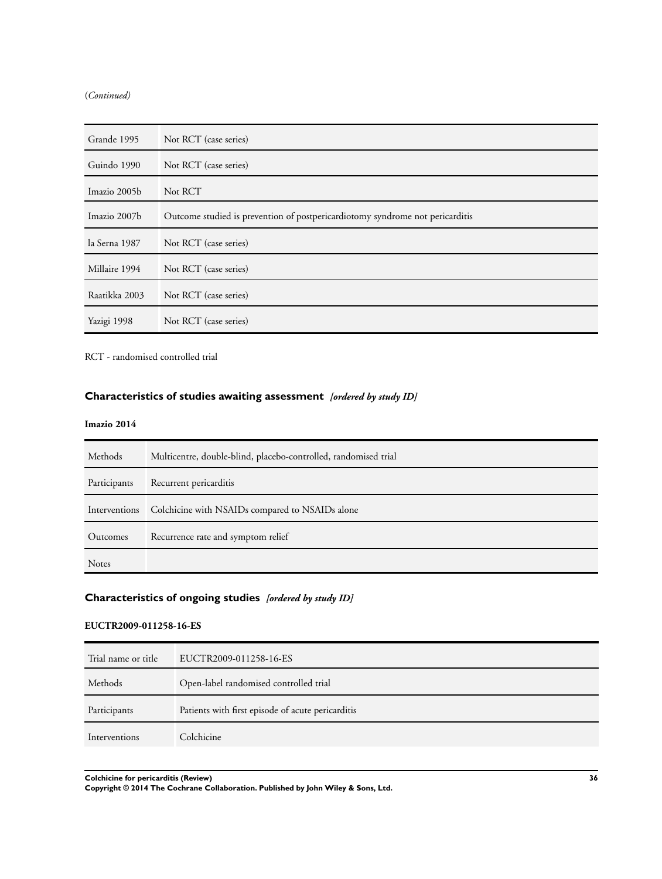(*Continued*)

| | |
|---|---|
| Grande 1995 | Not RCT (case series) |
| Guindo 1990 | Not RCT (case series) |
| Imazio 2005b | Not RCT |
| Imazio 2007b | Outcome studied is prevention of postpericardiotomy syndrome not pericarditis |
| la Serna 1987 | Not RCT (case series) |
| Millaire 1994 | Not RCT (case series) |
| Raatikka 2003 | Not RCT (case series) |
| Yazigi 1998 | Not RCT (case series) |

RCT - randomised controlled trial

## Characteristics of studies awaiting assessment *[ordered by study ID]*

**Imazio 2014**

| | |
|---|---|
| Methods | Multicentre, double-blind, placebo-controlled, randomised trial |
| Participants | Recurrent pericarditis |
| Interventions | Colchicine with NSAIDs compared to NSAIDs alone |
| Outcomes | Recurrence rate and symptom relief |
| Notes | |

## Characteristics of ongoing studies *[ordered by study ID]*

**EUCTR2009-011258-16-ES**

| | |
|---|---|
| Trial name or title | EUCTR2009-011258-16-ES |
| Methods | Open-label randomised controlled trial |
| Participants | Patients with first episode of acute pericarditis |
| Interventions | Colchicine |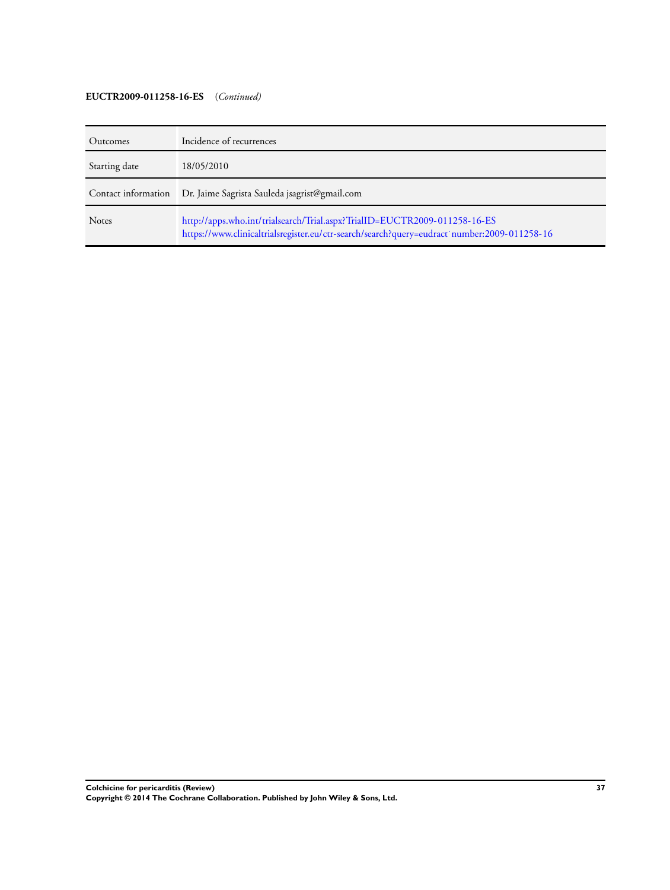**EUCTR2009-011258-16-ES** (*Continued*)

| | |
|---|---|
| Outcomes | Incidence of recurrences |
| Starting date | 18/05/2010 |
| Contact information | Dr. Jaime Sagrista Sauleda jsagrist@gmail.com |
| Notes | http://apps.who.int/trialsearch/Trial.aspx?TrialID=EUCTR2009-011258-16-ES<br>https://www.clinicaltrialsregister.eu/ctr-search/search?query=eudract˙number:2009-011258-16 |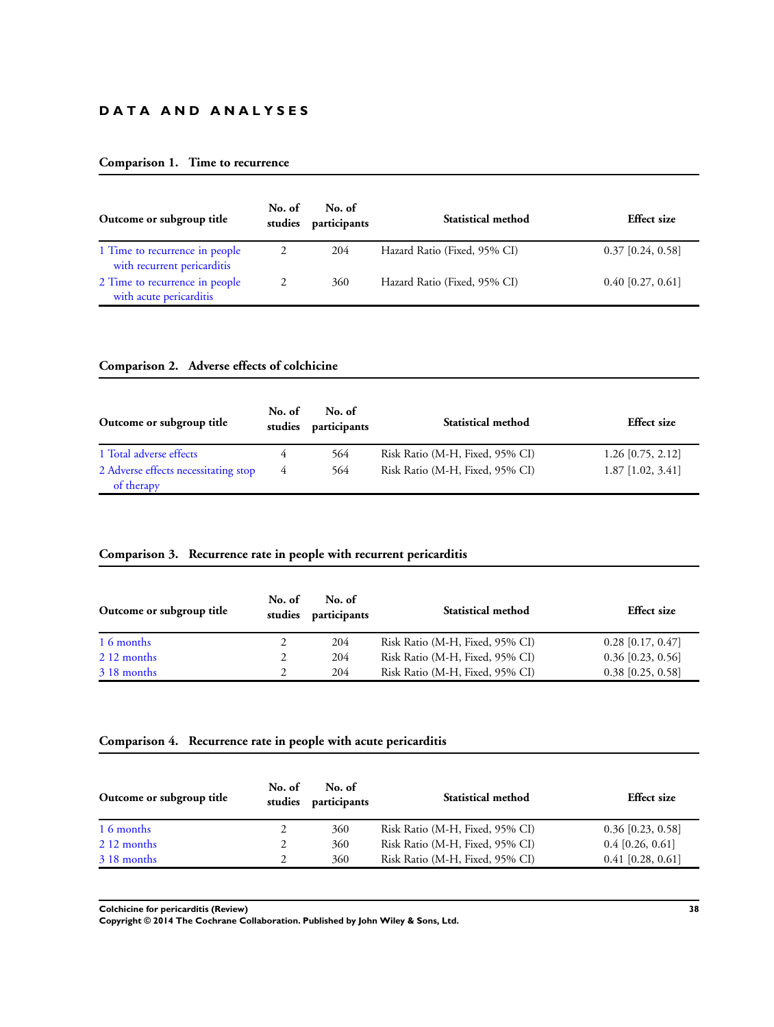# DATA AND ANALYSES

### Comparison 1. Time to recurrence

| Outcome or subgroup title | No. of studies | No. of participants | Statistical method | Effect size |
|---|---|---|---|---|
| 1 Time to recurrence in people with recurrent pericarditis | 2 | 204 | Hazard Ratio (Fixed, 95% CI) | 0.37 [0.24, 0.58] |
| 2 Time to recurrence in people with acute pericarditis | 2 | 360 | Hazard Ratio (Fixed, 95% CI) | 0.40 [0.27, 0.61] |

### Comparison 2. Adverse effects of colchicine

| Outcome or subgroup title | No. of studies | No. of participants | Statistical method | Effect size |
|---|---|---|---|---|
| 1 Total adverse effects | 4 | 564 | Risk Ratio (M-H, Fixed, 95% CI) | 1.26 [0.75, 2.12] |
| 2 Adverse effects necessitating stop of therapy | 4 | 564 | Risk Ratio (M-H, Fixed, 95% CI) | 1.87 [1.02, 3.41] |

### Comparison 3. Recurrence rate in people with recurrent pericarditis

| Outcome or subgroup title | No. of studies | No. of participants | Statistical method | Effect size |
|---|---|---|---|---|
| 1 6 months | 2 | 204 | Risk Ratio (M-H, Fixed, 95% CI) | 0.28 [0.17, 0.47] |
| 2 12 months | 2 | 204 | Risk Ratio (M-H, Fixed, 95% CI) | 0.36 [0.23, 0.56] |
| 3 18 months | 2 | 204 | Risk Ratio (M-H, Fixed, 95% CI) | 0.38 [0.25, 0.58] |

### Comparison 4. Recurrence rate in people with acute pericarditis

| Outcome or subgroup title | No. of studies | No. of participants | Statistical method | Effect size |
|---|---|---|---|---|
| 1 6 months | 2 | 360 | Risk Ratio (M-H, Fixed, 95% CI) | 0.36 [0.23, 0.58] |
| 2 12 months | 2 | 360 | Risk Ratio (M-H, Fixed, 95% CI) | 0.4 [0.26, 0.61] |
| 3 18 months | 2 | 360 | Risk Ratio (M-H, Fixed, 95% CI) | 0.41 [0.28, 0.61] |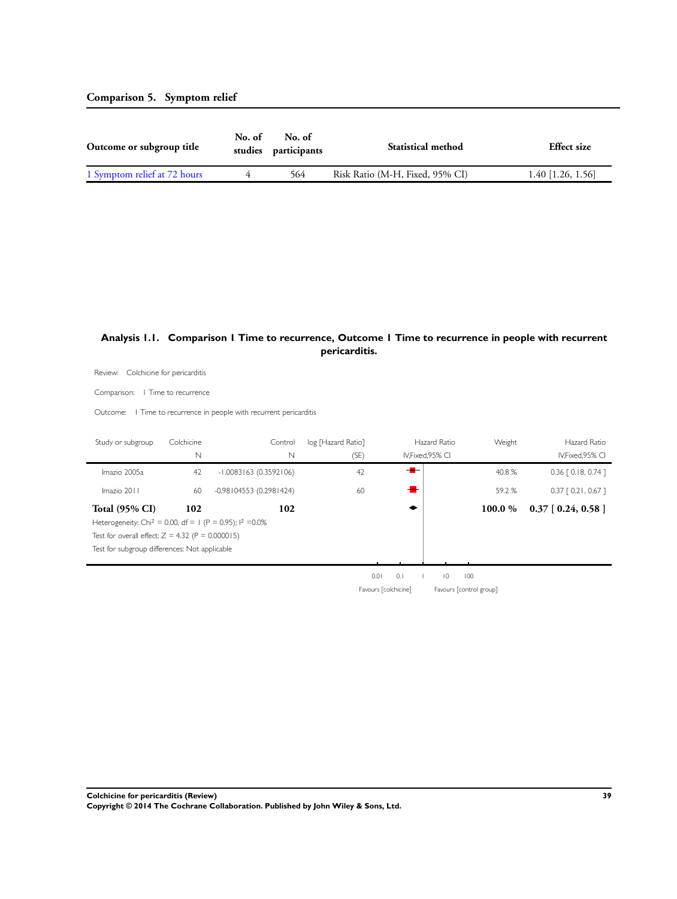### Comparison 5. Symptom relief

| Outcome or subgroup title | No. of studies | No. of participants | Statistical method | Effect size |
|---|---|---|---|---|
| 1 Symptom relief at 72 hours | 4 | 564 | Risk Ratio (M-H, Fixed, 95% CI) | 1.40 [1.26, 1.56] |

### Analysis 1.1. Comparison 1 Time to recurrence, Outcome 1 Time to recurrence in people with recurrent pericarditis.

Review: Colchicine for pericarditis

Comparison: 1 Time to recurrence

Outcome: 1 Time to recurrence in people with recurrent pericarditis

| Study or subgroup | Colchicine N | Control N | log [Hazard Ratio] (SE) | Hazard Ratio IV,Fixed,95% CI | Weight | Hazard Ratio IV,Fixed,95% CI |
|---|---|---|---|---|---|---|
| Imazio 2005a | 42 | 42 | -1.0083163 (0.3592106) | | 40.8 % | 0.36 [ 0.18, 0.74 ] |
| Imazio 2011 | 60 | 60 | -0.98104553 (0.2981424) | | 59.2 % | 0.37 [ 0.21, 0.67 ] |
| **Total (95% CI)** | **102** | **102** | | | **100.0 %** | **0.37 [ 0.24, 0.58 ]** |

Heterogeneity: $Chi^2 = 0.00$, df = 1 (P = 0.95); $I^2 = 0.0\%$

Test for overall effect: Z = 4.32 (P = 0.000015)

Test for subgroup differences: Not applicable

0.01 0.1 1 10 100

Favours [colchicine] Favours [control group]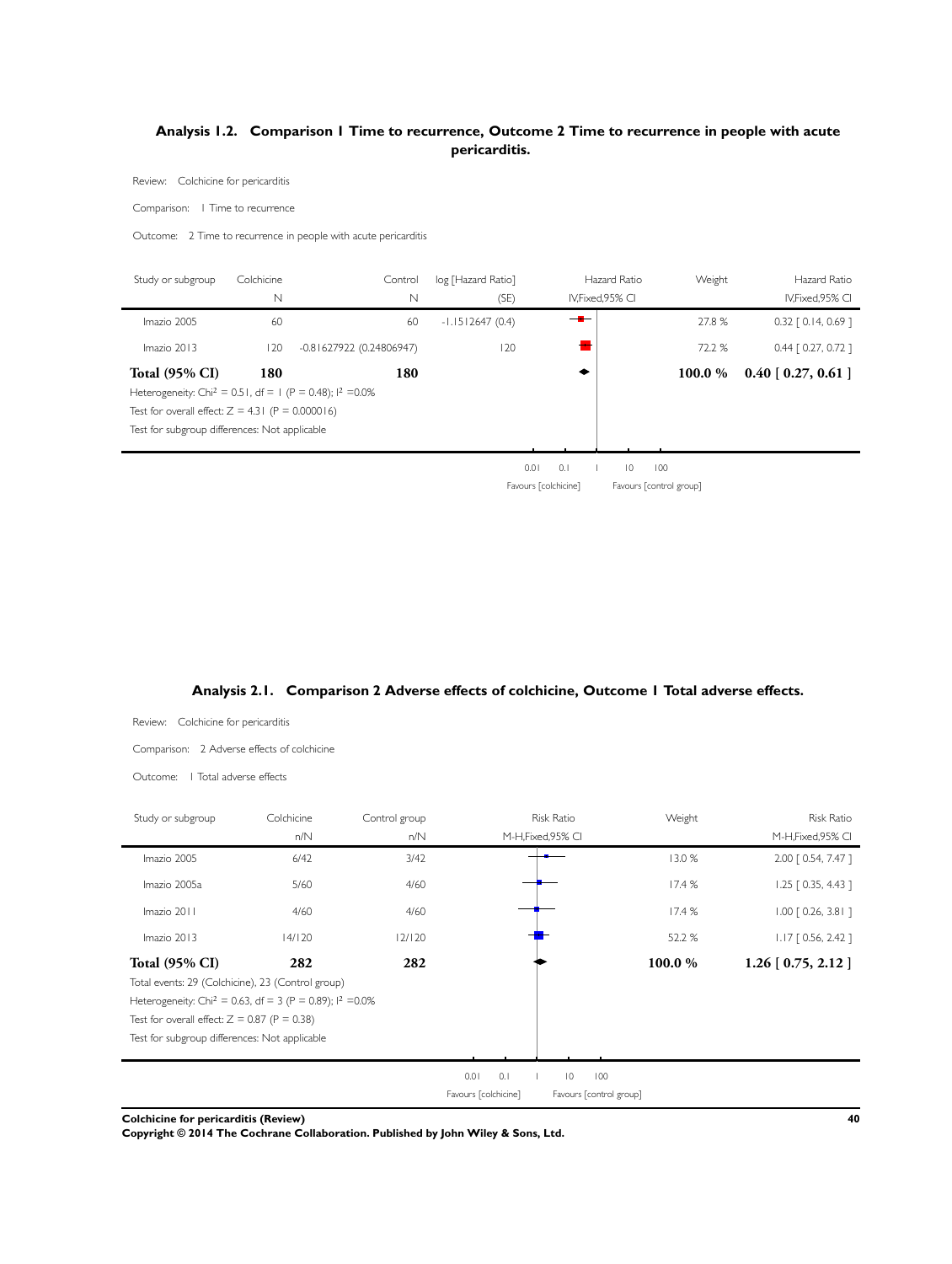## Analysis 1.2. Comparison 1 Time to recurrence, Outcome 2 Time to recurrence in people with acute pericarditis.

Review: Colchicine for pericarditis

Comparison: 1 Time to recurrence

Outcome: 2 Time to recurrence in people with acute pericarditis

| Study or subgroup | Colchicine N | Control N | log [Hazard Ratio] (SE) | Hazard Ratio IV,Fixed,95% CI | Weight | Hazard Ratio IV,Fixed,95% CI |
|---|---|---|---|---|---|---|
| Imazio 2005 | 60 | 60 | -1.1512647 (0.4) | | 27.8 % | 0.32 [ 0.14, 0.69 ] |
| Imazio 2013 | 120 | -0.81627922 (0.24806947) | 120 | | 72.2 % | 0.44 [ 0.27, 0.72 ] |
| **Total (95% CI)** | **180** | **180** | | | **100.0 %** | **0.40 [ 0.27, 0.61 ]** |

Heterogeneity: Chi$^2$ = 0.51, df = 1 (P = 0.48); I$^2$ =0.0%

Test for overall effect: Z = 4.31 (P = 0.000016)

Test for subgroup differences: Not applicable

0.01 0.1 1 10 100

Favours [colchicine] Favours [control group]

## Analysis 2.1. Comparison 2 Adverse effects of colchicine, Outcome 1 Total adverse effects.

Review: Colchicine for pericarditis

Comparison: 2 Adverse effects of colchicine

Outcome: 1 Total adverse effects

| Study or subgroup | Colchicine n/N | Control group n/N | Risk Ratio M-H,Fixed,95% CI | Weight | Risk Ratio M-H,Fixed,95% CI |
|---|---|---|---|---|---|
| Imazio 2005 | 6/42 | 3/42 | | 13.0 % | 2.00 [ 0.54, 7.47 ] |
| Imazio 2005a | 5/60 | 4/60 | | 17.4 % | 1.25 [ 0.35, 4.43 ] |
| Imazio 2011 | 4/60 | 4/60 | | 17.4 % | 1.00 [ 0.26, 3.81 ] |
| Imazio 2013 | 14/120 | 12/120 | | 52.2 % | 1.17 [ 0.56, 2.42 ] |
| **Total (95% CI)** | **282** | **282** | | **100.0 %** | **1.26 [ 0.75, 2.12 ]** |

Total events: 29 (Colchicine), 23 (Control group)

Heterogeneity: Chi$^2$ = 0.63, df = 3 (P = 0.89); I$^2$ =0.0%

Test for overall effect: Z = 0.87 (P = 0.38)

Test for subgroup differences: Not applicable

0.01 0.1 1 10 100

Favours [colchicine] Favours [control group]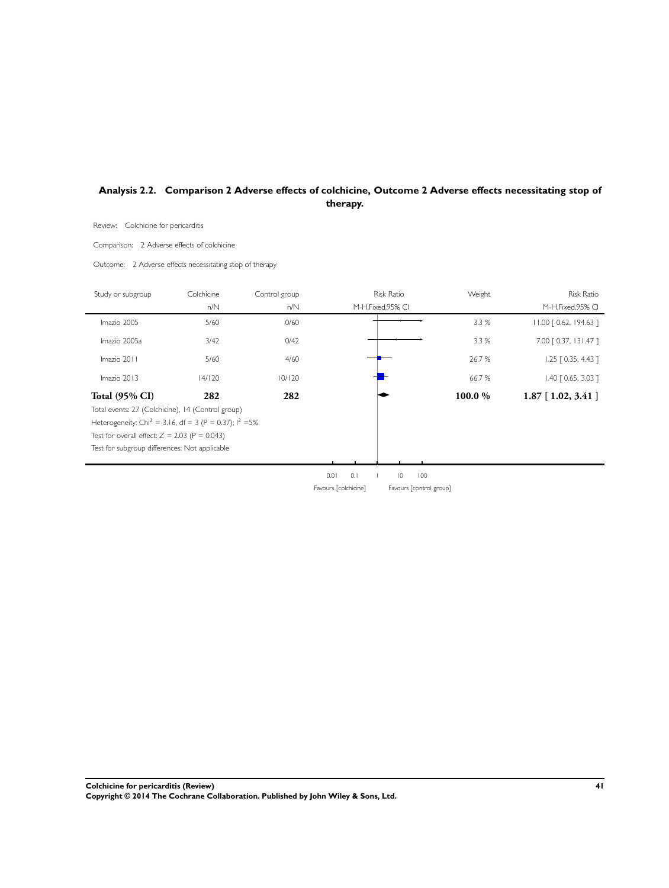## Analysis 2.2. Comparison 2 Adverse effects of colchicine, Outcome 2 Adverse effects necessitating stop of therapy.

Review: Colchicine for pericarditis

Comparison: 2 Adverse effects of colchicine

Outcome: 2 Adverse effects necessitating stop of therapy

| Study or subgroup | Colchicine n/N | Control group n/N | Risk Ratio M-H,Fixed,95% CI | Weight | Risk Ratio M-H,Fixed,95% CI |
|---|---|---|---|---|---|
| Imazio 2005 | 5/60 | 0/60 | | 3.3 % | 11.00 [ 0.62, 194.63 ] |
| Imazio 2005a | 3/42 | 0/42 | | 3.3 % | 7.00 [ 0.37, 131.47 ] |
| Imazio 2011 | 5/60 | 4/60 | | 26.7 % | 1.25 [ 0.35, 4.43 ] |
| Imazio 2013 | 14/120 | 10/120 | | 66.7 % | 1.40 [ 0.65, 3.03 ] |
| **Total (95% CI)** | **282** | **282** | | **100.0 %** | **1.87 [ 1.02, 3.41 ]** |

Total events: 27 (Colchicine), 14 (Control group)

Heterogeneity: $Chi^2 = 3.16$, df = 3 (P = 0.37); $I^2$ =5%

Test for overall effect: Z = 2.03 (P = 0.043)

Test for subgroup differences: Not applicable

0.01 0.1 1 10 100

Favours [colchicine] Favours [control group]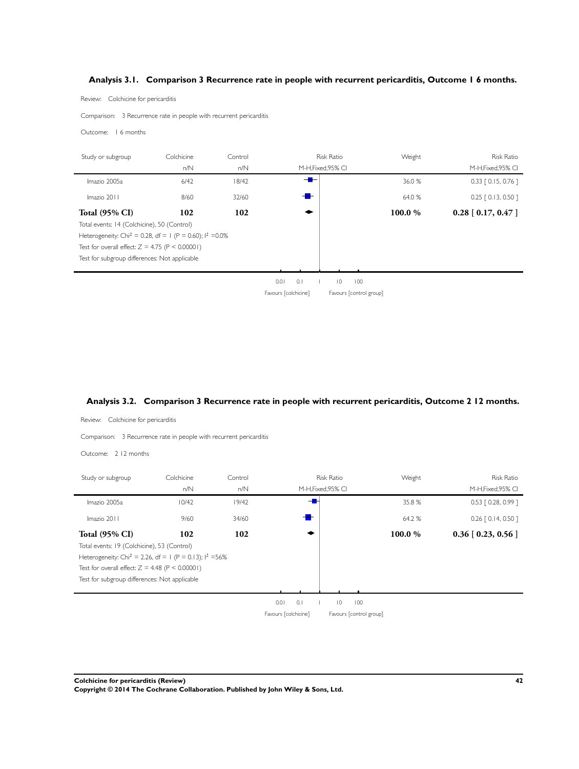## Analysis 3.1. Comparison 3 Recurrence rate in people with recurrent pericarditis, Outcome 1 6 months.

Review: Colchicine for pericarditis

Comparison: 3 Recurrence rate in people with recurrent pericarditis

Outcome: 1 6 months

| Study or subgroup | Colchicine n/N | Control n/N | Risk Ratio M-H,Fixed,95% CI | Weight | Risk Ratio M-H,Fixed,95% CI |
|---|---|---|---|---|---|
| Imazio 2005a | 6/42 | 18/42 | | 36.0 % | 0.33 [ 0.15, 0.76 ] |
| Imazio 2011 | 8/60 | 32/60 | | 64.0 % | 0.25 [ 0.13, 0.50 ] |
| **Total (95% CI)** | **102** | **102** | | **100.0 %** | **0.28 [ 0.17, 0.47 ]** |

Total events: 14 (Colchicine), 50 (Control)

Heterogeneity: $Chi^2 = 0.28$, df = 1 (P = 0.60); $I^2$ =0.0%

Test for overall effect: Z = 4.75 (P < 0.00001)

Test for subgroup differences: Not applicable

0.01 0.1 1 10 100

Favours [colchicine] Favours [control group]

## Analysis 3.2. Comparison 3 Recurrence rate in people with recurrent pericarditis, Outcome 2 12 months.

Review: Colchicine for pericarditis

Comparison: 3 Recurrence rate in people with recurrent pericarditis

Outcome: 2 12 months

| Study or subgroup | Colchicine n/N | Control n/N | Risk Ratio M-H,Fixed,95% CI | Weight | Risk Ratio M-H,Fixed,95% CI |
|---|---|---|---|---|---|
| Imazio 2005a | 10/42 | 19/42 | | 35.8 % | 0.53 [ 0.28, 0.99 ] |
| Imazio 2011 | 9/60 | 34/60 | | 64.2 % | 0.26 [ 0.14, 0.50 ] |
| **Total (95% CI)** | **102** | **102** | | **100.0 %** | **0.36 [ 0.23, 0.56 ]** |

Total events: 19 (Colchicine), 53 (Control)

Heterogeneity: $Chi^2 = 2.26$, df = 1 (P = 0.13); $I^2$ =56%

Test for overall effect: Z = 4.48 (P < 0.00001)

Test for subgroup differences: Not applicable

0.01 0.1 1 10 100

Favours [colchicine] Favours [control group]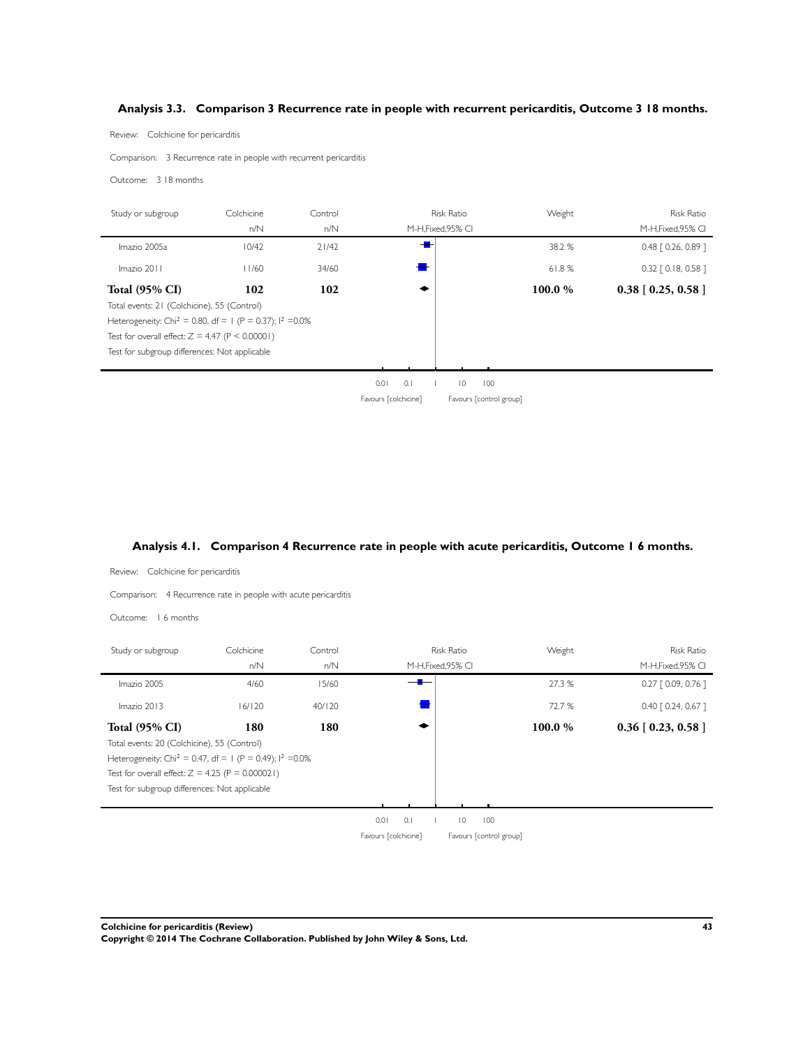### Analysis 3.3. Comparison 3 Recurrence rate in people with recurrent pericarditis, Outcome 3 18 months.

Review: Colchicine for pericarditis

Comparison: 3 Recurrence rate in people with recurrent pericarditis

Outcome: 3 18 months

| Study or subgroup | Colchicine n/N | Control n/N | Risk Ratio M-H,Fixed,95% CI | Weight | Risk Ratio M-H,Fixed,95% CI |
|---|---|---|---|---|---|
| Imazio 2005a | 10/42 | 21/42 | | 38.2 % | 0.48 [ 0.26, 0.89 ] |
| Imazio 2011 | 11/60 | 34/60 | | 61.8 % | 0.32 [ 0.18, 0.58 ] |
| **Total (95% CI)** | **102** | **102** | | **100.0 %** | **0.38 [ 0.25, 0.58 ]** |

Total events: 21 (Colchicine), 55 (Control)

Heterogeneity: $Chi^2 = 0.80$, df = 1 (P = 0.37); $I^2 = 0.0\%$

Test for overall effect: Z = 4.47 (P < 0.00001)

Test for subgroup differences: Not applicable

0.01 0.1 1 10 100

Favours [colchicine] Favours [control group]

### Analysis 4.1. Comparison 4 Recurrence rate in people with acute pericarditis, Outcome 1 6 months.

Review: Colchicine for pericarditis

Comparison: 4 Recurrence rate in people with acute pericarditis

Outcome: 1 6 months

| Study or subgroup | Colchicine n/N | Control n/N | Risk Ratio M-H,Fixed,95% CI | Weight | Risk Ratio M-H,Fixed,95% CI |
|---|---|---|---|---|---|
| Imazio 2005 | 4/60 | 15/60 | | 27.3 % | 0.27 [ 0.09, 0.76 ] |
| Imazio 2013 | 16/120 | 40/120 | | 72.7 % | 0.40 [ 0.24, 0.67 ] |
| **Total (95% CI)** | **180** | **180** | | **100.0 %** | **0.36 [ 0.23, 0.58 ]** |

Total events: 20 (Colchicine), 55 (Control)

Heterogeneity: $Chi^2 = 0.47$, df = 1 (P = 0.49); $I^2 = 0.0\%$

Test for overall effect: Z = 4.25 (P = 0.000021)

Test for subgroup differences: Not applicable

0.01 0.1 1 10 100

Favours [colchicine] Favours [control group]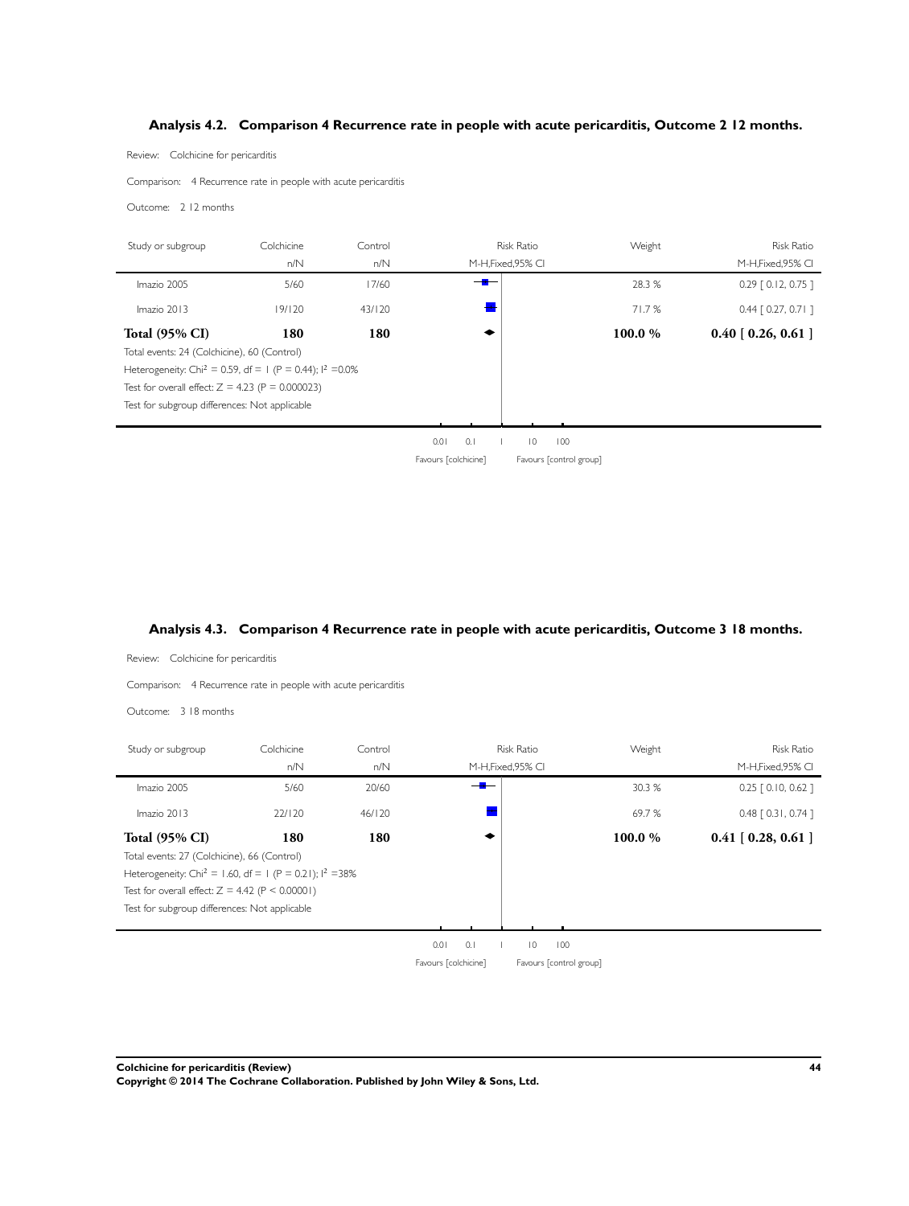## Analysis 4.2. Comparison 4 Recurrence rate in people with acute pericarditis, Outcome 2 12 months.

Review: Colchicine for pericarditis

Comparison: 4 Recurrence rate in people with acute pericarditis

Outcome: 2 12 months

| Study or subgroup | Colchicine n/N | Control n/N | Risk Ratio M-H,Fixed,95% CI | Weight | Risk Ratio M-H,Fixed,95% CI |
|---|---|---|---|---|---|
| Imazio 2005 | 5/60 | 17/60 | | 28.3 % | 0.29 [ 0.12, 0.75 ] |
| Imazio 2013 | 19/120 | 43/120 | | 71.7 % | 0.44 [ 0.27, 0.71 ] |
| **Total (95% CI)** | **180** | **180** | | **100.0 %** | **0.40 [ 0.26, 0.61 ]** |

Total events: 24 (Colchicine), 60 (Control)

Heterogeneity: $Chi^2 = 0.59$, df = 1 (P = 0.44); $I^2$ =0.0%

Test for overall effect: Z = 4.23 (P = 0.000023)

Test for subgroup differences: Not applicable

0.01 0.1 1 10 100

Favours [colchicine] Favours [control group]

## Analysis 4.3. Comparison 4 Recurrence rate in people with acute pericarditis, Outcome 3 18 months.

Review: Colchicine for pericarditis

Comparison: 4 Recurrence rate in people with acute pericarditis

Outcome: 3 18 months

| Study or subgroup | Colchicine n/N | Control n/N | Risk Ratio M-H,Fixed,95% CI | Weight | Risk Ratio M-H,Fixed,95% CI |
|---|---|---|---|---|---|
| Imazio 2005 | 5/60 | 20/60 | | 30.3 % | 0.25 [ 0.10, 0.62 ] |
| Imazio 2013 | 22/120 | 46/120 | | 69.7 % | 0.48 [ 0.31, 0.74 ] |
| **Total (95% CI)** | **180** | **180** | | **100.0 %** | **0.41 [ 0.28, 0.61 ]** |

Total events: 27 (Colchicine), 66 (Control)

Heterogeneity: $Chi^2 = 1.60$, df = 1 (P = 0.21); $I^2$ =38%

Test for overall effect: Z = 4.42 (P < 0.00001)

Test for subgroup differences: Not applicable

0.01 0.1 1 10 100

Favours [colchicine] Favours [control group]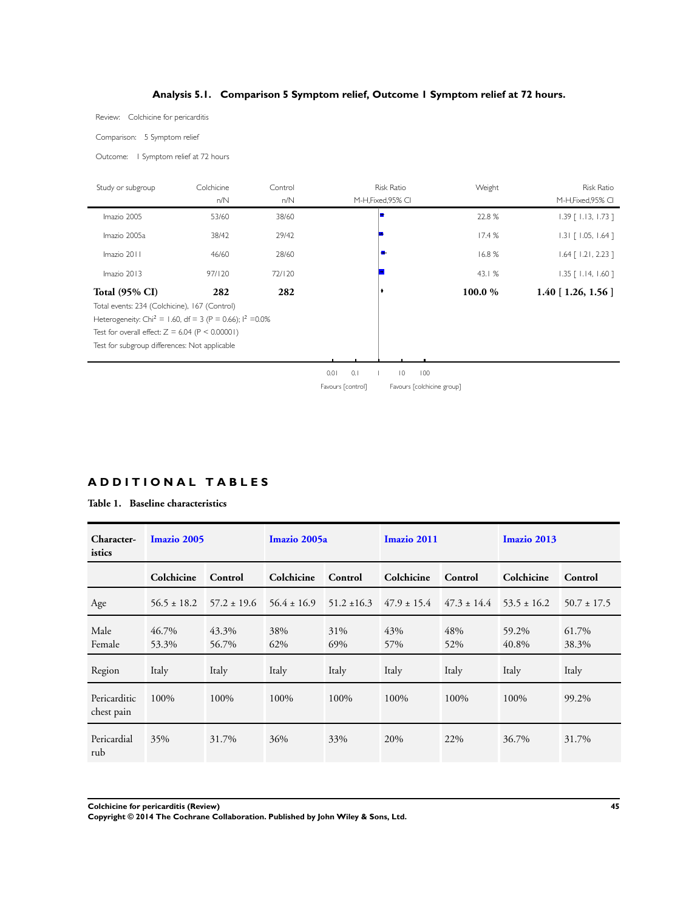### Analysis 5.1. Comparison 5 Symptom relief, Outcome 1 Symptom relief at 72 hours.

Review: Colchicine for pericarditis

Comparison: 5 Symptom relief

Outcome: 1 Symptom relief at 72 hours

| Study or subgroup | Colchicine n/N | Control n/N | Risk Ratio M-H,Fixed,95% CI | Weight | Risk Ratio M-H,Fixed,95% CI |
|---|---|---|---|---|---|
| Imazio 2005 | 53/60 | 38/60 | | 22.8 % | 1.39 [ 1.13, 1.73 ] |
| Imazio 2005a | 38/42 | 29/42 | | 17.4 % | 1.31 [ 1.05, 1.64 ] |
| Imazio 2011 | 46/60 | 28/60 | | 16.8 % | 1.64 [ 1.21, 2.23 ] |
| Imazio 2013 | 97/120 | 72/120 | | 43.1 % | 1.35 [ 1.14, 1.60 ] |
| **Total (95% CI)** | **282** | **282** | | **100.0 %** | **1.40 [ 1.26, 1.56 ]** |

Total events: 234 (Colchicine), 167 (Control)

Heterogeneity: $Chi^2 = 1.60$, df = 3 (P = 0.66); $I^2 = 0.0\%$

Test for overall effect: Z = 6.04 (P < 0.00001)

Test for subgroup differences: Not applicable

0.01 0.1 1 10 100

Favours [control] Favours [colchicine group]

## ADDITIONAL TABLES

**Table 1. Baseline characteristics**

| Characteristics | Imazio 2005 | | Imazio 2005a | | Imazio 2011 | | Imazio 2013 | |
|---|---|---|---|---|---|---|---|---|
| | Colchicine | Control | Colchicine | Control | Colchicine | Control | Colchicine | Control |
| Age | 56.5 ± 18.2 | 57.2 ± 19.6 | 56.4 ± 16.9 | 51.2 ±16.3 | 47.9 ± 15.4 | 47.3 ± 14.4 | 53.5 ± 16.2 | 50.7 ± 17.5 |
| Male Female | 46.7% 53.3% | 43.3% 56.7% | 38% 62% | 31% 69% | 43% 57% | 48% 52% | 59.2% 40.8% | 61.7% 38.3% |
| Region | Italy | Italy | Italy | Italy | Italy | Italy | Italy | Italy |
| Pericarditic chest pain | 100% | 100% | 100% | 100% | 100% | 100% | 100% | 99.2% |
| Pericardial rub | 35% | 31.7% | 36% | 33% | 20% | 22% | 36.7% | 31.7% |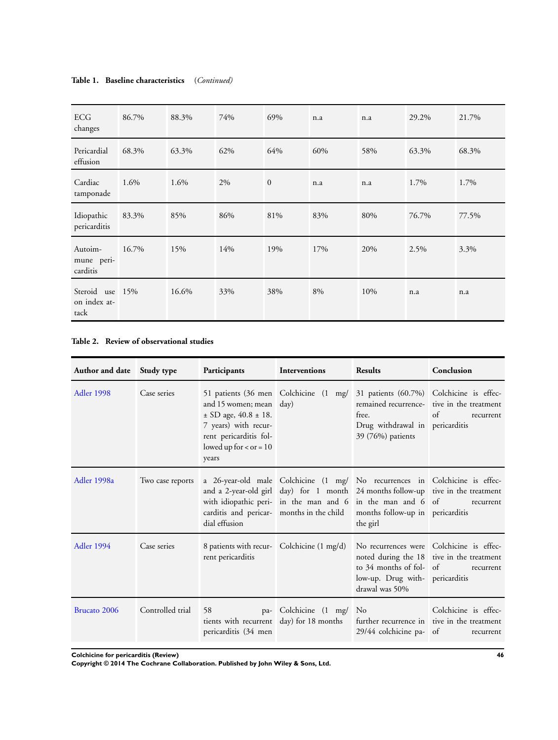**Table 1. Baseline characteristics** *(Continued)*

| | | | | | | | | |
|---|---|---|---|---|---|---|---|---|
| ECG changes | 86.7% | 88.3% | 74% | 69% | n.a | n.a | 29.2% | 21.7% |
| Pericardial effusion | 68.3% | 63.3% | 62% | 64% | 60% | 58% | 63.3% | 68.3% |
| Cardiac tamponade | 1.6% | 1.6% | 2% | 0 | n.a | n.a | 1.7% | 1.7% |
| Idiopathic pericarditis | 83.3% | 85% | 86% | 81% | 83% | 80% | 76.7% | 77.5% |
| Autoimmune pericarditis | 16.7% | 15% | 14% | 19% | 17% | 20% | 2.5% | 3.3% |
| Steroid use on index attack | 15% | 16.6% | 33% | 38% | 8% | 10% | n.a | n.a |

**Table 2. Review of observational studies**

| Author and date | Study type | Participants | Interventions | Results | Conclusion |
|---|---|---|---|---|---|
| Adler 1998 | Case series | 51 patients (36 men and 15 women; mean ± SD age, 40.8 ± 18.7 years) with recurrent pericarditis followed up for < or = 10 years | Colchicine (1 mg/day) | 31 patients (60.7%) remained recurrence-free. Drug withdrawal in 39 (76%) patients | Colchicine is effective in the treatment of recurrent pericarditis |
| Adler 1998a | Two case reports | a 26-year-old male and a 2-year-old girl with idiopathic pericarditis and pericardial effusion | Colchicine (1 mg/day) for 1 month in the man and 6 months in the child | No recurrences in 24 months follow-up in the man and 6 months follow-up in the girl | Colchicine is effective in the treatment of recurrent pericarditis |
| Adler 1994 | Case series | 8 patients with recurrent pericarditis | Colchicine (1 mg/d) | No recurrences were noted during the 18 to 34 months of follow-up. Drug withdrawal was 50% | Colchicine is effective in the treatment of recurrent pericarditis |
| Brucato 2006 | Controlled trial | 58 patients with recurrent pericarditis (34 men | Colchicine (1 mg/day) for 18 months | No further recurrence in 29/44 colchicine pa- | Colchicine is effective in the treatment of recurrent |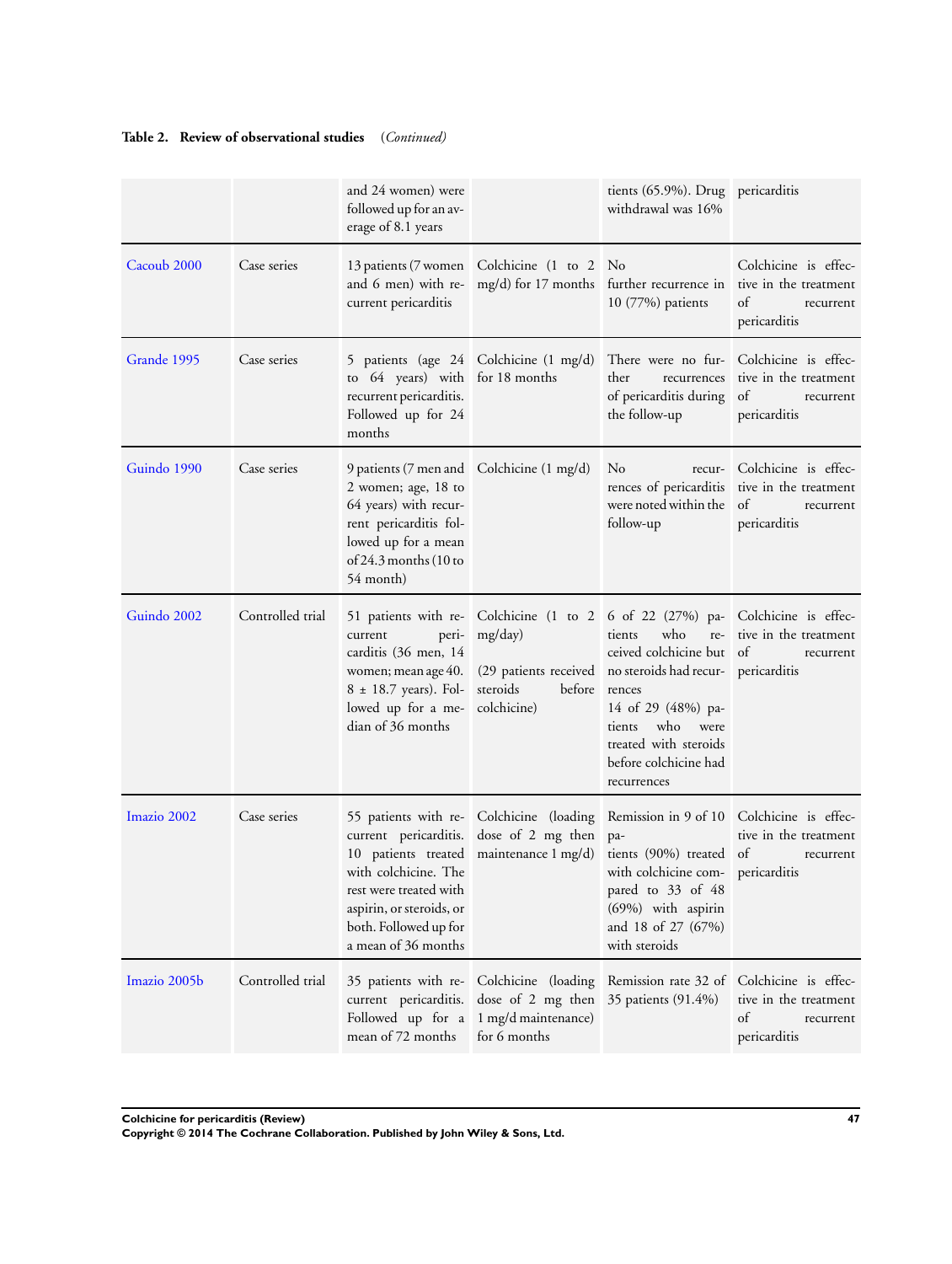**Table 2. Review of observational studies** *(Continued)*

| | | | | | |
|---|---|---|---|---|---|
| | | and 24 women) were followed up for an average of 8.1 years | | tients (65.9%). Drug withdrawal was 16% | pericarditis |
| Cacoub 2000 | Case series | 13 patients (7 women and 6 men) with recurrent pericarditis | Colchicine (1 to 2 mg/d) for 17 months | No further recurrence in 10 (77%) patients | Colchicine is effective in the treatment of recurrent pericarditis |
| Grande 1995 | Case series | 5 patients (age 24 to 64 years) with recurrent pericarditis. Followed up for 24 months | Colchicine (1 mg/d) for 18 months | There were no further recurrences of pericarditis during the follow-up | Colchicine is effective in the treatment of recurrent pericarditis |
| Guindo 1990 | Case series | 9 patients (7 men and 2 women; age, 18 to 64 years) with recurrent pericarditis followed up for a mean of 24.3 months (10 to 54 month) | Colchicine (1 mg/d) | No recurrences of pericarditis were noted within the follow-up | Colchicine is effective in the treatment of recurrent pericarditis |
| Guindo 2002 | Controlled trial | 51 patients with recurrent pericarditis (36 men, 14 women; mean age 40.8 ± 18.7 years). Followed up for a median of 36 months | Colchicine (1 to 2 mg/day)<br><br>(29 patients received steroids before colchicine) | 6 of 22 (27%) patients who received colchicine but no steroids had recurrences<br>14 of 29 (48%) patients who were treated with steroids before colchicine had recurrences | Colchicine is effective in the treatment of recurrent pericarditis |
| Imazio 2002 | Case series | 55 patients with recurrent pericarditis. 10 patients treated with colchicine. The rest were treated with aspirin, or steroids, or both. Followed up for a mean of 36 months | Colchicine (loading dose of 2 mg then maintenance 1 mg/d) | Remission in 9 of 10 patients (90%) treated with colchicine compared to 33 of 48 (69%) with aspirin and 18 of 27 (67%) with steroids | Colchicine is effective in the treatment of recurrent pericarditis |
| Imazio 2005b | Controlled trial | 35 patients with recurrent pericarditis. Followed up for a mean of 72 months | Colchicine (loading dose of 2 mg then 1 mg/d maintenance) for 6 months | Remission rate 32 of 35 patients (91.4%) | Colchicine is effective in the treatment of recurrent pericarditis |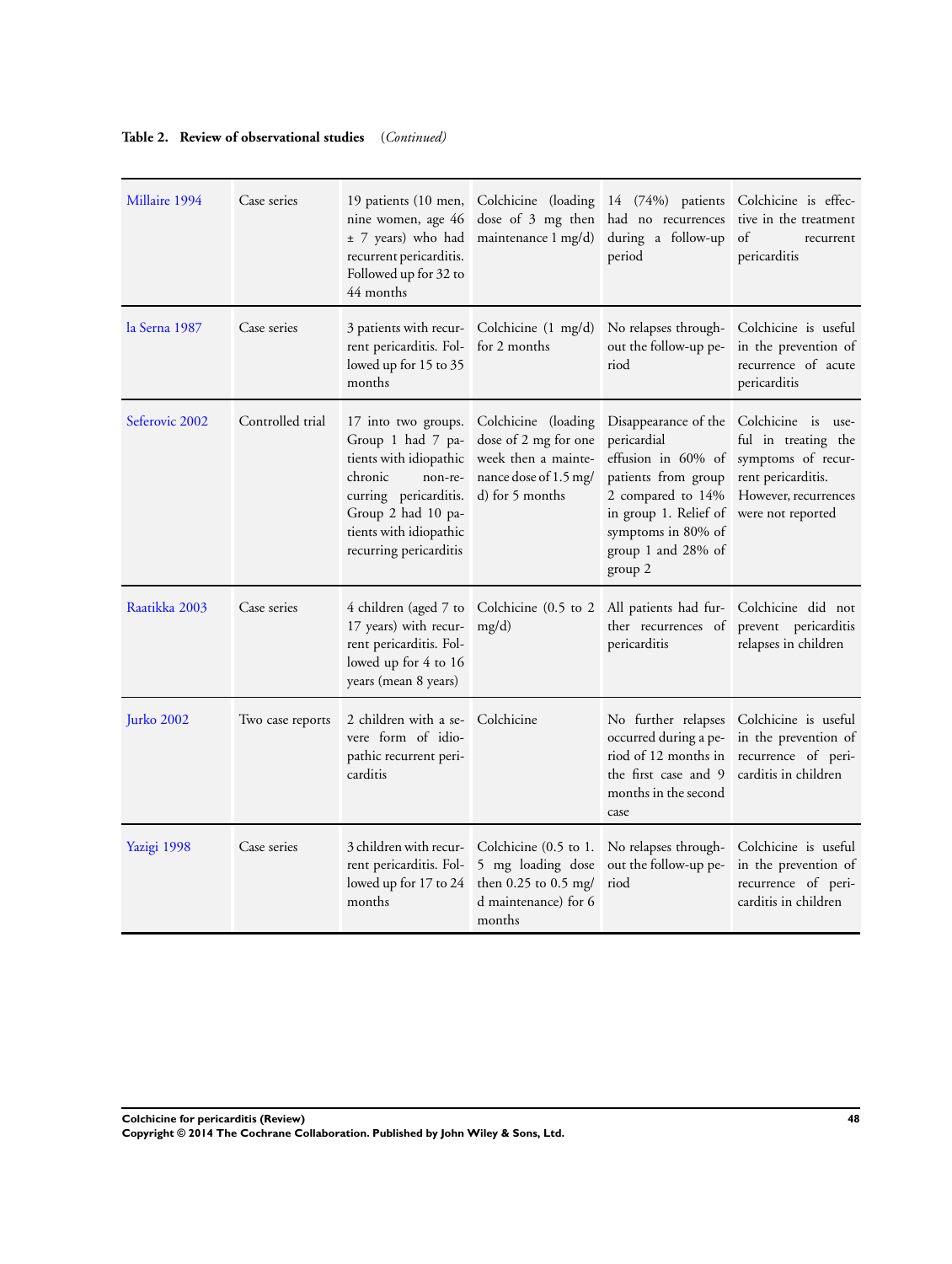**Table 2. Review of observational studies** *(Continued)*

| | | | | | |
|---|---|---|---|---|---|
| Millaire 1994 | Case series | 19 patients (10 men, nine women, age 46 ± 7 years) who had recurrent pericarditis. Followed up for 32 to 44 months | Colchicine (loading dose of 3 mg then maintenance 1 mg/d) | 14 (74%) patients had no recurrences during a follow-up period | Colchicine is effective in the treatment of recurrent pericarditis |
| la Serna 1987 | Case series | 3 patients with recurrent pericarditis. Followed up for 15 to 35 months | Colchicine (1 mg/d) for 2 months | No relapses throughout the follow-up period | Colchicine is useful in the prevention of recurrence of acute pericarditis |
| Seferovic 2002 | Controlled trial | 17 into two groups. Group 1 had 7 patients with idiopathic chronic non-recurring pericarditis. Group 2 had 10 patients with idiopathic recurring pericarditis | Colchicine (loading dose of 2 mg for one week then a maintenance dose of 1.5 mg/d) for 5 months | Disappearance of the pericardial effusion in 60% of patients from group 2 compared to 14% in group 1. Relief of symptoms in 80% of group 1 and 28% of group 2 | Colchicine is useful in treating the symptoms of recurrent pericarditis. However, recurrences were not reported |
| Raatikka 2003 | Case series | 4 children (aged 7 to 17 years) with recurrent pericarditis. Followed up for 4 to 16 years (mean 8 years) | Colchicine (0.5 to 2 mg/d) | All patients had further recurrences of pericarditis | Colchicine did not prevent pericarditis relapses in children |
| Jurko 2002 | Two case reports | 2 children with a severe form of idiopathic recurrent pericarditis | Colchicine | No further relapses occurred during a period of 12 months in the first case and 9 months in the second case | Colchicine is useful in the prevention of recurrence of pericarditis in children |
| Yazigi 1998 | Case series | 3 children with recurrent pericarditis. Followed up for 17 to 24 months | Colchicine (0.5 to 1.5 mg loading dose then 0.25 to 0.5 mg/d maintenance) for 6 months | No relapses throughout the follow-up period | Colchicine is useful in the prevention of recurrence of pericarditis in children |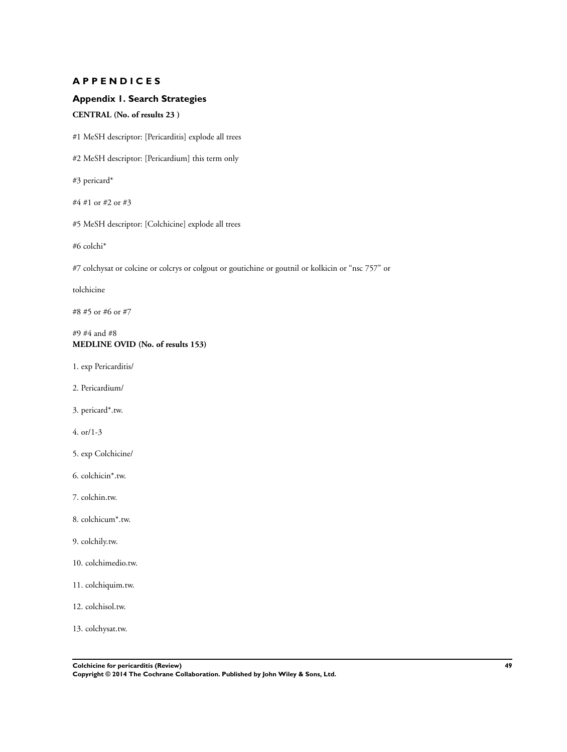# APPENDICES

## Appendix 1. Search Strategies

**CENTRAL (No. of results 23 )**

#1 MeSH descriptor: [Pericarditis] explode all trees

#2 MeSH descriptor: [Pericardium] this term only

#3 pericard*

#4 #1 or #2 or #3

#5 MeSH descriptor: [Colchicine] explode all trees

#6 colchi*

#7 colchysat or colcine or colcrys or colgout or goutichine or goutnil or kolkicin or “nsc 757” or

tolchicine

#8 #5 or #6 or #7

#9 #4 and #8

**MEDLINE OVID (No. of results 153)**

1. exp Pericarditis/

2. Pericardium/

3. pericard*.tw.

4. or/1-3

5. exp Colchicine/

6. colchicin*.tw.

7. colchin.tw.

8. colchicum*.tw.

9. colchily.tw.

10. colchimedio.tw.

11. colchiquim.tw.

12. colchisol.tw.

13. colchysat.tw.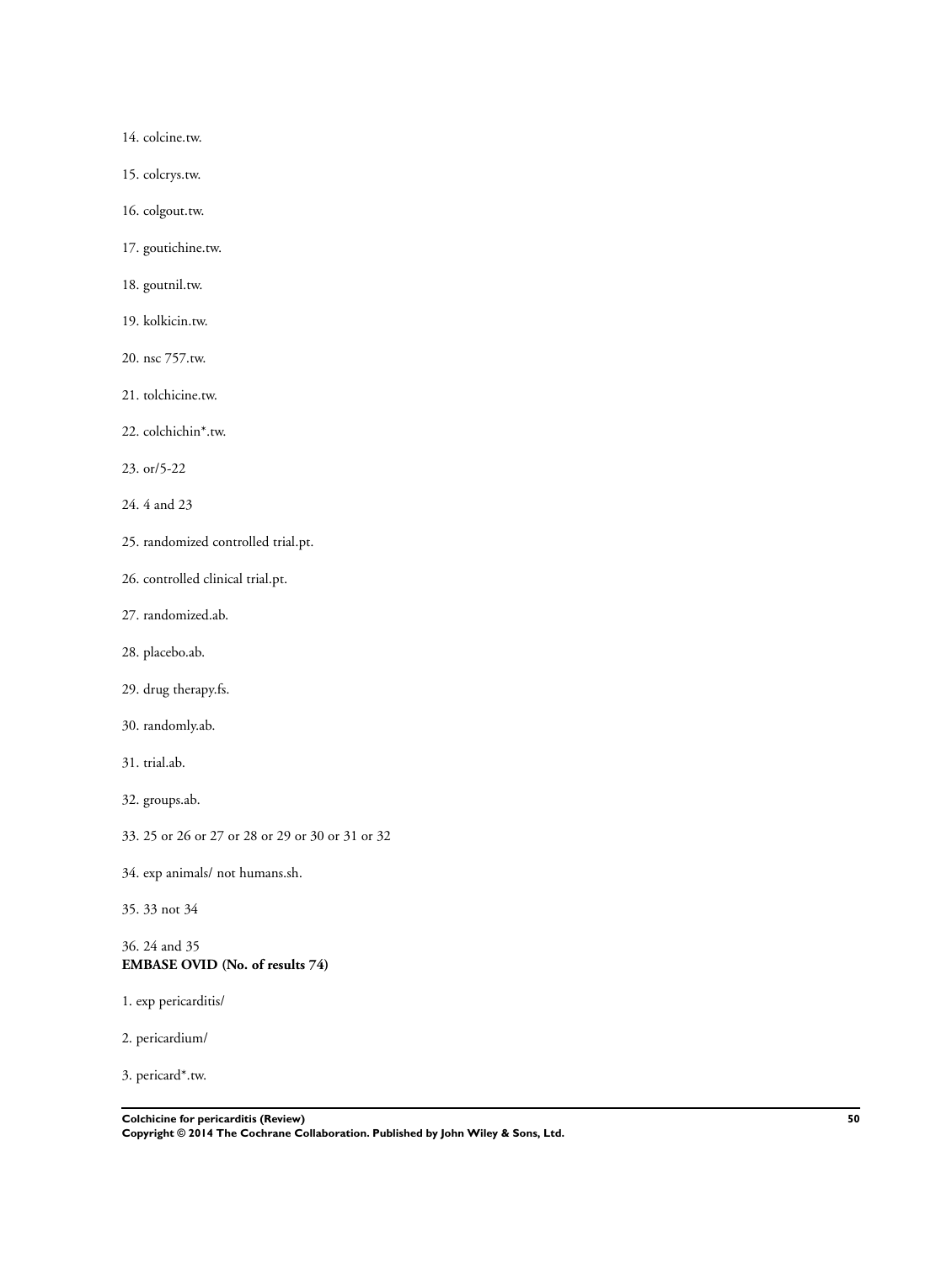14. colcine.tw.

15. colcrys.tw.

16. colgout.tw.

17. goutichine.tw.

18. goutnil.tw.

19. kolkicin.tw.

20. nsc 757.tw.

21. tolchicine.tw.

22. colchichin*.tw.

23. or/5-22

24. 4 and 23

25. randomized controlled trial.pt.

26. controlled clinical trial.pt.

27. randomized.ab.

28. placebo.ab.

29. drug therapy.fs.

30. randomly.ab.

31. trial.ab.

32. groups.ab.

33. 25 or 26 or 27 or 28 or 29 or 30 or 31 or 32

34. exp animals/ not humans.sh.

35. 33 not 34

36. 24 and 35

**EMBASE OVID (No. of results 74)**

1. exp pericarditis/

2. pericardium/

3. pericard*.tw.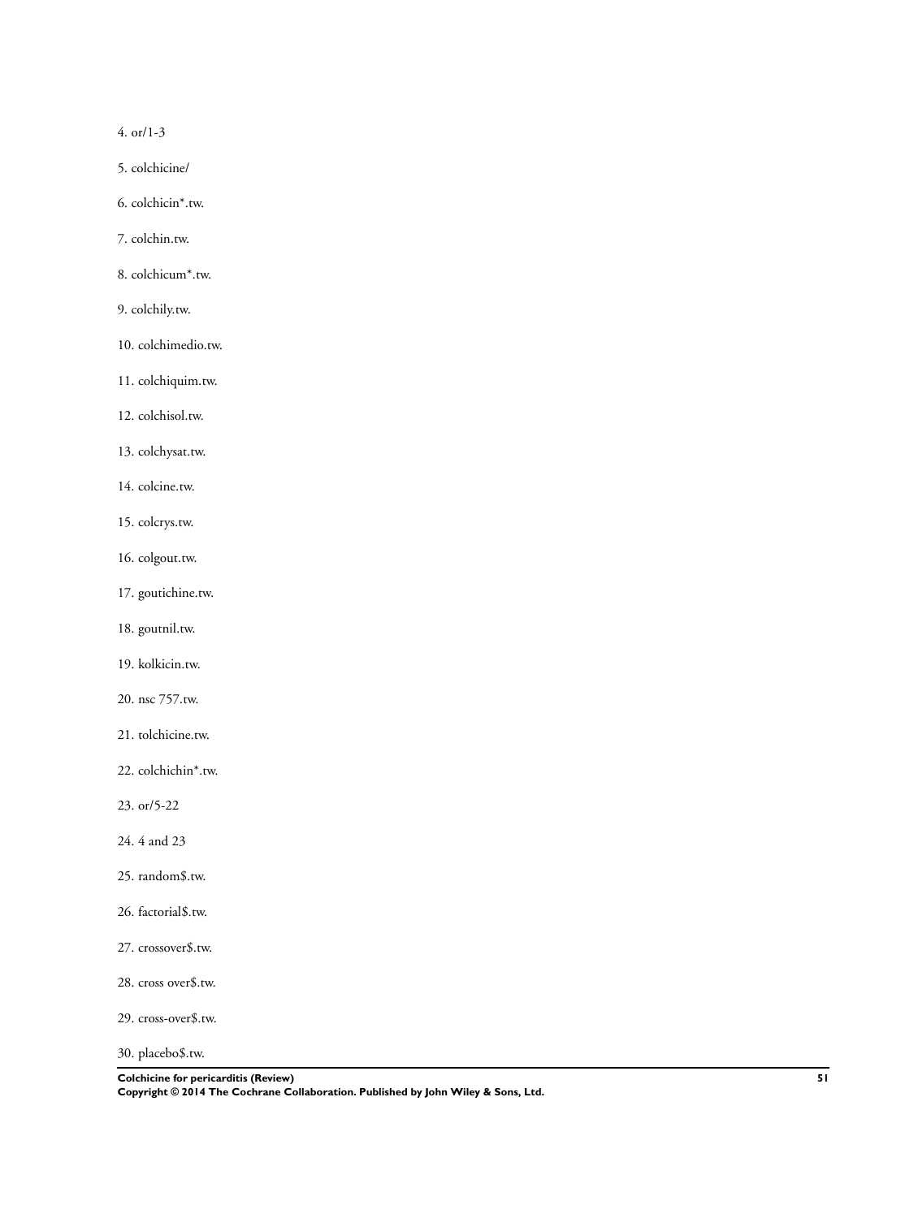4. or/1-3

5. colchicine/

6. colchicin*.tw.

7. colchin.tw.

8. colchicum*.tw.

9. colchily.tw.

10. colchimedio.tw.

11. colchiquim.tw.

12. colchisol.tw.

13. colchysat.tw.

14. colcine.tw.

15. colcrys.tw.

16. colgout.tw.

17. goutichine.tw.

18. goutnil.tw.

19. kolkicin.tw.

20. nsc 757.tw.

21. tolchicine.tw.

22. colchichin*.tw.

23. or/5-22

24. 4 and 23

25. random$.tw.

26. factorial$.tw.

27. crossover$.tw.

28. cross over$.tw.

29. cross-over$.tw.

30. placebo$.tw.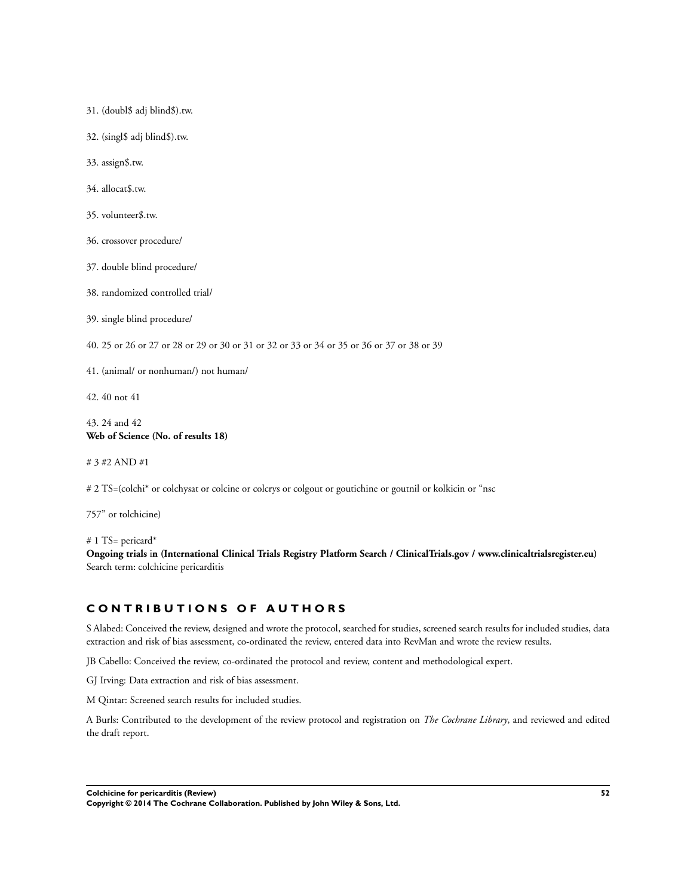31. (doubl$ adj blind$).tw.

32. (singl$ adj blind$).tw.

33. assign$.tw.

34. allocat$.tw.

35. volunteer$.tw.

36. crossover procedure/

37. double blind procedure/

38. randomized controlled trial/

39. single blind procedure/

40. 25 or 26 or 27 or 28 or 29 or 30 or 31 or 32 or 33 or 34 or 35 or 36 or 37 or 38 or 39

41. (animal/ or nonhuman/) not human/

42. 40 not 41

43. 24 and 42

**Web of Science (No. of results 18)**

# 3 #2 AND #1

# 2 TS=(colchi* or colchysat or colcine or colcrys or colgout or goutichine or goutnil or kolkicin or "nsc 757" or tolchicine)

# 1 TS= pericard*

**Ongoing trials in (International Clinical Trials Registry Platform Search / ClinicalTrials.gov / www.clinicaltrialsregister.eu)**

Search term: colchicine pericarditis

## CONTRIBUTIONS OF AUTHORS

S Alabed: Conceived the review, designed and wrote the protocol, searched for studies, screened search results for included studies, data extraction and risk of bias assessment, co-ordinated the review, entered data into RevMan and wrote the review results.

JB Cabello: Conceived the review, co-ordinated the protocol and review, content and methodological expert.

GJ Irving: Data extraction and risk of bias assessment.

M Qintar: Screened search results for included studies.

A Burls: Contributed to the development of the review protocol and registration on *The Cochrane Library*, and reviewed and edited the draft report.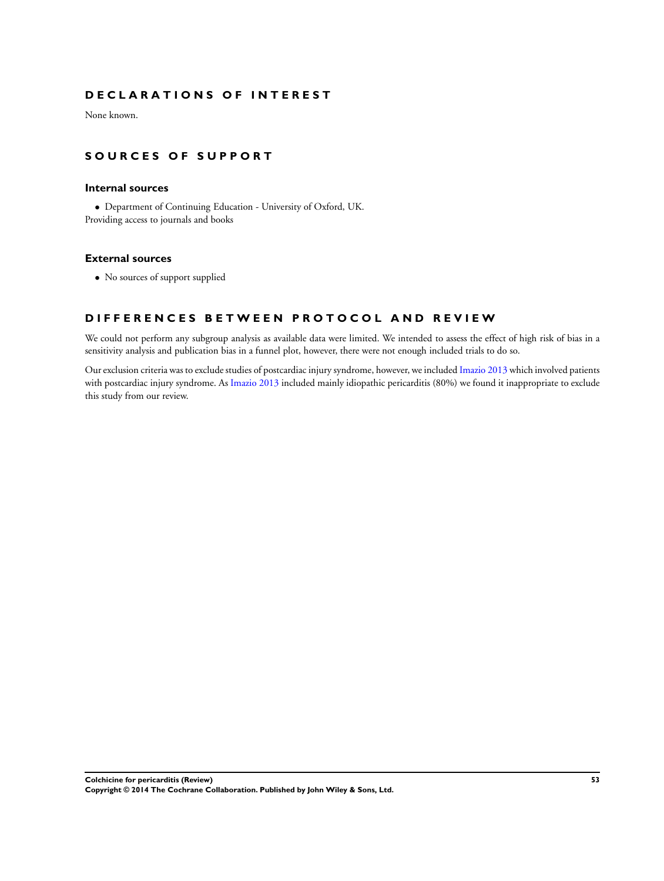## DECLARATIONS OF INTEREST

None known.

## SOURCES OF SUPPORT

### Internal sources

- Department of Continuing Education - University of Oxford, UK.

Providing access to journals and books

### External sources

- No sources of support supplied

## DIFFERENCES BETWEEN PROTOCOL AND REVIEW

We could not perform any subgroup analysis as available data were limited. We intended to assess the effect of high risk of bias in a sensitivity analysis and publication bias in a funnel plot, however, there were not enough included trials to do so.

Our exclusion criteria was to exclude studies of postcardiac injury syndrome, however, we included Imazio 2013 which involved patients with postcardiac injury syndrome. As Imazio 2013 included mainly idiopathic pericarditis (80%) we found it inappropriate to exclude this study from our review.